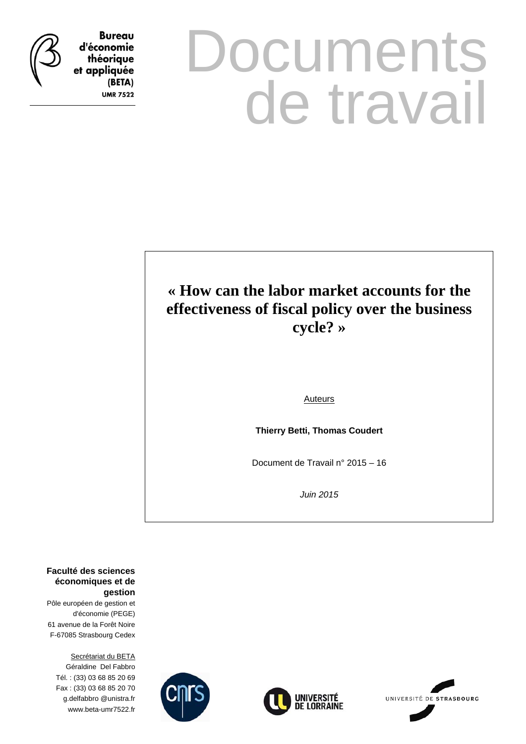Bureau d'économie théorique et appliquée (BETA)

UMR 7522

# Documents de travail

## « How can the labor market accounts for the effectiveness of fiscal policy over the business cycle? »

Auteurs

**Thierry Betti, Thomas Coudert**

Document de Travail n° 2015 – 16

*Juin 2015*

**Faculté des sciences économiques et de gestion**

Pôle européen de gestion et d'économie (PEGE)
61 avenue de la Forêt Noire
F-67085 Strasbourg Cedex

Secrétariat du BETA
Géraldine Del Fabbro
Tél. : (33) 03 68 85 20 69
Fax : (33) 03 68 85 20 70
g.delfabbro @unistra.fr
www.beta-umr7522.fr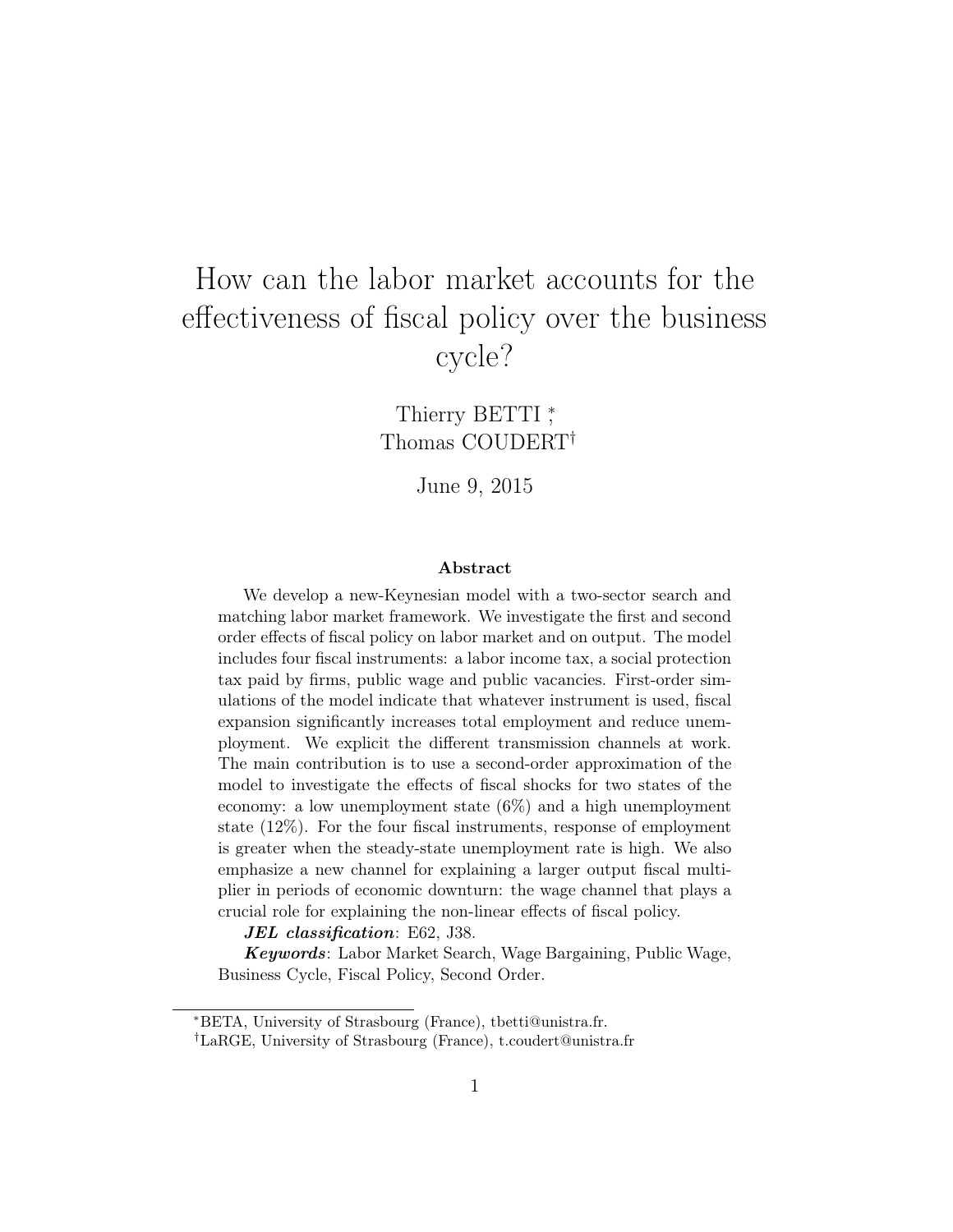# How can the labor market accounts for the effectiveness of fiscal policy over the business cycle?

Thierry BETTI [*], Thomas COUDERT [†]

June 9, 2015

### Abstract

We develop a new-Keynesian model with a two-sector search and matching labor market framework. We investigate the first and second order effects of fiscal policy on labor market and on output. The model includes four fiscal instruments: a labor income tax, a social protection tax paid by firms, public wage and public vacancies. First-order simulations of the model indicate that whatever instrument is used, fiscal expansion significantly increases total employment and reduce unemployment. We explicit the different transmission channels at work. The main contribution is to use a second-order approximation of the model to investigate the effects of fiscal shocks for two states of the economy: a low unemployment state (6%) and a high unemployment state (12%). For the four fiscal instruments, response of employment is greater when the steady-state unemployment rate is high. We also emphasize a new channel for explaining a larger output fiscal multiplier in periods of economic downturn: the wage channel that plays a crucial role for explaining the non-linear effects of fiscal policy.

***JEL classification***: E62, J38.

***Keywords***: Labor Market Search, Wage Bargaining, Public Wage, Business Cycle, Fiscal Policy, Second Order.

---

[*] BETA, University of Strasbourg (France), tbetti@unistra.fr.

[†] LaRGE, University of Strasbourg (France), t.coudert@unistra.fr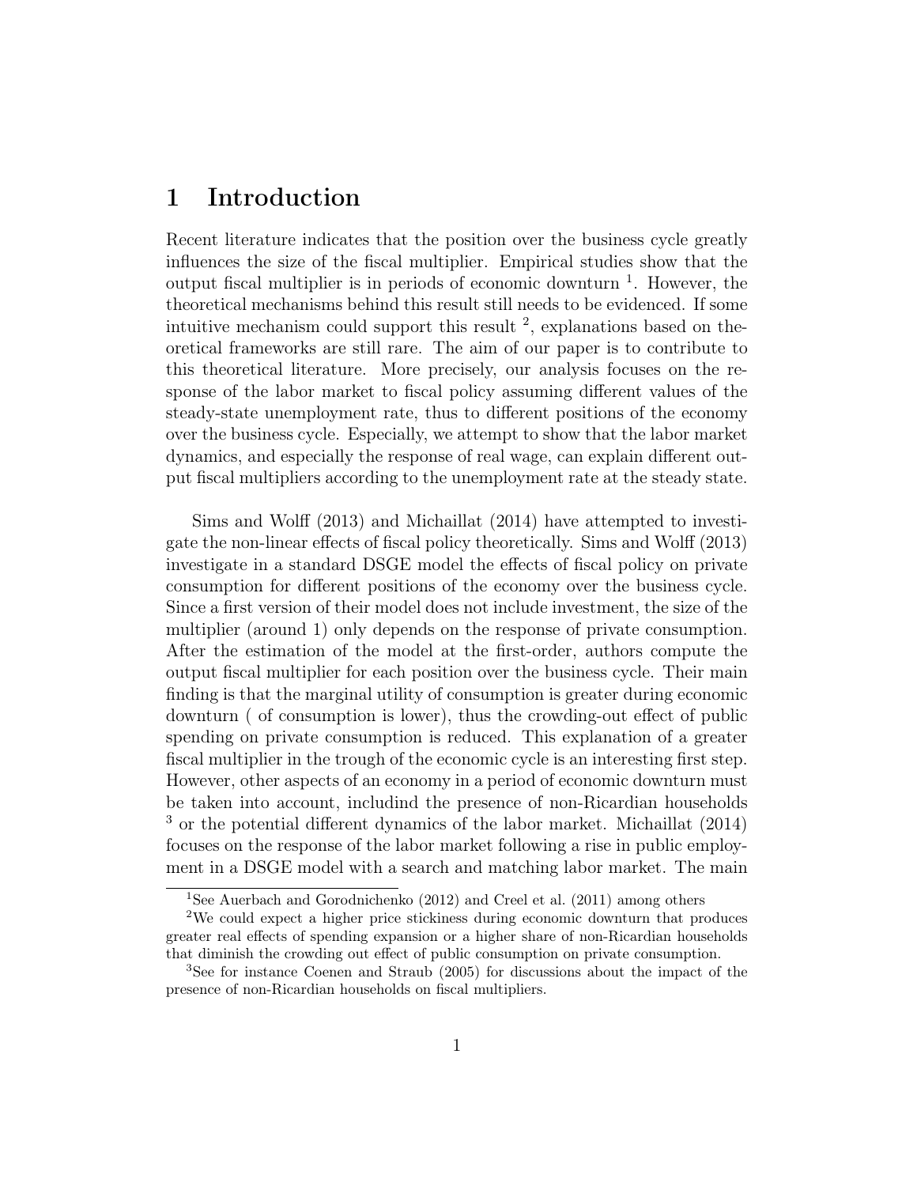# 1 Introduction

Recent literature indicates that the position over the business cycle greatly influences the size of the fiscal multiplier. Empirical studies show that the output fiscal multiplier is in periods of economic downturn [1]. However, the theoretical mechanisms behind this result still needs to be evidenced. If some intuitive mechanism could support this result [2], explanations based on theoretical frameworks are still rare. The aim of our paper is to contribute to this theoretical literature. More precisely, our analysis focuses on the response of the labor market to fiscal policy assuming different values of the steady-state unemployment rate, thus to different positions of the economy over the business cycle. Especially, we attempt to show that the labor market dynamics, and especially the response of real wage, can explain different output fiscal multipliers according to the unemployment rate at the steady state.

Sims and Wolff (2013) and Michaillat (2014) have attempted to investigate the non-linear effects of fiscal policy theoretically. Sims and Wolff (2013) investigate in a standard DSGE model the effects of fiscal policy on private consumption for different positions of the economy over the business cycle. Since a first version of their model does not include investment, the size of the multiplier (around 1) only depends on the response of private consumption. After the estimation of the model at the first-order, authors compute the output fiscal multiplier for each position over the business cycle. Their main finding is that the marginal utility of consumption is greater during economic downturn ( of consumption is lower), thus the crowding-out effect of public spending on private consumption is reduced. This explanation of a greater fiscal multiplier in the trough of the economic cycle is an interesting first step. However, other aspects of an economy in a period of economic downturn must be taken into account, includind the presence of non-Ricardian households [3] or the potential different dynamics of the labor market. Michaillat (2014) focuses on the response of the labor market following a rise in public employment in a DSGE model with a search and matching labor market. The main

[1] See Auerbach and Gorodnichenko (2012) and Creel et al. (2011) among others

[2] We could expect a higher price stickiness during economic downturn that produces greater real effects of spending expansion or a higher share of non-Ricardian households that diminish the crowding out effect of public consumption on private consumption.

[3] See for instance Coenen and Straub (2005) for discussions about the impact of the presence of non-Ricardian households on fiscal multipliers.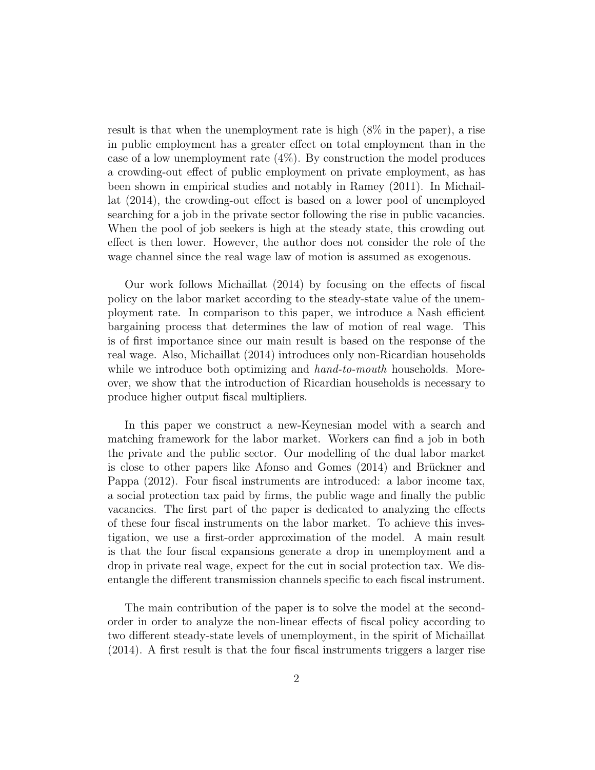result is that when the unemployment rate is high (8% in the paper), a rise in public employment has a greater effect on total employment than in the case of a low unemployment rate (4%). By construction the model produces a crowding-out effect of public employment on private employment, as has been shown in empirical studies and notably in Ramey (2011). In Michaillat (2014), the crowding-out effect is based on a lower pool of unemployed searching for a job in the private sector following the rise in public vacancies. When the pool of job seekers is high at the steady state, this crowding out effect is then lower. However, the author does not consider the role of the wage channel since the real wage law of motion is assumed as exogenous.

Our work follows Michaillat (2014) by focusing on the effects of fiscal policy on the labor market according to the steady-state value of the unemployment rate. In comparison to this paper, we introduce a Nash efficient bargaining process that determines the law of motion of real wage. This is of first importance since our main result is based on the response of the real wage. Also, Michaillat (2014) introduces only non-Ricardian households while we introduce both optimizing and *hand-to-mouth* households. Moreover, we show that the introduction of Ricardian households is necessary to produce higher output fiscal multipliers.

In this paper we construct a new-Keynesian model with a search and matching framework for the labor market. Workers can find a job in both the private and the public sector. Our modelling of the dual labor market is close to other papers like Afonso and Gomes (2014) and Brückner and Pappa (2012). Four fiscal instruments are introduced: a labor income tax, a social protection tax paid by firms, the public wage and finally the public vacancies. The first part of the paper is dedicated to analyzing the effects of these four fiscal instruments on the labor market. To achieve this investigation, we use a first-order approximation of the model. A main result is that the four fiscal expansions generate a drop in unemployment and a drop in private real wage, expect for the cut in social protection tax. We disentangle the different transmission channels specific to each fiscal instrument.

The main contribution of the paper is to solve the model at the second-order in order to analyze the non-linear effects of fiscal policy according to two different steady-state levels of unemployment, in the spirit of Michaillat (2014). A first result is that the four fiscal instruments triggers a larger rise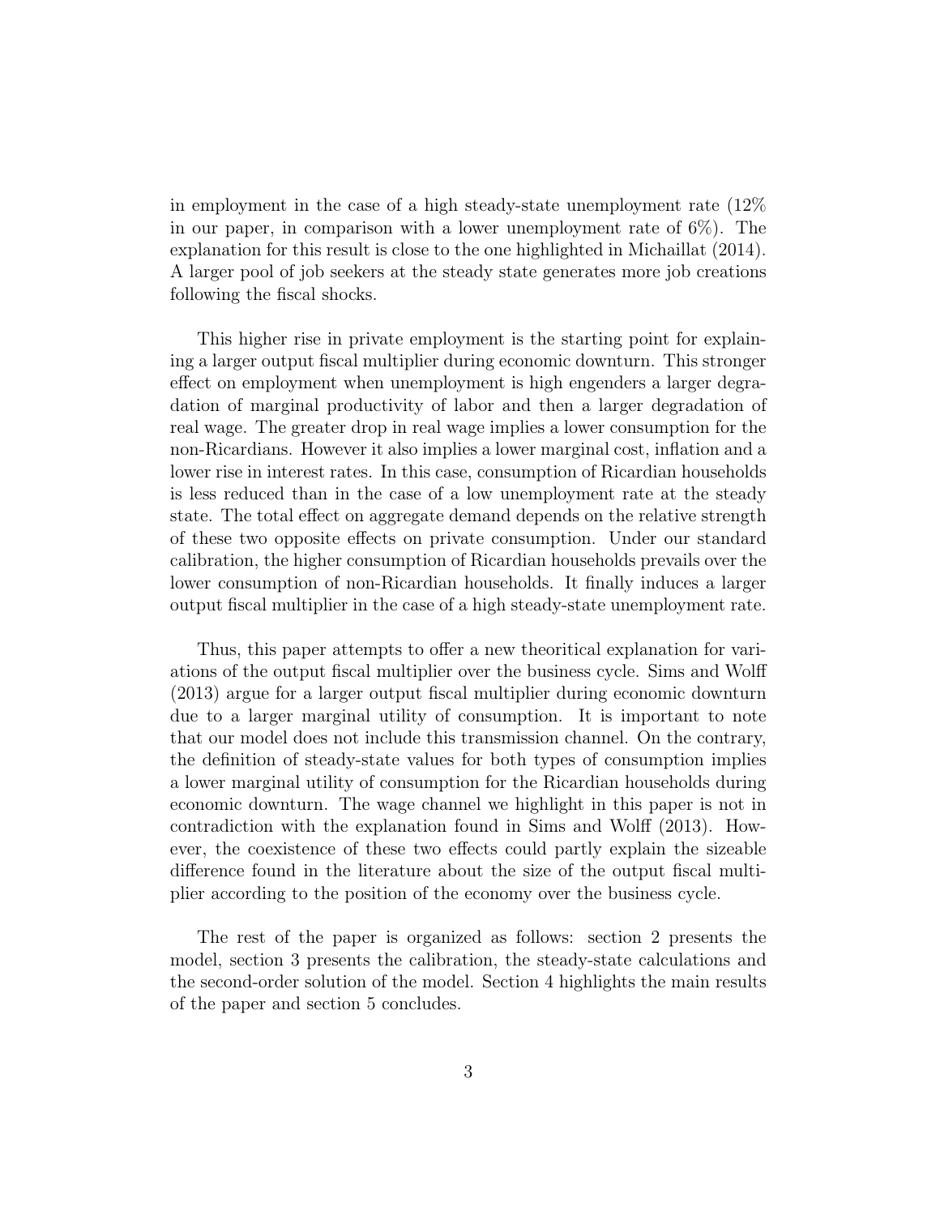in employment in the case of a high steady-state unemployment rate (12% in our paper, in comparison with a lower unemployment rate of 6%). The explanation for this result is close to the one highlighted in Michaillat (2014). A larger pool of job seekers at the steady state generates more job creations following the fiscal shocks.

This higher rise in private employment is the starting point for explaining a larger output fiscal multiplier during economic downturn. This stronger effect on employment when unemployment is high engenders a larger degradation of marginal productivity of labor and then a larger degradation of real wage. The greater drop in real wage implies a lower consumption for the non-Ricardians. However it also implies a lower marginal cost, inflation and a lower rise in interest rates. In this case, consumption of Ricardian households is less reduced than in the case of a low unemployment rate at the steady state. The total effect on aggregate demand depends on the relative strength of these two opposite effects on private consumption. Under our standard calibration, the higher consumption of Ricardian households prevails over the lower consumption of non-Ricardian households. It finally induces a larger output fiscal multiplier in the case of a high steady-state unemployment rate.

Thus, this paper attempts to offer a new theoritical explanation for variations of the output fiscal multiplier over the business cycle. Sims and Wolff (2013) argue for a larger output fiscal multiplier during economic downturn due to a larger marginal utility of consumption. It is important to note that our model does not include this transmission channel. On the contrary, the definition of steady-state values for both types of consumption implies a lower marginal utility of consumption for the Ricardian households during economic downturn. The wage channel we highlight in this paper is not in contradiction with the explanation found in Sims and Wolff (2013). However, the coexistence of these two effects could partly explain the sizeable difference found in the literature about the size of the output fiscal multiplier according to the position of the economy over the business cycle.

The rest of the paper is organized as follows: section 2 presents the model, section 3 presents the calibration, the steady-state calculations and the second-order solution of the model. Section 4 highlights the main results of the paper and section 5 concludes.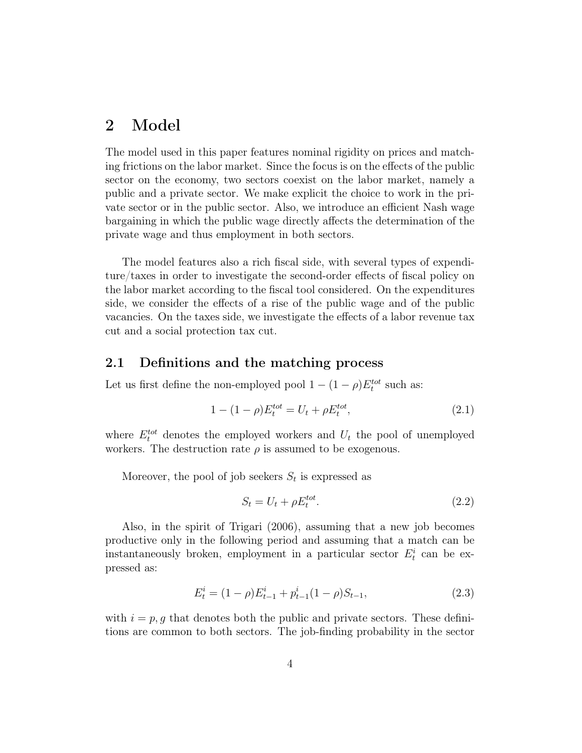## 2 Model

The model used in this paper features nominal rigidity on prices and matching frictions on the labor market. Since the focus is on the effects of the public sector on the economy, two sectors coexist on the labor market, namely a public and a private sector. We make explicit the choice to work in the private sector or in the public sector. Also, we introduce an efficient Nash wage bargaining in which the public wage directly affects the determination of the private wage and thus employment in both sectors.

The model features also a rich fiscal side, with several types of expenditure/taxes in order to investigate the second-order effects of fiscal policy on the labor market according to the fiscal tool considered. On the expenditures side, we consider the effects of a rise of the public wage and of the public vacancies. On the taxes side, we investigate the effects of a labor revenue tax cut and a social protection tax cut.

### 2.1 Definitions and the matching process

Let us first define the non-employed pool $1-(1-\rho)E_t^{tot}$ such as:

$$1-(1-\rho)E_t^{tot} = U_t + \rho E_t^{tot}, \tag{2.1}$$

where $E_t^{tot}$ denotes the employed workers and $U_t$ the pool of unemployed workers. The destruction rate $\rho$ is assumed to be exogenous.

Moreover, the pool of job seekers $S_t$ is expressed as

$$S_t = U_t + \rho E_t^{tot}. \tag{2.2}$$

Also, in the spirit of Trigari (2006), assuming that a new job becomes productive only in the following period and assuming that a match can be instantaneously broken, employment in a particular sector $E_t^i$ can be expressed as:

$$E_t^i = (1-\rho)E_{t-1}^i + p_{t-1}^i(1-\rho)S_{t-1}, \tag{2.3}$$

with $i = p, g$ that denotes both the public and private sectors. These definitions are common to both sectors. The job-finding probability in the sector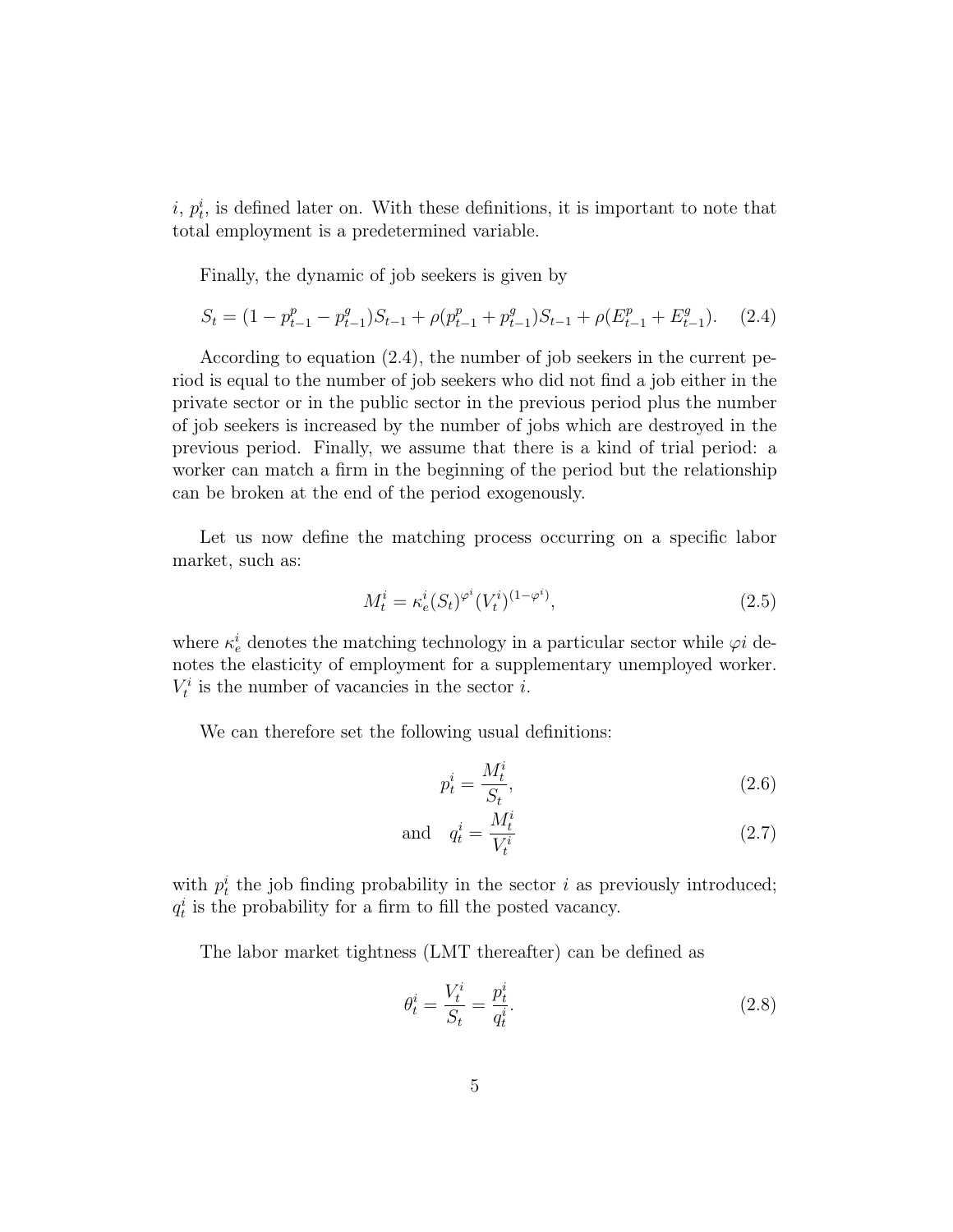$i$, $p_t^i$, is defined later on. With these definitions, it is important to note that total employment is a predetermined variable.

Finally, the dynamic of job seekers is given by

$$S_t = (1 - p_{t-1}^p - p_{t-1}^g)S_{t-1} + \rho(p_{t-1}^p + p_{t-1}^g)S_{t-1} + \rho(E_{t-1}^p + E_{t-1}^g). \quad (2.4)$$

According to equation (2.4), the number of job seekers in the current period is equal to the number of job seekers who did not find a job either in the private sector or in the public sector in the previous period plus the number of job seekers is increased by the number of jobs which are destroyed in the previous period. Finally, we assume that there is a kind of trial period: a worker can match a firm in the beginning of the period but the relationship can be broken at the end of the period exogenously.

Let us now define the matching process occurring on a specific labor market, such as:

$$M_t^i = \kappa_e^i (S_t)^{\varphi^i} (V_t^i)^{(1-\varphi^i)}, \quad (2.5)$$

where $\kappa_e^i$ denotes the matching technology in a particular sector while $\varphi i$ denotes the elasticity of employment for a supplementary unemployed worker. $V_t^i$ is the number of vacancies in the sector $i$.

We can therefore set the following usual definitions:

$$p_t^i = \frac{M_t^i}{S_t}, \quad (2.6)$$

$$\text{and} \quad q_t^i = \frac{M_t^i}{V_t^i} \quad (2.7)$$

with $p_t^i$ the job finding probability in the sector $i$ as previously introduced; $q_t^i$ is the probability for a firm to fill the posted vacancy.

The labor market tightness (LMT thereafter) can be defined as

$$\theta_t^i = \frac{V_t^i}{S_t} = \frac{p_t^i}{q_t^i}. \quad (2.8)$$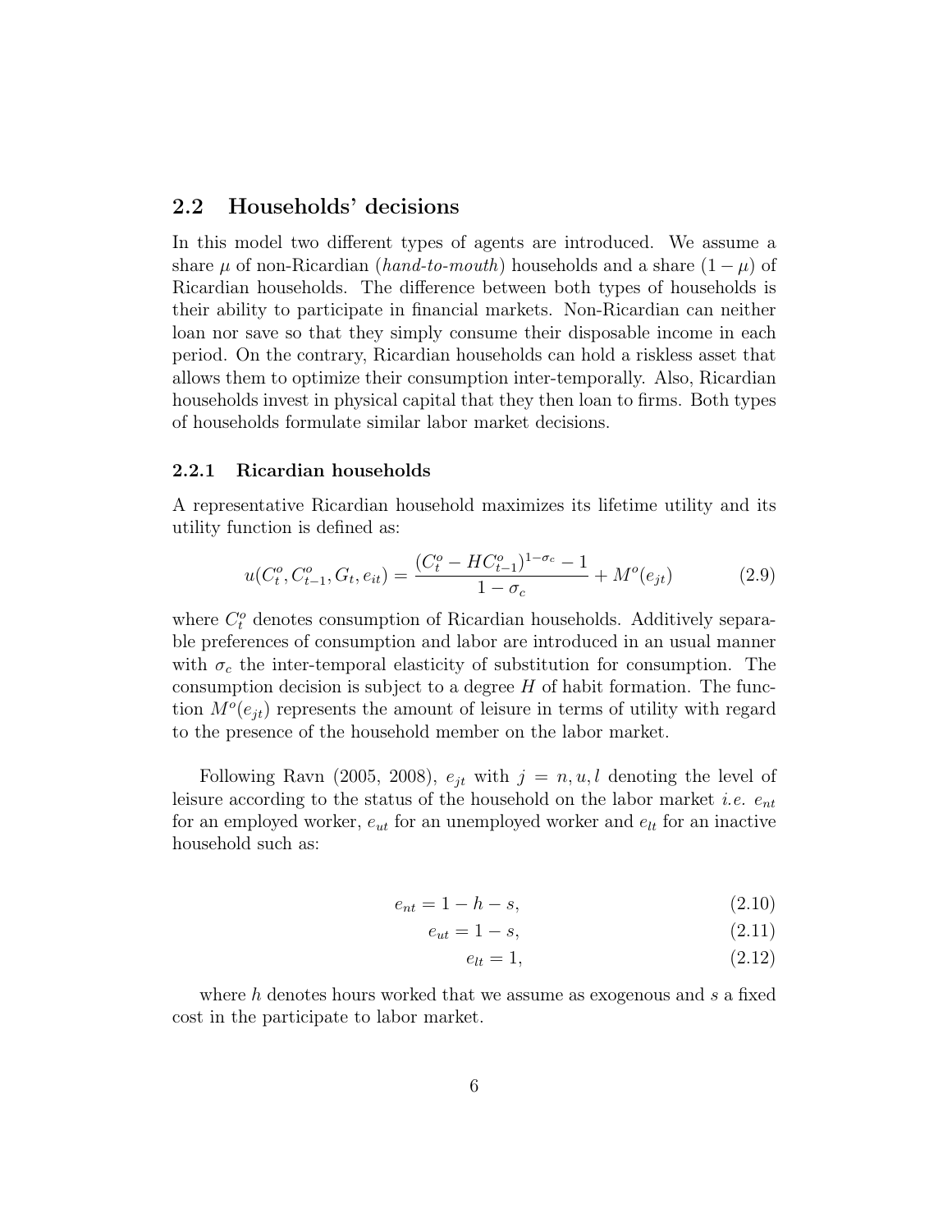## 2.2 Households' decisions

In this model two different types of agents are introduced. We assume a share $\mu$ of non-Ricardian (*hand-to-mouth*) households and a share $(1-\mu)$ of Ricardian households. The difference between both types of households is their ability to participate in financial markets. Non-Ricardian can neither loan nor save so that they simply consume their disposable income in each period. On the contrary, Ricardian households can hold a riskless asset that allows them to optimize their consumption inter-temporally. Also, Ricardian households invest in physical capital that they then loan to firms. Both types of households formulate similar labor market decisions.

### 2.2.1 Ricardian households

A representative Ricardian household maximizes its lifetime utility and its utility function is defined as:

$$u(C_t^o, C_{t-1}^o, G_t, e_{it}) = \frac{(C_t^o - HC_{t-1}^o)^{1-\sigma_c} - 1}{1-\sigma_c} + M^o(e_{jt}) \tag{2.9}$$

where $C_t^o$ denotes consumption of Ricardian households. Additively separable preferences of consumption and labor are introduced in an usual manner with $\sigma_c$ the inter-temporal elasticity of substitution for consumption. The consumption decision is subject to a degree $H$ of habit formation. The function $M^o(e_{jt})$ represents the amount of leisure in terms of utility with regard to the presence of the household member on the labor market.

Following Ravn (2005, 2008), $e_{jt}$ with $j = n, u, l$ denoting the level of leisure according to the status of the household on the labor market *i.e.* $e_{nt}$ for an employed worker, $e_{ut}$ for an unemployed worker and $e_{lt}$ for an inactive household such as:

$$e_{nt} = 1 - h - s, \tag{2.10}$$

$$e_{ut} = 1 - s, \tag{2.11}$$

$$e_{lt} = 1, \tag{2.12}$$

where $h$ denotes hours worked that we assume as exogenous and $s$ a fixed cost in the participate to labor market.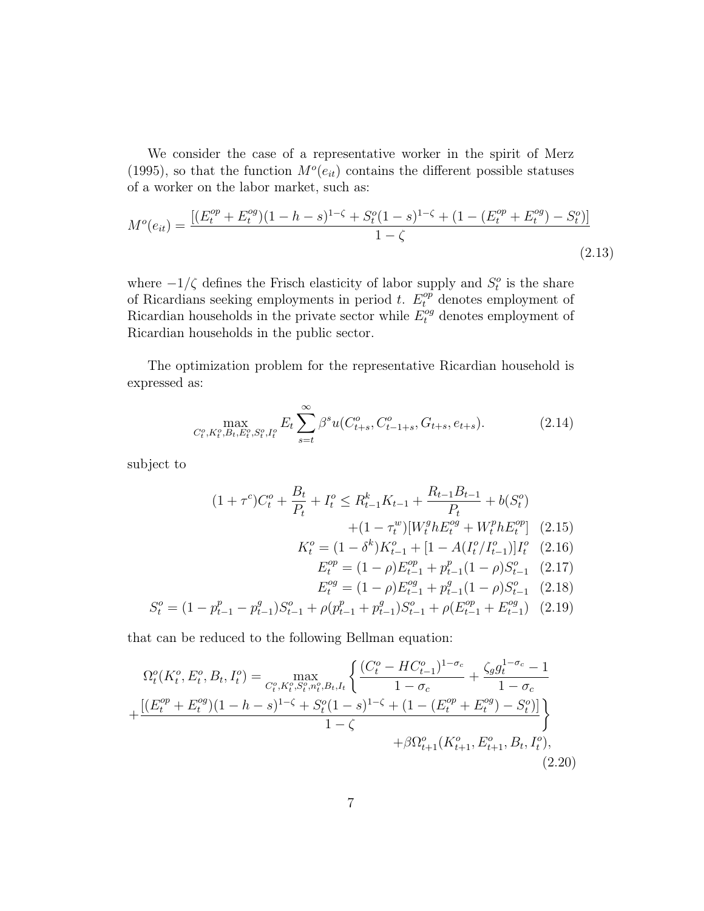We consider the case of a representative worker in the spirit of Merz (1995), so that the function $M^o(e_{it})$ contains the different possible statuses of a worker on the labor market, such as:

$$M^o(e_{it}) = \frac{[(E_t^{op} + E_t^{og})(1-h-s)^{1-\zeta} + S_t^o(1-s)^{1-\zeta} + (1-(E_t^{op}+E_t^{og}) - S_t^o)]}{1-\zeta} \tag{2.13}$$

where $-1/\zeta$ defines the Frisch elasticity of labor supply and $S_t^o$ is the share of Ricardians seeking employments in period $t$. $E_t^{op}$ denotes employment of Ricardian households in the private sector while $E_t^{og}$ denotes employment of Ricardian households in the public sector.

The optimization problem for the representative Ricardian household is expressed as:

$$\max_{C_t^o, K_t^o, B_t, E_t^o, S_t^o, I_t^o} E_t \sum_{s=t}^{\infty} \beta^s u(C_{t+s}^o, C_{t-1+s}^o, G_{t+s}, e_{t+s}). \tag{2.14}$$

subject to

$$(1+\tau^c)C_t^o + \frac{B_t}{P_t} + I_t^o \leq R_{t-1}^k K_{t-1} + \frac{R_{t-1}B_{t-1}}{P_t} + b(S_t^o) + (1-\tau_t^w)[W_t^g h E_t^{og} + W_t^p h E_t^{op}] \tag{2.15}$$

$$K_t^o = (1-\delta^k)K_{t-1}^o + [1 - A(I_t^o/I_{t-1}^o)]I_t^o \tag{2.16}$$

$$E_t^{op} = (1-\rho)E_{t-1}^{op} + p_{t-1}^p(1-\rho)S_{t-1}^o \tag{2.17}$$

$$E_t^{og} = (1-\rho)E_{t-1}^{og} + p_{t-1}^g(1-\rho)S_{t-1}^o \tag{2.18}$$

$$S_t^o = (1-p_{t-1}^p - p_{t-1}^g)S_{t-1}^o + \rho(p_{t-1}^p + p_{t-1}^g)S_{t-1}^o + \rho(E_{t-1}^{op} + E_{t-1}^{og}) \tag{2.19}$$

that can be reduced to the following Bellman equation:

$$\Omega_t^o(K_t^o, E_t^o, B_t, I_t^o) = \max_{C_t^o, K_t^o, S_t^o, n_t^o, B_t, I_t} \left\{ \frac{(C_t^o - HC_{t-1}^o)^{1-\sigma_c}}{1-\sigma_c} + \frac{\zeta_g g_t^{1-\sigma_c} - 1}{1-\sigma_c} + \frac{[(E_t^{op}+E_t^{og})(1-h-s)^{1-\zeta} + S_t^o(1-s)^{1-\zeta} + (1-(E_t^{op}+E_t^{og}) - S_t^o)]}{1-\zeta} \right\} + \beta\Omega_{t+1}^o(K_{t+1}^o, E_{t+1}^o, B_t, I_t^o), \tag{2.20}$$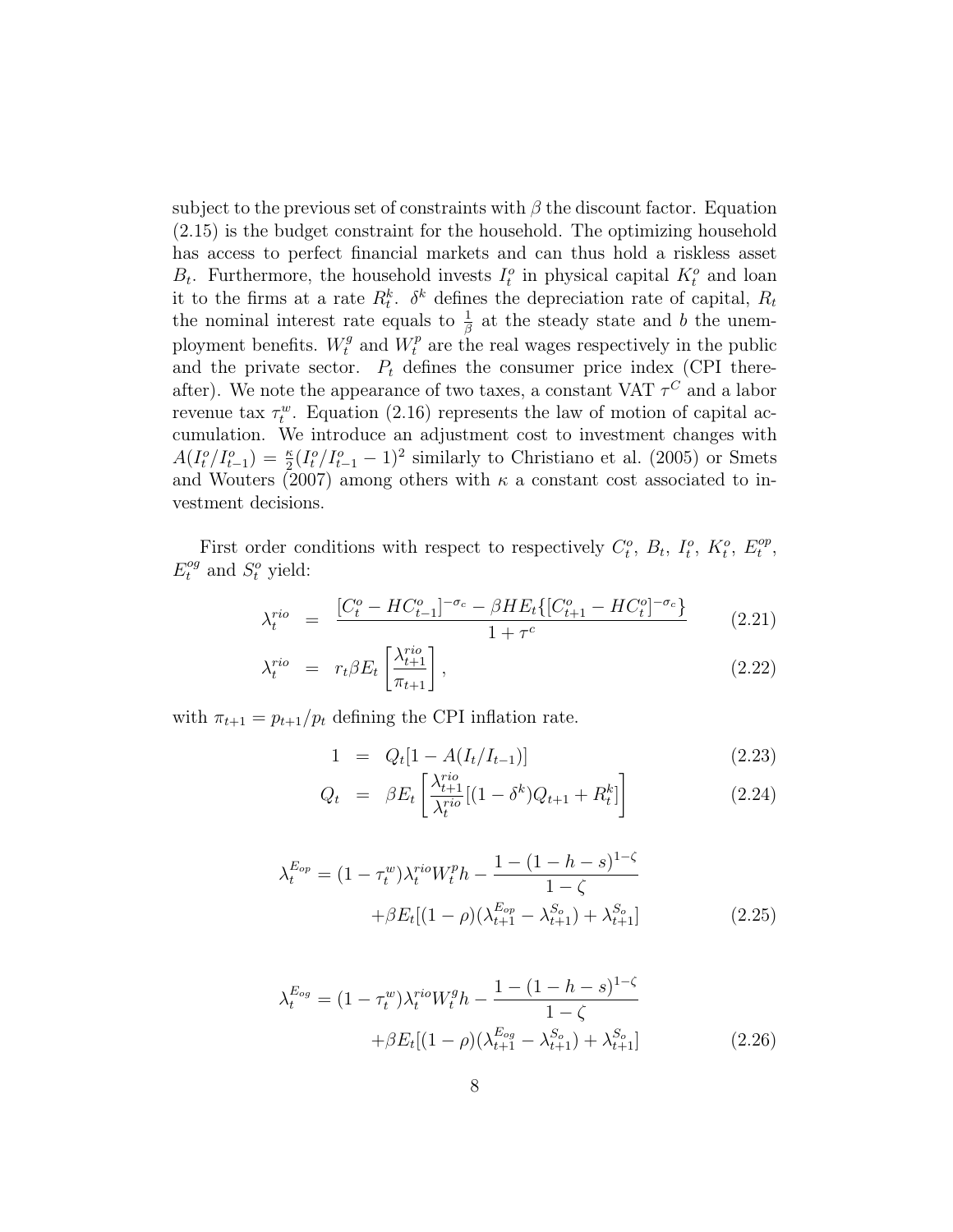subject to the previous set of constraints with $\beta$ the discount factor. Equation (2.15) is the budget constraint for the household. The optimizing household has access to perfect financial markets and can thus hold a riskless asset $B_t$. Furthermore, the household invests $I_t^o$ in physical capital $K_t^o$ and loan it to the firms at a rate $R_t^k$. $\delta^k$ defines the depreciation rate of capital, $R_t$ the nominal interest rate equals to $\frac{1}{\beta}$ at the steady state and $b$ the unemployment benefits. $W_t^g$ and $W_t^p$ are the real wages respectively in the public and the private sector. $P_t$ defines the consumer price index (CPI thereafter). We note the appearance of two taxes, a constant VAT $\tau^C$ and a labor revenue tax $\tau_t^w$. Equation (2.16) represents the law of motion of capital accumulation. We introduce an adjustment cost to investment changes with $A(I_t^o/I_{t-1}^o) = \frac{\kappa}{2}(I_t^o/I_{t-1}^o - 1)^2$ similarly to Christiano et al. (2005) or Smets and Wouters (2007) among others with $\kappa$ a constant cost associated to investment decisions.

First order conditions with respect to respectively $C_t^o$, $B_t$, $I_t^o$, $K_t^o$, $E_t^{op}$, $E_t^{og}$ and $S_t^o$ yield:

$$\lambda_t^{rio} = \frac{[C_t^o - HC_{t-1}^o]^{-\sigma_c} - \beta H E_t\{[C_{t+1}^o - HC_t^o]^{-\sigma_c}\}}{1+\tau^c} \tag{2.21}$$

$$\lambda_t^{rio} = r_t \beta E_t\left[\frac{\lambda_{t+1}^{rio}}{\pi_{t+1}}\right], \tag{2.22}$$

with $\pi_{t+1} = p_{t+1}/p_t$ defining the CPI inflation rate.

$$1 = Q_t[1 - A(I_t/I_{t-1})] \tag{2.23}$$

$$Q_t = \beta E_t\left[\frac{\lambda_{t+1}^{rio}}{\lambda_t^{rio}}[(1-\delta^k)Q_{t+1} + R_t^k]\right] \tag{2.24}$$

$$\lambda_t^{E_{op}} = (1-\tau_t^w)\lambda_t^{rio} W_t^p h - \frac{1-(1-h-s)^{1-\zeta}}{1-\zeta} + \beta E_t[(1-\rho)(\lambda_{t+1}^{E_{op}} - \lambda_{t+1}^{S_o}) + \lambda_{t+1}^{S_o}] \tag{2.25}$$

$$\lambda_t^{E_{og}} = (1-\tau_t^w)\lambda_t^{rio} W_t^g h - \frac{1-(1-h-s)^{1-\zeta}}{1-\zeta} + \beta E_t[(1-\rho)(\lambda_{t+1}^{E_{og}} - \lambda_{t+1}^{S_o}) + \lambda_{t+1}^{S_o}] \tag{2.26}$$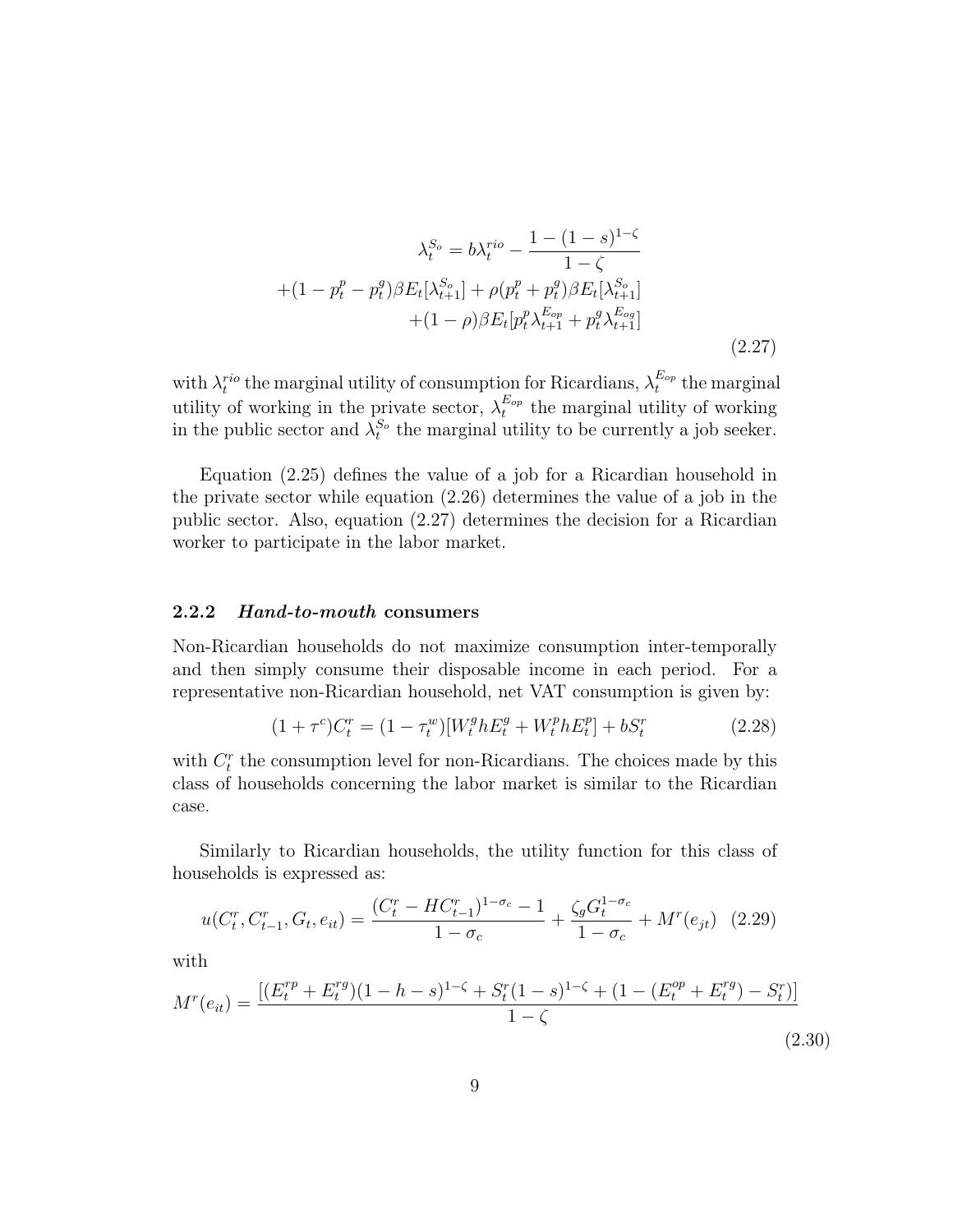$$
\begin{aligned}
\lambda_t^{S_o} = b\lambda_t^{rio} - \frac{1-(1-s)^{1-\zeta}}{1-\zeta} \\
+(1-p_t^p - p_t^g)\beta E_t[\lambda_{t+1}^{S_o}] + \rho(p_t^p + p_t^g)\beta E_t[\lambda_{t+1}^{S_o}] \\
+(1-\rho)\beta E_t[p_t^p \lambda_{t+1}^{E_{op}} + p_t^g \lambda_{t+1}^{E_{og}}]
\end{aligned}
\tag{2.27}
$$

with $\lambda_t^{rio}$ the marginal utility of consumption for Ricardians, $\lambda_t^{E_{op}}$ the marginal utility of working in the private sector, $\lambda_t^{E_{op}}$ the marginal utility of working in the public sector and $\lambda_t^{S_o}$ the marginal utility to be currently a job seeker.

Equation (2.25) defines the value of a job for a Ricardian household in the private sector while equation (2.26) determines the value of a job in the public sector. Also, equation (2.27) determines the decision for a Ricardian worker to participate in the labor market.

### 2.2.2 *Hand-to-mouth* consumers

Non-Ricardian households do not maximize consumption inter-temporally and then simply consume their disposable income in each period. For a representative non-Ricardian household, net VAT consumption is given by:

$$
(1+\tau^c)C_t^r = (1-\tau_t^w)[W_t^g h E_t^g + W_t^p h E_t^p] + bS_t^r \tag{2.28}
$$

with $C_t^r$ the consumption level for non-Ricardians. The choices made by this class of households concerning the labor market is similar to the Ricardian case.

Similarly to Ricardian households, the utility function for this class of households is expressed as:

$$
u(C_t^r, C_{t-1}^r, G_t, e_{it}) = \frac{(C_t^r - HC_{t-1}^r)^{1-\sigma_c} - 1}{1-\sigma_c} + \frac{\zeta_g G_t^{1-\sigma_c}}{1-\sigma_c} + M^r(e_{jt}) \tag{2.29}
$$

with

$$
M^r(e_{it}) = \frac{[(E_t^{rp} + E_t^{rg})(1-h-s)^{1-\zeta} + S_t^r(1-s)^{1-\zeta} + (1-(E_t^{op} + E_t^{rg}) - S_t^r)]}{1-\zeta} \tag{2.30}
$$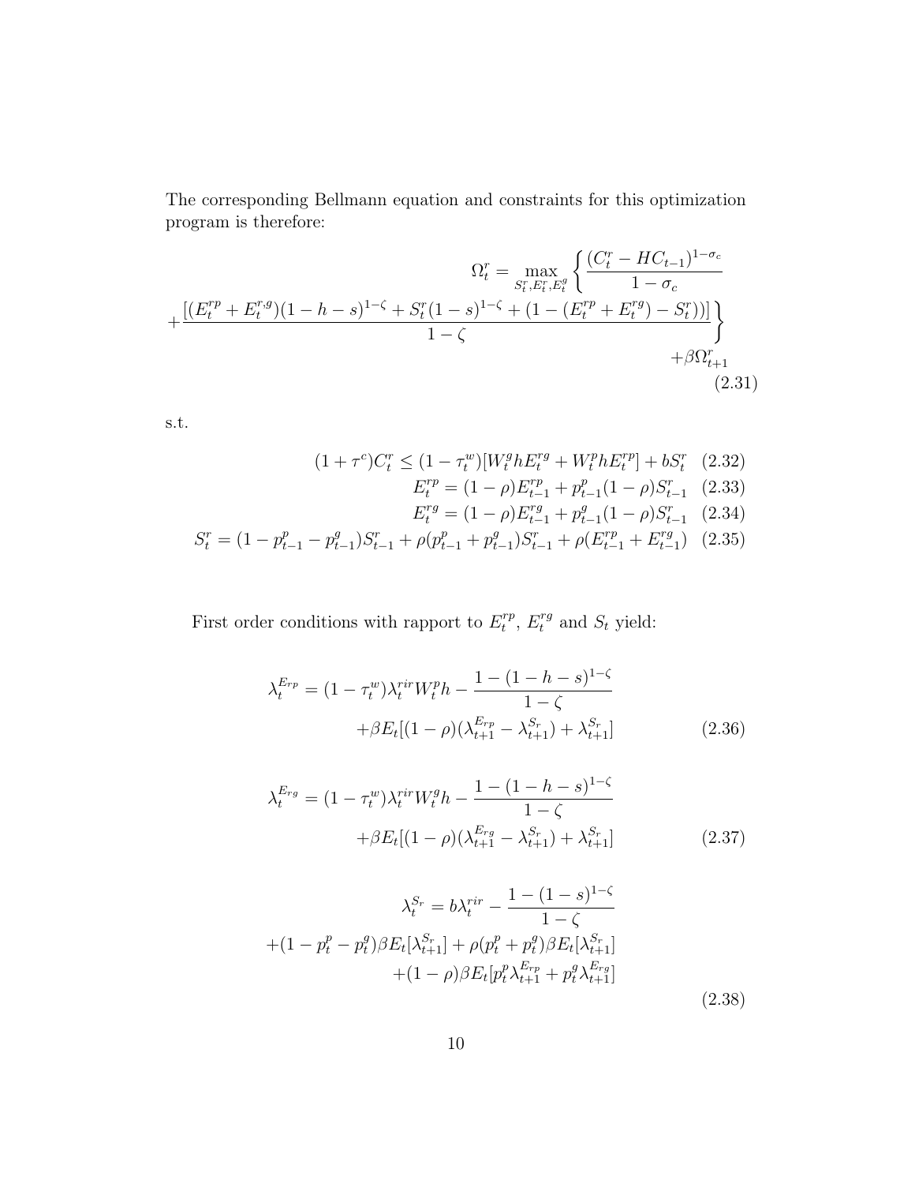The corresponding Bellmann equation and constraints for this optimization program is therefore:

$$\Omega_t^r = \max_{S_t^r, E_t^r, E_t^g} \left\{ \frac{(C_t^r - HC_{t-1})^{1-\sigma_c}}{1-\sigma_c} + \frac{[(E_t^{rp} + E_t^{r,g})(1-h-s)^{1-\zeta} + S_t^r(1-s)^{1-\zeta} + (1-(E_t^{rp}+E_t^{rg}) - S_t^r))]}{1-\zeta} \right\} + \beta\Omega_{t+1}^r \tag{2.31}$$

s.t.

$$(1+\tau^c)C_t^r \leq (1-\tau_t^w)[W_t^g h E_t^{rg} + W_t^p h E_t^{rp}] + bS_t^r \tag{2.32}$$

$$E_t^{rp} = (1-\rho)E_{t-1}^{rp} + p_{t-1}^p(1-\rho)S_{t-1}^r \tag{2.33}$$

$$E_t^{rg} = (1-\rho)E_{t-1}^{rg} + p_{t-1}^g(1-\rho)S_{t-1}^r \tag{2.34}$$

$$S_t^r = (1-p_{t-1}^p - p_{t-1}^g)S_{t-1}^r + \rho(p_{t-1}^p + p_{t-1}^g)S_{t-1}^r + \rho(E_{t-1}^{rp} + E_{t-1}^{rg}) \tag{2.35}$$

First order conditions with rapport to $E_t^{rp}$, $E_t^{rg}$ and $S_t$ yield:

$$\lambda_t^{E_{rp}} = (1-\tau_t^w)\lambda_t^{rir}W_t^p h - \frac{1-(1-h-s)^{1-\zeta}}{1-\zeta} + \beta E_t[(1-\rho)(\lambda_{t+1}^{E_{rp}} - \lambda_{t+1}^{S_r}) + \lambda_{t+1}^{S_r}] \tag{2.36}$$

$$\lambda_t^{E_{rg}} = (1-\tau_t^w)\lambda_t^{rir}W_t^g h - \frac{1-(1-h-s)^{1-\zeta}}{1-\zeta} + \beta E_t[(1-\rho)(\lambda_{t+1}^{E_{rg}} - \lambda_{t+1}^{S_r}) + \lambda_{t+1}^{S_r}] \tag{2.37}$$

$$\lambda_t^{S_r} = b\lambda_t^{rir} - \frac{1-(1-s)^{1-\zeta}}{1-\zeta} + (1-p_t^p - p_t^g)\beta E_t[\lambda_{t+1}^{S_r}] + \rho(p_t^p + p_t^g)\beta E_t[\lambda_{t+1}^{S_r}] + (1-\rho)\beta E_t[p_t^p \lambda_{t+1}^{E_{rp}} + p_t^g \lambda_{t+1}^{E_{rg}}] \tag{2.38}$$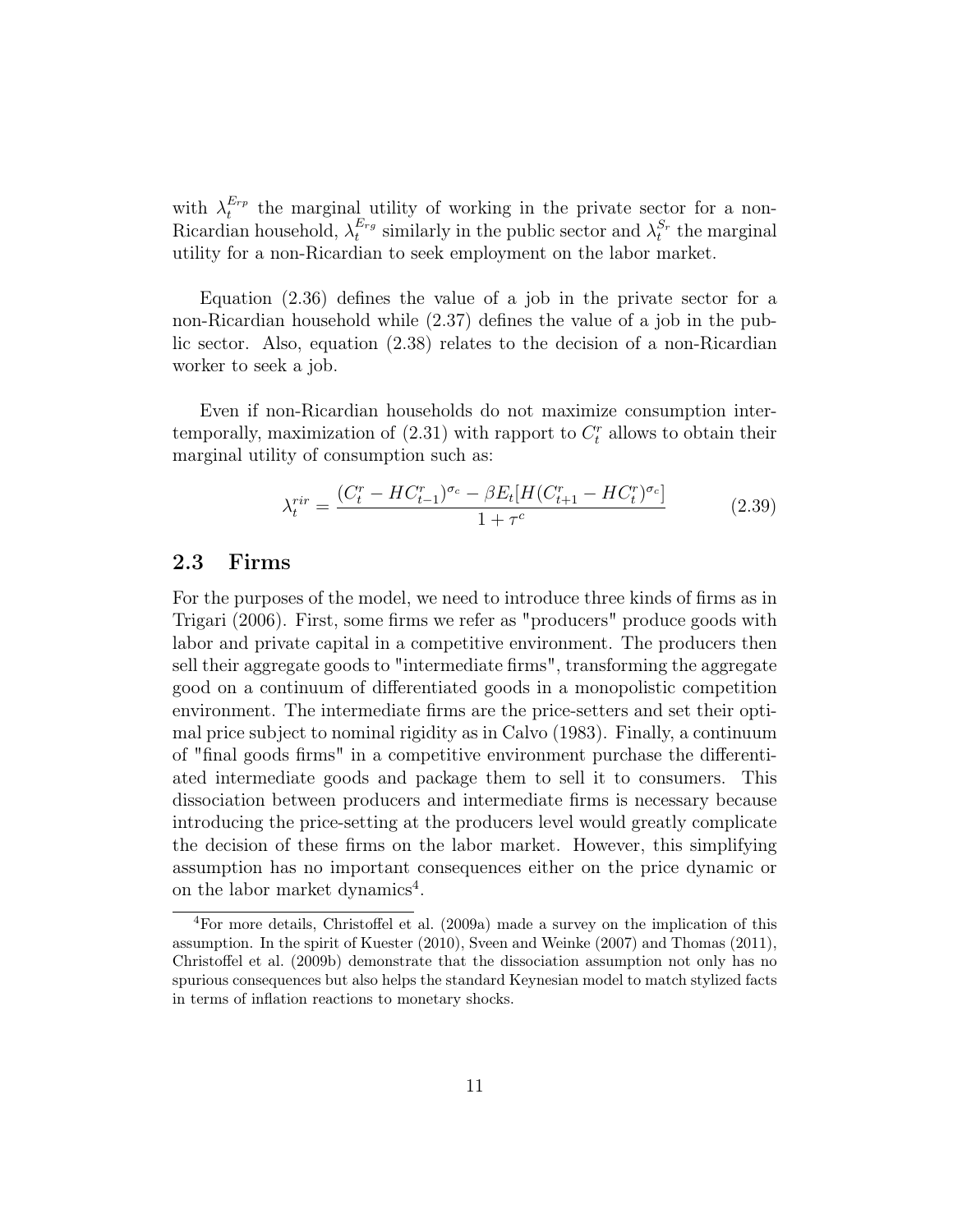with $\lambda_t^{E_{rp}}$ the marginal utility of working in the private sector for a non-Ricardian household, $\lambda_t^{E_{rg}}$ similarly in the public sector and $\lambda_t^{S_r}$ the marginal utility for a non-Ricardian to seek employment on the labor market.

Equation (2.36) defines the value of a job in the private sector for a non-Ricardian household while (2.37) defines the value of a job in the public sector. Also, equation (2.38) relates to the decision of a non-Ricardian worker to seek a job.

Even if non-Ricardian households do not maximize consumption intertemporally, maximization of (2.31) with rapport to $C_t^r$ allows to obtain their marginal utility of consumption such as:

$$\lambda_t^{rir} = \frac{(C_t^r - HC_{t-1}^r)^{\sigma_c} - \beta E_t[H(C_{t+1}^r - HC_t^r)^{\sigma_c}]}{1+\tau^c} \tag{2.39}$$

## 2.3 Firms

For the purposes of the model, we need to introduce three kinds of firms as in Trigari (2006). First, some firms we refer as "producers" produce goods with labor and private capital in a competitive environment. The producers then sell their aggregate goods to "intermediate firms", transforming the aggregate good on a continuum of differentiated goods in a monopolistic competition environment. The intermediate firms are the price-setters and set their optimal price subject to nominal rigidity as in Calvo (1983). Finally, a continuum of "final goods firms" in a competitive environment purchase the differentiated intermediate goods and package them to sell it to consumers. This dissociation between producers and intermediate firms is necessary because introducing the price-setting at the producers level would greatly complicate the decision of these firms on the labor market. However, this simplifying assumption has no important consequences either on the price dynamic or on the labor market dynamics[4].

[4]For more details, Christoffel et al. (2009a) made a survey on the implication of this assumption. In the spirit of Kuester (2010), Sveen and Weinke (2007) and Thomas (2011), Christoffel et al. (2009b) demonstrate that the dissociation assumption not only has no spurious consequences but also helps the standard Keynesian model to match stylized facts in terms of inflation reactions to monetary shocks.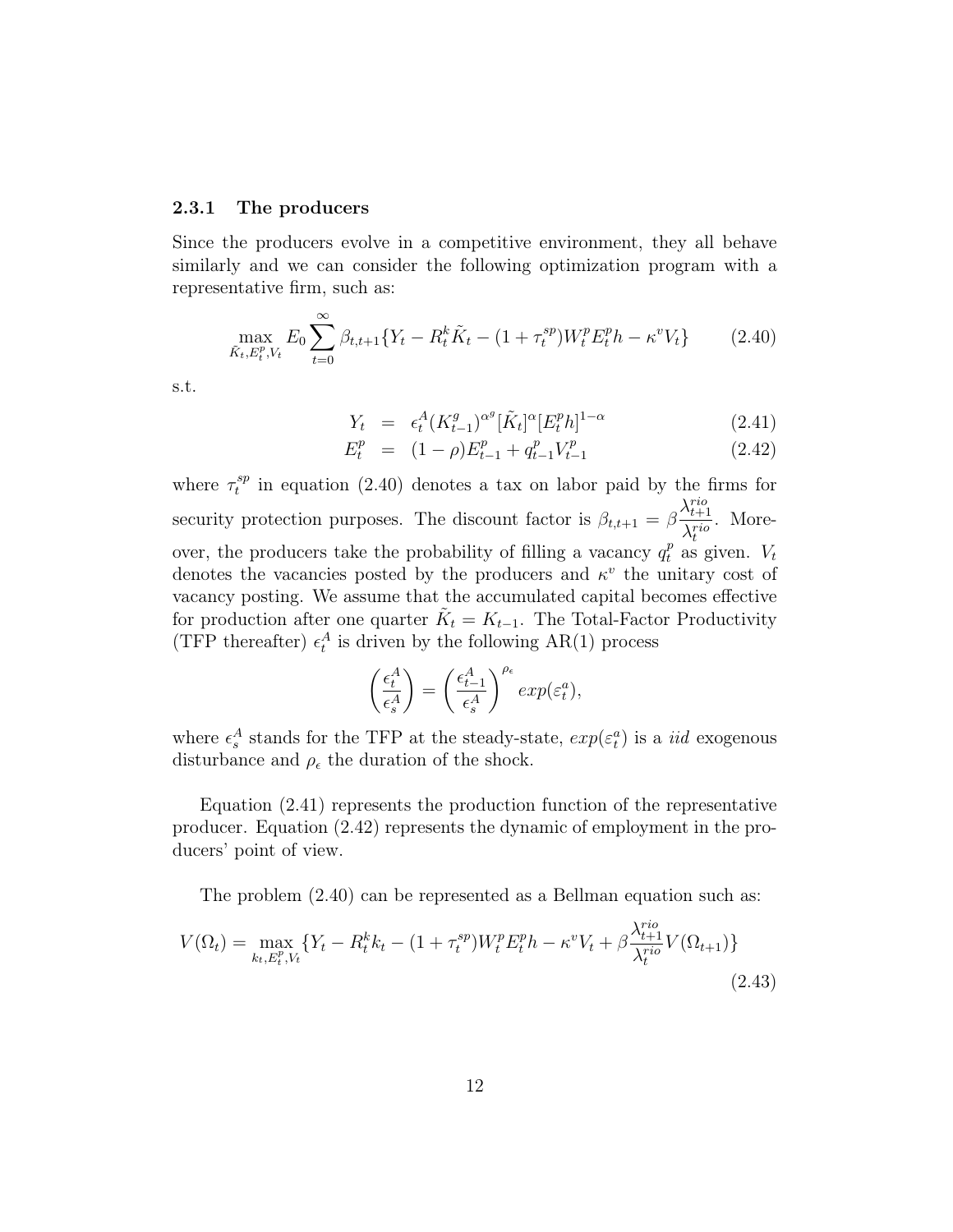### 2.3.1 The producers

Since the producers evolve in a competitive environment, they all behave similarly and we can consider the following optimization program with a representative firm, such as:

$$\max_{\tilde{K}_t, E_t^p, V_t} E_0 \sum_{t=0}^{\infty} \beta_{t,t+1} \{Y_t - R_t^k \tilde{K}_t - (1+\tau_t^{sp}) W_t^p E_t^p h - \kappa^v V_t\} \tag{2.40}$$

s.t.

$$Y_t = \epsilon_t^A (K_{t-1}^g)^{\alpha^g} [\tilde{K}_t]^{\alpha} [E_t^p h]^{1-\alpha} \tag{2.41}$$

$$E_t^p = (1-\rho) E_{t-1}^p + q_{t-1}^p V_{t-1}^p \tag{2.42}$$

where $\tau_t^{sp}$ in equation (2.40) denotes a tax on labor paid by the firms for security protection purposes. The discount factor is $\beta_{t,t+1} = \beta \frac{\lambda_{t+1}^{rio}}{\lambda_t^{rio}}$. Moreover, the producers take the probability of filling a vacancy $q_t^p$ as given. $V_t$ denotes the vacancies posted by the producers and $\kappa^v$ the unitary cost of vacancy posting. We assume that the accumulated capital becomes effective for production after one quarter $\tilde{K}_t = K_{t-1}$. The Total-Factor Productivity (TFP thereafter) $\epsilon_t^A$ is driven by the following AR(1) process

$$\left(\frac{\epsilon_t^A}{\epsilon_s^A}\right) = \left(\frac{\epsilon_{t-1}^A}{\epsilon_s^A}\right)^{\rho_\epsilon} exp(\varepsilon_t^a),$$

where $\epsilon_s^A$ stands for the TFP at the steady-state, $exp(\varepsilon_t^a)$ is a *iid* exogenous disturbance and $\rho_\epsilon$ the duration of the shock.

Equation (2.41) represents the production function of the representative producer. Equation (2.42) represents the dynamic of employment in the producers' point of view.

The problem (2.40) can be represented as a Bellman equation such as:

$$V(\Omega_t) = \max_{k_t, E_t^p, V_t} \{Y_t - R_t^k k_t - (1+\tau_t^{sp}) W_t^p E_t^p h - \kappa^v V_t + \beta \frac{\lambda_{t+1}^{rio}}{\lambda_t^{rio}} V(\Omega_{t+1})\} \tag{2.43}$$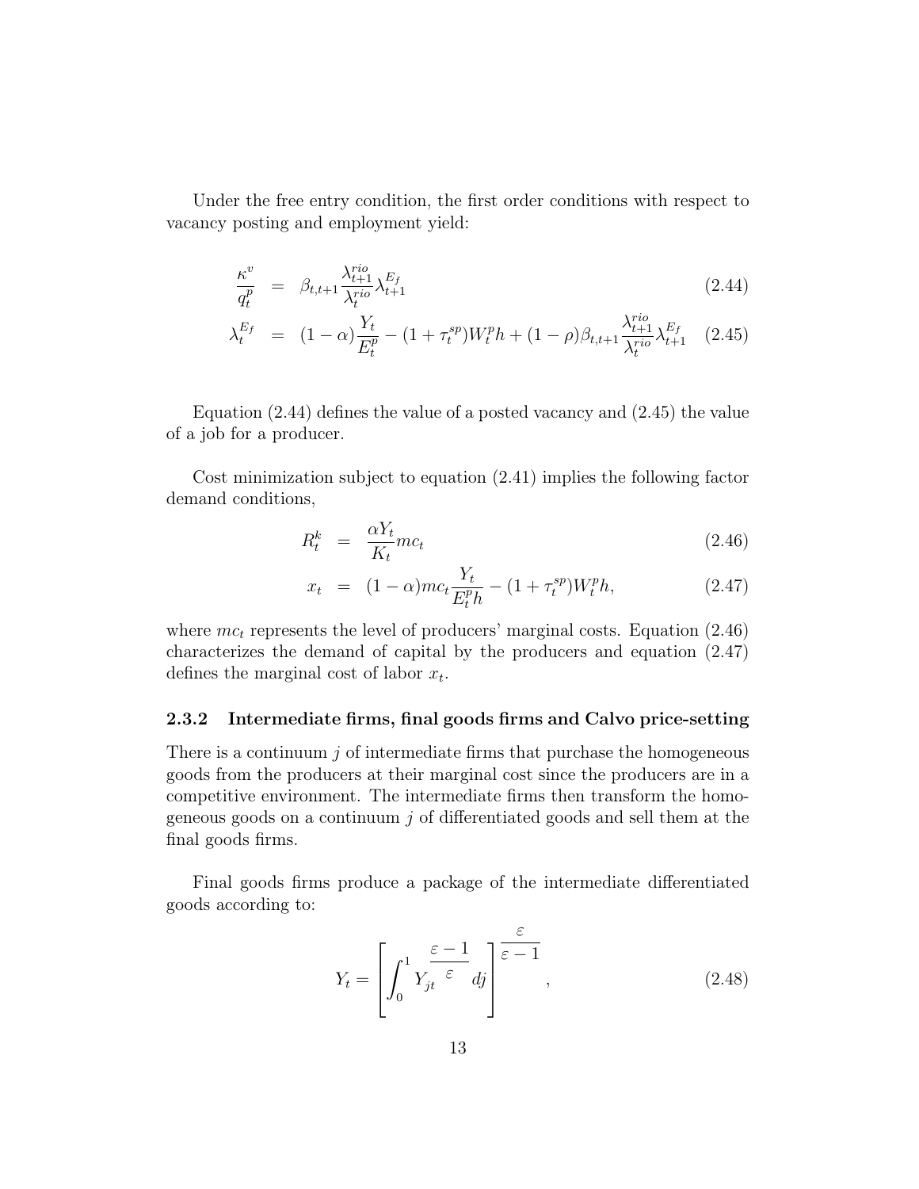Under the free entry condition, the first order conditions with respect to vacancy posting and employment yield:

$$\frac{\kappa^v}{q_t^p} = \beta_{t,t+1}\frac{\lambda_{t+1}^{rio}}{\lambda_t^{rio}}\lambda_{t+1}^{E_f} \tag{2.44}$$

$$\lambda_t^{E_f} = (1-\alpha)\frac{Y_t}{E_t^p} - (1+\tau_t^{sp})W_t^p h + (1-\rho)\beta_{t,t+1}\frac{\lambda_{t+1}^{rio}}{\lambda_t^{rio}}\lambda_{t+1}^{E_f} \tag{2.45}$$

Equation (2.44) defines the value of a posted vacancy and (2.45) the value of a job for a producer.

Cost minimization subject to equation (2.41) implies the following factor demand conditions,

$$R_t^k = \frac{\alpha Y_t}{K_t} mc_t \tag{2.46}$$

$$x_t = (1-\alpha) mc_t \frac{Y_t}{E_t^p h} - (1+\tau_t^{sp})W_t^p h, \tag{2.47}$$

where $mc_t$ represents the level of producers' marginal costs. Equation (2.46) characterizes the demand of capital by the producers and equation (2.47) defines the marginal cost of labor $x_t$.

### 2.3.2 Intermediate firms, final goods firms and Calvo price-setting

There is a continuum $j$ of intermediate firms that purchase the homogeneous goods from the producers at their marginal cost since the producers are in a competitive environment. The intermediate firms then transform the homogeneous goods on a continuum $j$ of differentiated goods and sell them at the final goods firms.

Final goods firms produce a package of the intermediate differentiated goods according to:

$$Y_t = \left[\int_0^1 Y_{jt}^{\frac{\varepsilon-1}{\varepsilon}} dj\right]^{\frac{\varepsilon}{\varepsilon-1}}, \tag{2.48}$$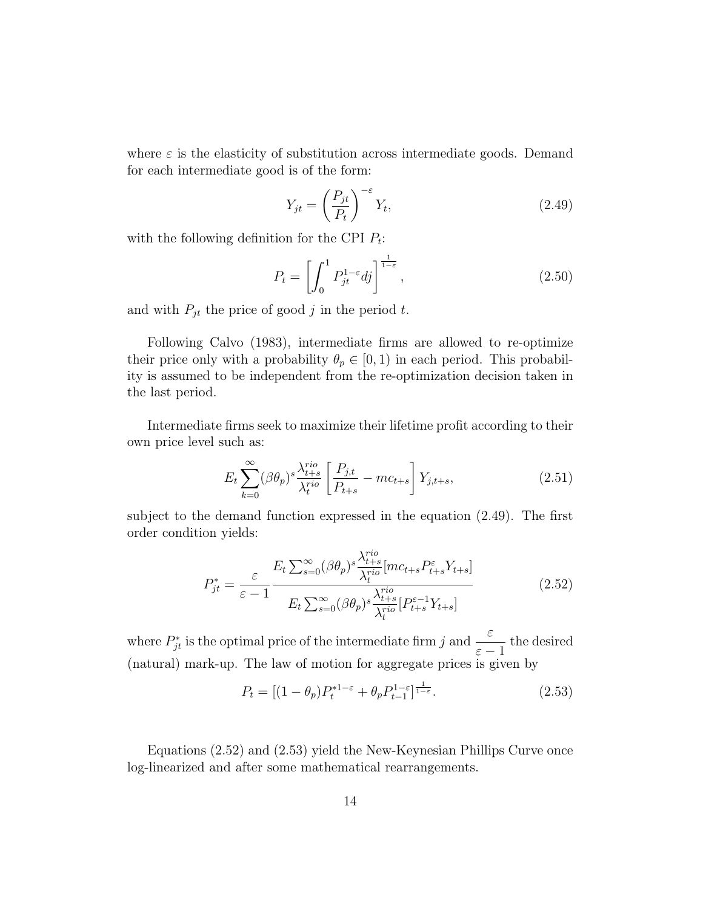where $\varepsilon$ is the elasticity of substitution across intermediate goods. Demand for each intermediate good is of the form:

$$Y_{jt} = \left(\frac{P_{jt}}{P_t}\right)^{-\varepsilon} Y_t, \tag{2.49}$$

with the following definition for the CPI $P_t$:

$$P_t = \left[\int_0^1 P_{jt}^{1-\varepsilon} dj\right]^{\frac{1}{1-\varepsilon}}, \tag{2.50}$$

and with $P_{jt}$ the price of good $j$ in the period $t$.

Following Calvo (1983), intermediate firms are allowed to re-optimize their price only with a probability $\theta_p \in [0, 1)$ in each period. This probability is assumed to be independent from the re-optimization decision taken in the last period.

Intermediate firms seek to maximize their lifetime profit according to their own price level such as:

$$E_t \sum_{k=0}^{\infty} (\beta\theta_p)^s \frac{\lambda_{t+s}^{rio}}{\lambda_t^{rio}} \left[\frac{P_{j,t}}{P_{t+s}} - mc_{t+s}\right] Y_{j,t+s}, \tag{2.51}$$

subject to the demand function expressed in the equation (2.49). The first order condition yields:

$$P_{jt}^{*} = \frac{\varepsilon}{\varepsilon - 1} \frac{E_t \sum_{s=0}^{\infty} (\beta\theta_p)^s \dfrac{\lambda_{t+s}^{rio}}{\lambda_t^{rio}} [mc_{t+s} P_{t+s}^{\varepsilon} Y_{t+s}]}{E_t \sum_{s=0}^{\infty} (\beta\theta_p)^s \dfrac{\lambda_{t+s}^{rio}}{\lambda_t^{rio}} [P_{t+s}^{\varepsilon-1} Y_{t+s}]} \tag{2.52}$$

where $P_{jt}^{*}$ is the optimal price of the intermediate firm $j$ and $\dfrac{\varepsilon}{\varepsilon - 1}$ the desired (natural) mark-up. The law of motion for aggregate prices is given by

$$P_t = [(1 - \theta_p) P_t^{*1-\varepsilon} + \theta_p P_{t-1}^{1-\varepsilon}]^{\frac{1}{1-\varepsilon}}. \tag{2.53}$$

Equations (2.52) and (2.53) yield the New-Keynesian Phillips Curve once log-linearized and after some mathematical rearrangements.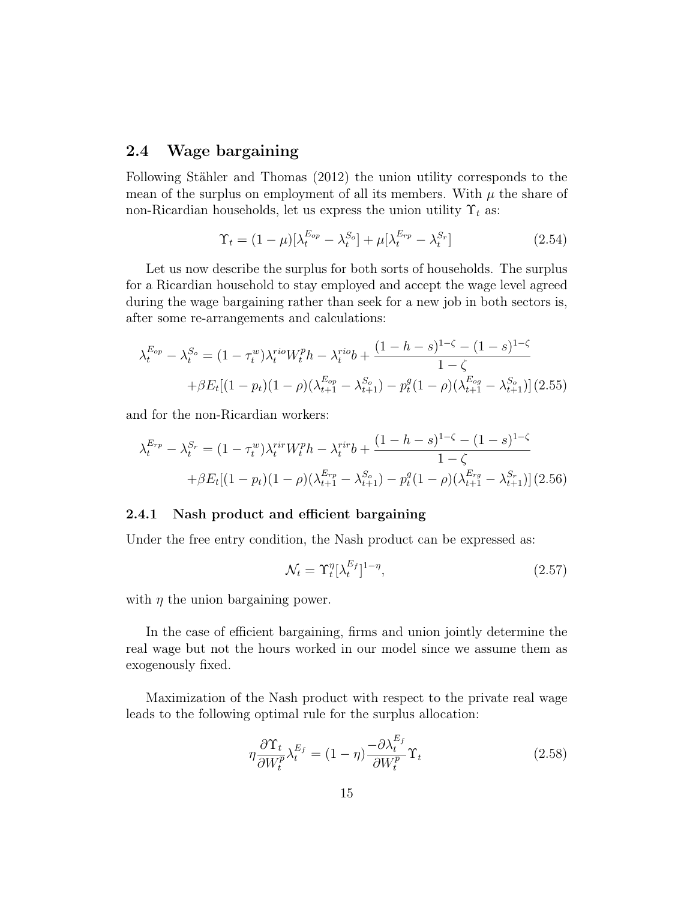## 2.4 Wage bargaining

Following Stähler and Thomas (2012) the union utility corresponds to the mean of the surplus on employment of all its members. With $\mu$ the share of non-Ricardian households, let us express the union utility $\Upsilon_t$ as:

$$\Upsilon_t = (1-\mu)[\lambda_t^{E_{op}} - \lambda_t^{S_o}] + \mu[\lambda_t^{E_{rp}} - \lambda_t^{S_r}] \tag{2.54}$$

Let us now describe the surplus for both sorts of households. The surplus for a Ricardian household to stay employed and accept the wage level agreed during the wage bargaining rather than seek for a new job in both sectors is, after some re-arrangements and calculations:

$$\begin{aligned}\lambda_t^{E_{op}} - \lambda_t^{S_o} &= (1-\tau_t^w)\lambda_t^{rio} W_t^p h - \lambda_t^{rio} b + \frac{(1-h-s)^{1-\zeta} - (1-s)^{1-\zeta}}{1-\zeta} \\ &+ \beta E_t[(1-p_t)(1-\rho)(\lambda_{t+1}^{E_{op}} - \lambda_{t+1}^{S_o}) - p_t^g(1-\rho)(\lambda_{t+1}^{E_{og}} - \lambda_{t+1}^{S_o})]\end{aligned} \tag{2.55}$$

and for the non-Ricardian workers:

$$\begin{aligned}\lambda_t^{E_{rp}} - \lambda_t^{S_r} &= (1-\tau_t^w)\lambda_t^{rir} W_t^p h - \lambda_t^{rir} b + \frac{(1-h-s)^{1-\zeta} - (1-s)^{1-\zeta}}{1-\zeta} \\ &+ \beta E_t[(1-p_t)(1-\rho)(\lambda_{t+1}^{E_{rp}} - \lambda_{t+1}^{S_o}) - p_t^g(1-\rho)(\lambda_{t+1}^{E_{rg}} - \lambda_{t+1}^{S_r})]\end{aligned} \tag{2.56}$$

### 2.4.1 Nash product and efficient bargaining

Under the free entry condition, the Nash product can be expressed as:

$$\mathcal{N}_t = \Upsilon_t^{\eta}[\lambda_t^{E_f}]^{1-\eta}, \tag{2.57}$$

with $\eta$ the union bargaining power.

In the case of efficient bargaining, firms and union jointly determine the real wage but not the hours worked in our model since we assume them as exogenously fixed.

Maximization of the Nash product with respect to the private real wage leads to the following optimal rule for the surplus allocation:

$$\eta \frac{\partial \Upsilon_t}{\partial W_t^p} \lambda_t^{E_f} = (1-\eta) \frac{-\partial \lambda_t^{E_f}}{\partial W_t^p} \Upsilon_t \tag{2.58}$$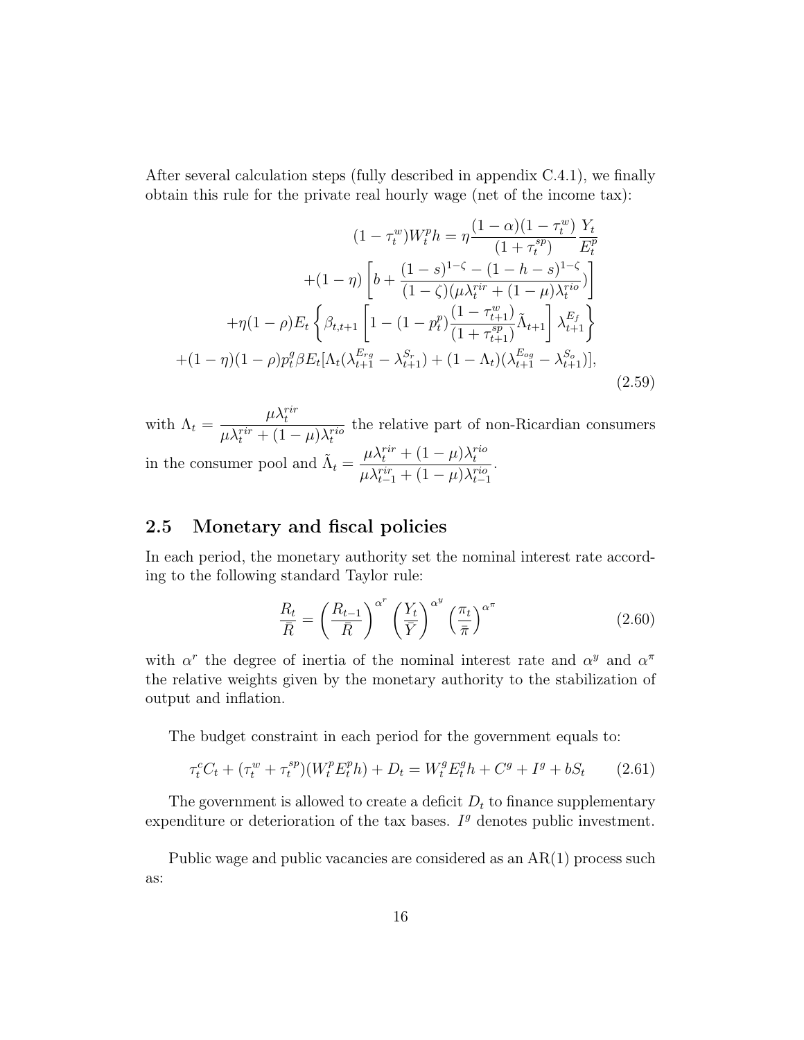After several calculation steps (fully described in appendix C.4.1), we finally obtain this rule for the private real hourly wage (net of the income tax):

$$
\begin{aligned}
(1-\tau_t^w)W_t^p h = \eta \frac{(1-\alpha)(1-\tau_t^w)}{(1+\tau_t^{sp})}\frac{Y_t}{E_t^p} \\
+(1-\eta)\left[b + \frac{(1-s)^{1-\zeta} - (1-h-s)^{1-\zeta}}{(1-\zeta)(\mu\lambda_t^{rir} + (1-\mu)\lambda_t^{rio})}\right] \\
+\eta(1-\rho)E_t\left\{\beta_{t,t+1}\left[1-(1-p_t^p)\frac{(1-\tau_{t+1}^w)}{(1+\tau_{t+1}^{sp})}\tilde{\Lambda}_{t+1}\right]\lambda_{t+1}^{E_f}\right\} \\
+(1-\eta)(1-\rho)p_t^g\beta E_t[\Lambda_t(\lambda_{t+1}^{E_{rg}} - \lambda_{t+1}^{S_r}) + (1-\Lambda_t)(\lambda_{t+1}^{E_{og}} - \lambda_{t+1}^{S_o})],
\end{aligned}
\tag{2.59}
$$

with $\Lambda_t = \dfrac{\mu\lambda_t^{rir}}{\mu\lambda_t^{rir} + (1-\mu)\lambda_t^{rio}}$ the relative part of non-Ricardian consumers in the consumer pool and $\tilde{\Lambda}_t = \dfrac{\mu\lambda_t^{rir} + (1-\mu)\lambda_t^{rio}}{\mu\lambda_{t-1}^{rir} + (1-\mu)\lambda_{t-1}^{rio}}$.

## 2.5 Monetary and fiscal policies

In each period, the monetary authority set the nominal interest rate according to the following standard Taylor rule:

$$
\frac{R_t}{\bar{R}} = \left(\frac{R_{t-1}}{\bar{R}}\right)^{\alpha^r}\left(\frac{Y_t}{\bar{Y}}\right)^{\alpha^y}\left(\frac{\pi_t}{\bar{\pi}}\right)^{\alpha^\pi} \tag{2.60}
$$

with $\alpha^r$ the degree of inertia of the nominal interest rate and $\alpha^y$ and $\alpha^\pi$ the relative weights given by the monetary authority to the stabilization of output and inflation.

The budget constraint in each period for the government equals to:

$$
\tau_t^c C_t + (\tau_t^w + \tau_t^{sp})(W_t^p E_t^p h) + D_t = W_t^g E_t^g h + C^g + I^g + bS_t \tag{2.61}
$$

The government is allowed to create a deficit $D_t$ to finance supplementary expenditure or deterioration of the tax bases. $I^g$ denotes public investment.

Public wage and public vacancies are considered as an AR(1) process such as: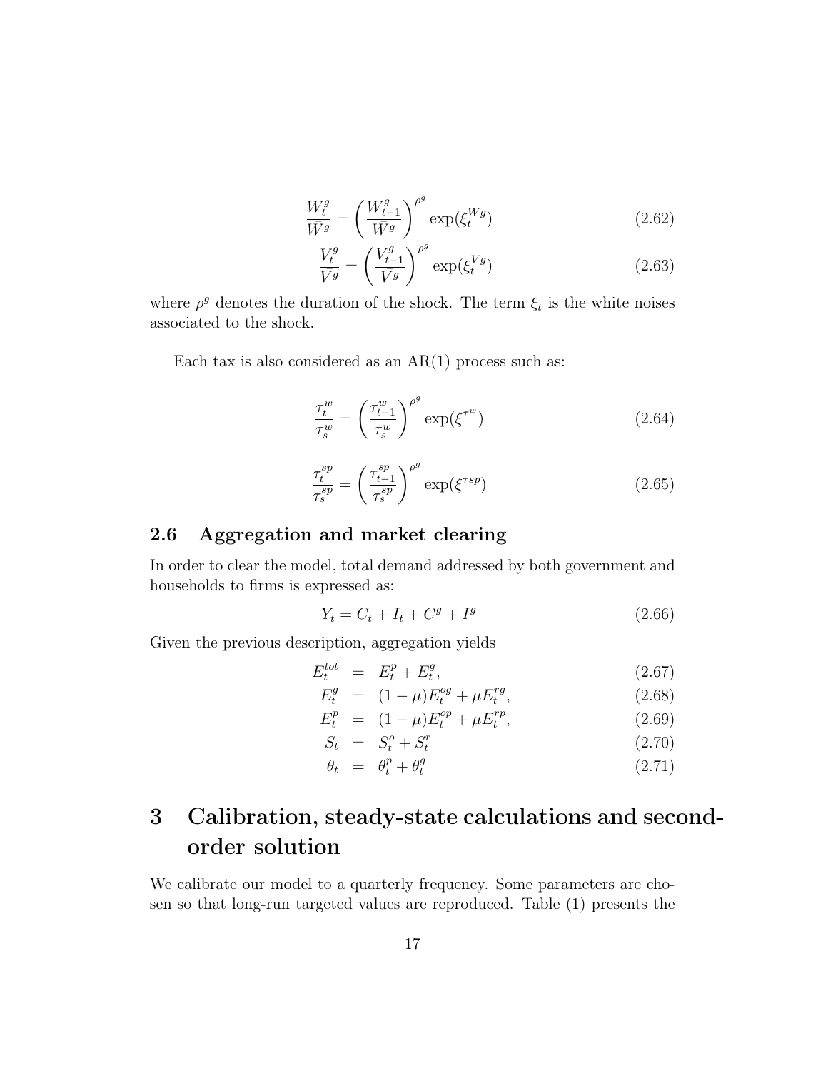$$\frac{W_t^g}{\bar{W}^g} = \left(\frac{W_{t-1}^g}{\bar{W}^g}\right)^{\rho^g} \exp(\xi_t^{Wg}) \tag{2.62}$$

$$\frac{V_t^g}{\bar{V}^g} = \left(\frac{V_{t-1}^g}{\bar{V}^g}\right)^{\rho^g} \exp(\xi_t^{Vg}) \tag{2.63}$$

where $\rho^g$ denotes the duration of the shock. The term $\xi_t$ is the white noises associated to the shock.

Each tax is also considered as an AR(1) process such as:

$$\frac{\tau_t^w}{\tau_s^w} = \left(\frac{\tau_{t-1}^w}{\tau_s^w}\right)^{\rho^g} \exp(\xi^{\tau^w}) \tag{2.64}$$

$$\frac{\tau_t^{sp}}{\tau_s^{sp}} = \left(\frac{\tau_{t-1}^{sp}}{\tau_s^{sp}}\right)^{\rho^g} \exp(\xi^{\tau sp}) \tag{2.65}$$

## 2.6 Aggregation and market clearing

In order to clear the model, total demand addressed by both government and households to firms is expressed as:

$$Y_t = C_t + I_t + C^g + I^g \tag{2.66}$$

Given the previous description, aggregation yields

$$E_t^{tot} = E_t^p + E_t^g, \tag{2.67}$$

$$E_t^g = (1-\mu)E_t^{og} + \mu E_t^{rg}, \tag{2.68}$$

$$E_t^p = (1-\mu)E_t^{op} + \mu E_t^{rp}, \tag{2.69}$$

$$S_t = S_t^o + S_t^r \tag{2.70}$$

$$\theta_t = \theta_t^p + \theta_t^g \tag{2.71}$$

# 3 Calibration, steady-state calculations and second-order solution

We calibrate our model to a quarterly frequency. Some parameters are chosen so that long-run targeted values are reproduced. Table (1) presents the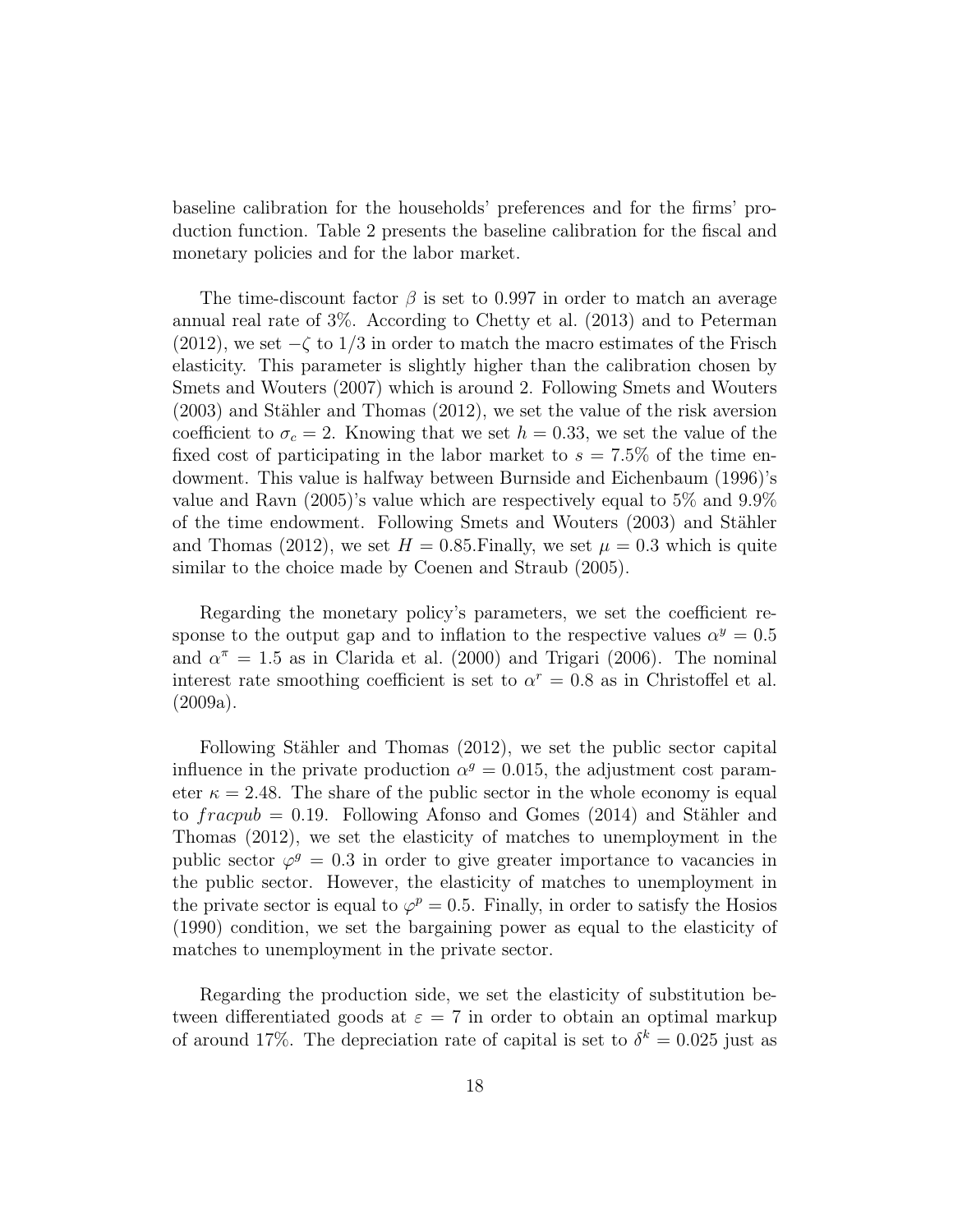baseline calibration for the households' preferences and for the firms' production function. Table 2 presents the baseline calibration for the fiscal and monetary policies and for the labor market.

The time-discount factor $\beta$ is set to 0.997 in order to match an average annual real rate of 3%. According to Chetty et al. (2013) and to Peterman (2012), we set $-\zeta$ to 1/3 in order to match the macro estimates of the Frisch elasticity. This parameter is slightly higher than the calibration chosen by Smets and Wouters (2007) which is around 2. Following Smets and Wouters (2003) and Stähler and Thomas (2012), we set the value of the risk aversion coefficient to $\sigma_c = 2$. Knowing that we set $h = 0.33$, we set the value of the fixed cost of participating in the labor market to $s = 7.5\%$ of the time endowment. This value is halfway between Burnside and Eichenbaum (1996)'s value and Ravn (2005)'s value which are respectively equal to 5% and 9.9% of the time endowment. Following Smets and Wouters (2003) and Stähler and Thomas (2012), we set $H = 0.85$.Finally, we set $\mu = 0.3$ which is quite similar to the choice made by Coenen and Straub (2005).

Regarding the monetary policy's parameters, we set the coefficient response to the output gap and to inflation to the respective values $\alpha^y = 0.5$ and $\alpha^\pi = 1.5$ as in Clarida et al. (2000) and Trigari (2006). The nominal interest rate smoothing coefficient is set to $\alpha^r = 0.8$ as in Christoffel et al. (2009a).

Following Stähler and Thomas (2012), we set the public sector capital influence in the private production $\alpha^g = 0.015$, the adjustment cost parameter $\kappa = 2.48$. The share of the public sector in the whole economy is equal to $fracpub = 0.19$. Following Afonso and Gomes (2014) and Stähler and Thomas (2012), we set the elasticity of matches to unemployment in the public sector $\varphi^g = 0.3$ in order to give greater importance to vacancies in the public sector. However, the elasticity of matches to unemployment in the private sector is equal to $\varphi^p = 0.5$. Finally, in order to satisfy the Hosios (1990) condition, we set the bargaining power as equal to the elasticity of matches to unemployment in the private sector.

Regarding the production side, we set the elasticity of substitution between differentiated goods at $\varepsilon = 7$ in order to obtain an optimal markup of around 17%. The depreciation rate of capital is set to $\delta^k = 0.025$ just as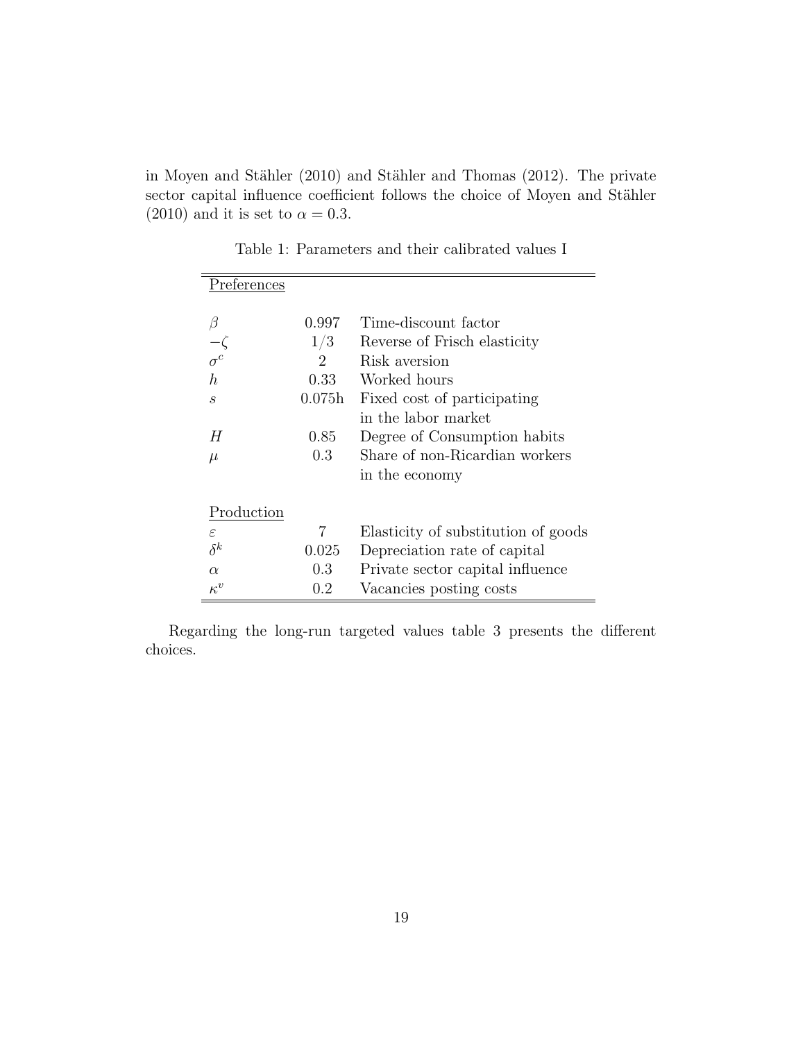in Moyen and Stähler (2010) and Stähler and Thomas (2012). The private sector capital influence coefficient follows the choice of Moyen and Stähler (2010) and it is set to $\alpha = 0.3$.

Table 1: Parameters and their calibrated values I

| | | |
|---|---|---|
| Preferences | | |
| $\beta$ | 0.997 | Time-discount factor |
| $-\zeta$ | 1/3 | Reverse of Frisch elasticity |
| $\sigma^c$ | 2 | Risk aversion |
| $h$ | 0.33 | Worked hours |
| $s$ | 0.075h | Fixed cost of participating in the labor market |
| $H$ | 0.85 | Degree of Consumption habits |
| $\mu$ | 0.3 | Share of non-Ricardian workers in the economy |
| Production | | |
| $\varepsilon$ | 7 | Elasticity of substitution of goods |
| $\delta^k$ | 0.025 | Depreciation rate of capital |
| $\alpha$ | 0.3 | Private sector capital influence |
| $\kappa^v$ | 0.2 | Vacancies posting costs |

Regarding the long-run targeted values table 3 presents the different choices.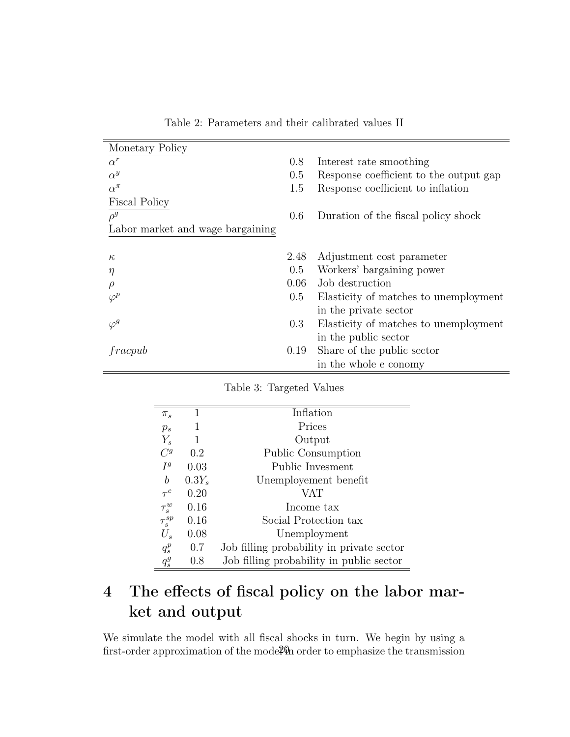Table 2: Parameters and their calibrated values II

| | | |
|---|---|---|
| Monetary Policy | | |
| $\alpha^r$ | 0.8 | Interest rate smoothing |
| $\alpha^y$ | 0.5 | Response coefficient to the output gap |
| $\alpha^\pi$ | 1.5 | Response coefficient to inflation |
| Fiscal Policy | | |
| $\rho^g$ | 0.6 | Duration of the fiscal policy shock |
| Labor market and wage bargaining | | |
| $\kappa$ | 2.48 | Adjustment cost parameter |
| $\eta$ | 0.5 | Workers' bargaining power |
| $\rho$ | 0.06 | Job destruction |
| $\varphi^p$ | 0.5 | Elasticity of matches to unemployment in the private sector |
| $\varphi^g$ | 0.3 | Elasticity of matches to unemployment in the public sector |
| $fracpub$ | 0.19 | Share of the public sector in the whole e conomy |

Table 3: Targeted Values

| | | |
|---|---|---|
| $\pi_s$ | 1 | Inflation |
| $p_s$ | 1 | Prices |
| $Y_s$ | 1 | Output |
| $C^g$ | 0.2 | Public Consumption |
| $I^g$ | 0.03 | Public Invesment |
| $b$ | $0.3Y_s$ | Unemployement benefit |
| $\tau^c$ | 0.20 | VAT |
| $\tau_s^w$ | 0.16 | Income tax |
| $\tau_s^{sp}$ | 0.16 | Social Protection tax |
| $U_s$ | 0.08 | Unemployment |
| $q_s^p$ | 0.7 | Job filling probability in private sector |
| $q_s^g$ | 0.8 | Job filling probability in public sector |

# 4 The effects of fiscal policy on the labor market and output

We simulate the model with all fiscal shocks in turn. We begin by using a first-order approximation of the model in order to emphasize the transmission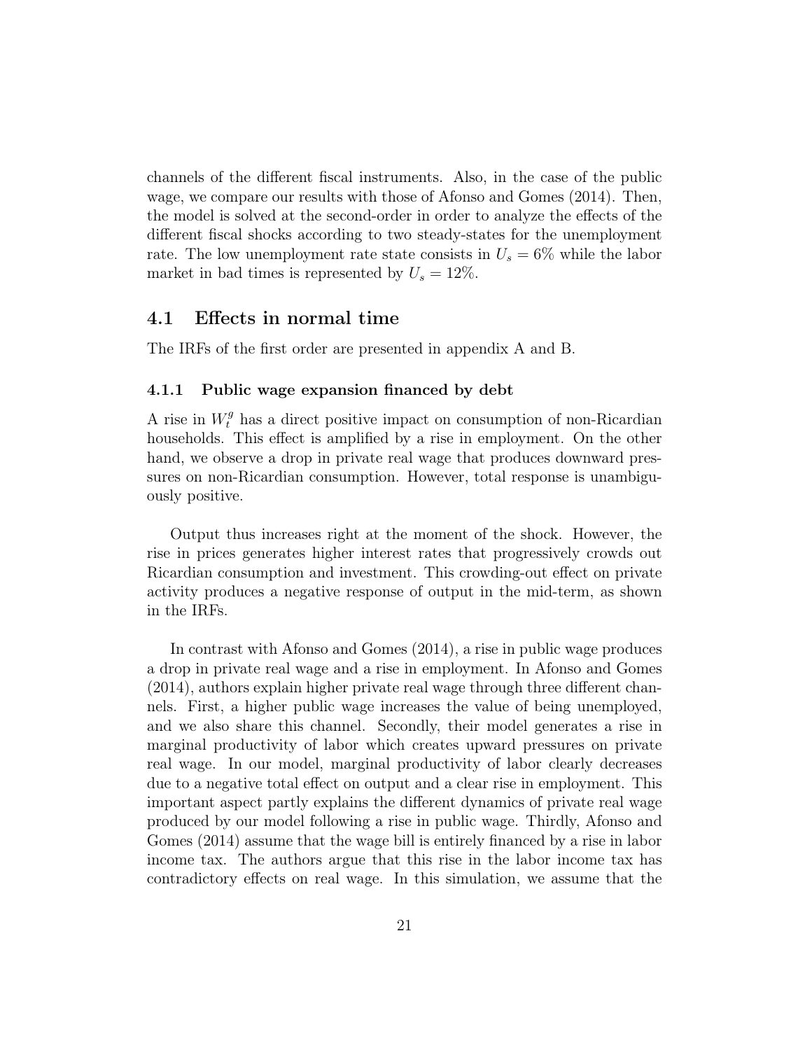channels of the different fiscal instruments. Also, in the case of the public wage, we compare our results with those of Afonso and Gomes (2014). Then, the model is solved at the second-order in order to analyze the effects of the different fiscal shocks according to two steady-states for the unemployment rate. The low unemployment rate state consists in $U_s = 6\%$ while the labor market in bad times is represented by $U_s = 12\%$.

## 4.1 Effects in normal time

The IRFs of the first order are presented in appendix A and B.

### 4.1.1 Public wage expansion financed by debt

A rise in $W_t^g$ has a direct positive impact on consumption of non-Ricardian households. This effect is amplified by a rise in employment. On the other hand, we observe a drop in private real wage that produces downward pressures on non-Ricardian consumption. However, total response is unambiguously positive.

Output thus increases right at the moment of the shock. However, the rise in prices generates higher interest rates that progressively crowds out Ricardian consumption and investment. This crowding-out effect on private activity produces a negative response of output in the mid-term, as shown in the IRFs.

In contrast with Afonso and Gomes (2014), a rise in public wage produces a drop in private real wage and a rise in employment. In Afonso and Gomes (2014), authors explain higher private real wage through three different channels. First, a higher public wage increases the value of being unemployed, and we also share this channel. Secondly, their model generates a rise in marginal productivity of labor which creates upward pressures on private real wage. In our model, marginal productivity of labor clearly decreases due to a negative total effect on output and a clear rise in employment. This important aspect partly explains the different dynamics of private real wage produced by our model following a rise in public wage. Thirdly, Afonso and Gomes (2014) assume that the wage bill is entirely financed by a rise in labor income tax. The authors argue that this rise in the labor income tax has contradictory effects on real wage. In this simulation, we assume that the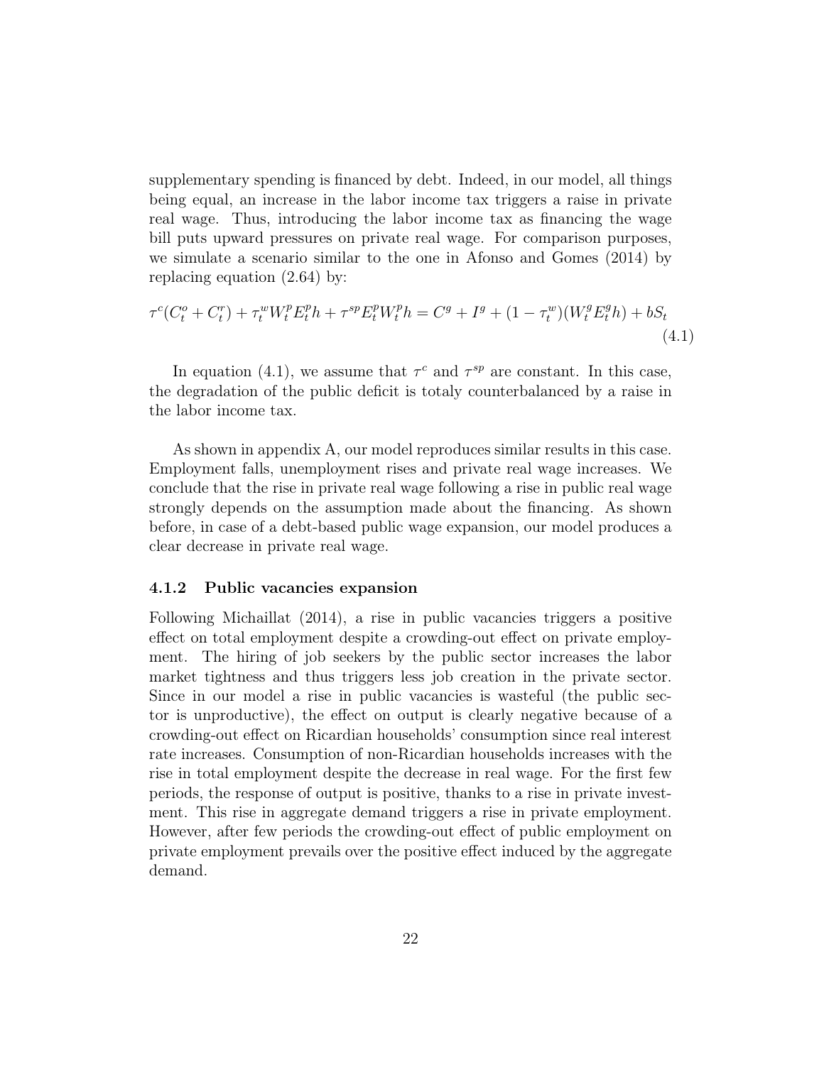supplementary spending is financed by debt. Indeed, in our model, all things being equal, an increase in the labor income tax triggers a raise in private real wage. Thus, introducing the labor income tax as financing the wage bill puts upward pressures on private real wage. For comparison purposes, we simulate a scenario similar to the one in Afonso and Gomes (2014) by replacing equation (2.64) by:

$$\tau^c(C_t^o + C_t^r) + \tau_t^w W_t^p E_t^p h + \tau^{sp} E_t^p W_t^p h = C^g + I^g + (1 - \tau_t^w)(W_t^g E_t^g h) + bS_t \tag{4.1}$$

In equation (4.1), we assume that $\tau^c$ and $\tau^{sp}$ are constant. In this case, the degradation of the public deficit is totaly counterbalanced by a raise in the labor income tax.

As shown in appendix A, our model reproduces similar results in this case. Employment falls, unemployment rises and private real wage increases. We conclude that the rise in private real wage following a rise in public real wage strongly depends on the assumption made about the financing. As shown before, in case of a debt-based public wage expansion, our model produces a clear decrease in private real wage.

### 4.1.2 Public vacancies expansion

Following Michaillat (2014), a rise in public vacancies triggers a positive effect on total employment despite a crowding-out effect on private employment. The hiring of job seekers by the public sector increases the labor market tightness and thus triggers less job creation in the private sector. Since in our model a rise in public vacancies is wasteful (the public sector is unproductive), the effect on output is clearly negative because of a crowding-out effect on Ricardian households' consumption since real interest rate increases. Consumption of non-Ricardian households increases with the rise in total employment despite the decrease in real wage. For the first few periods, the response of output is positive, thanks to a rise in private investment. This rise in aggregate demand triggers a rise in private employment. However, after few periods the crowding-out effect of public employment on private employment prevails over the positive effect induced by the aggregate demand.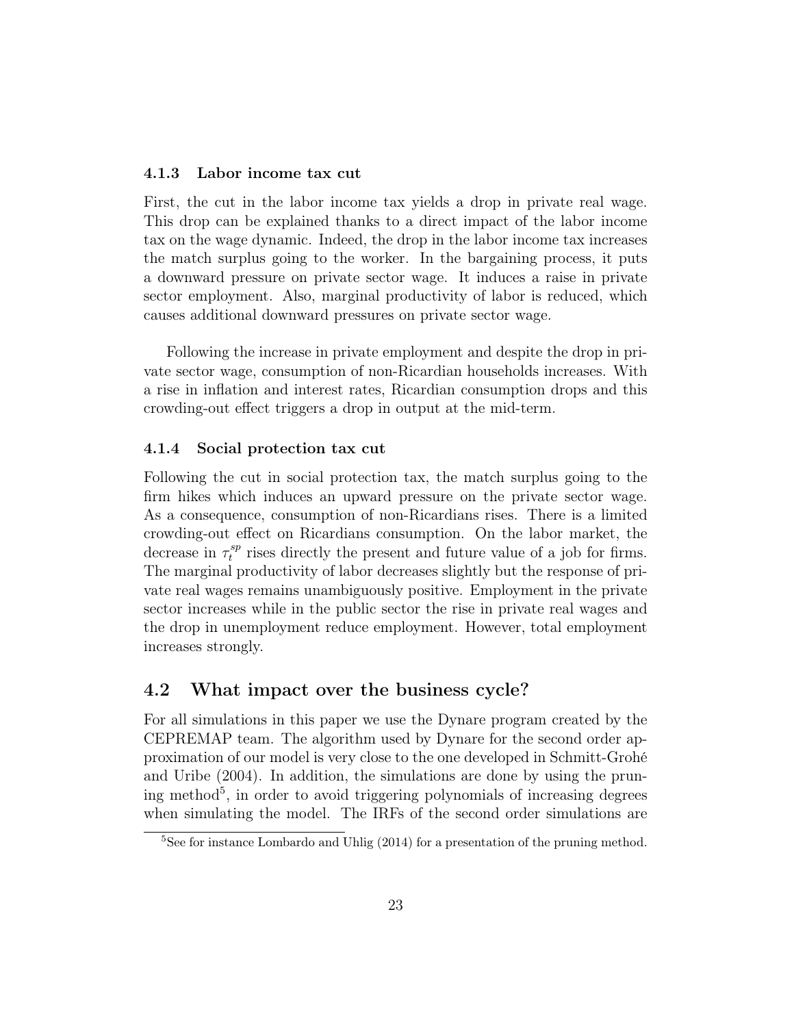### 4.1.3 Labor income tax cut

First, the cut in the labor income tax yields a drop in private real wage. This drop can be explained thanks to a direct impact of the labor income tax on the wage dynamic. Indeed, the drop in the labor income tax increases the match surplus going to the worker. In the bargaining process, it puts a downward pressure on private sector wage. It induces a raise in private sector employment. Also, marginal productivity of labor is reduced, which causes additional downward pressures on private sector wage.

Following the increase in private employment and despite the drop in private sector wage, consumption of non-Ricardian households increases. With a rise in inflation and interest rates, Ricardian consumption drops and this crowding-out effect triggers a drop in output at the mid-term.

### 4.1.4 Social protection tax cut

Following the cut in social protection tax, the match surplus going to the firm hikes which induces an upward pressure on the private sector wage. As a consequence, consumption of non-Ricardians rises. There is a limited crowding-out effect on Ricardians consumption. On the labor market, the decrease in $\tau_t^{sp}$ rises directly the present and future value of a job for firms. The marginal productivity of labor decreases slightly but the response of private real wages remains unambiguously positive. Employment in the private sector increases while in the public sector the rise in private real wages and the drop in unemployment reduce employment. However, total employment increases strongly.

## 4.2 What impact over the business cycle?

For all simulations in this paper we use the Dynare program created by the CEPREMAP team. The algorithm used by Dynare for the second order approximation of our model is very close to the one developed in Schmitt-Grohé and Uribe (2004). In addition, the simulations are done by using the pruning method[5], in order to avoid triggering polynomials of increasing degrees when simulating the model. The IRFs of the second order simulations are

[5] See for instance Lombardo and Uhlig (2014) for a presentation of the pruning method.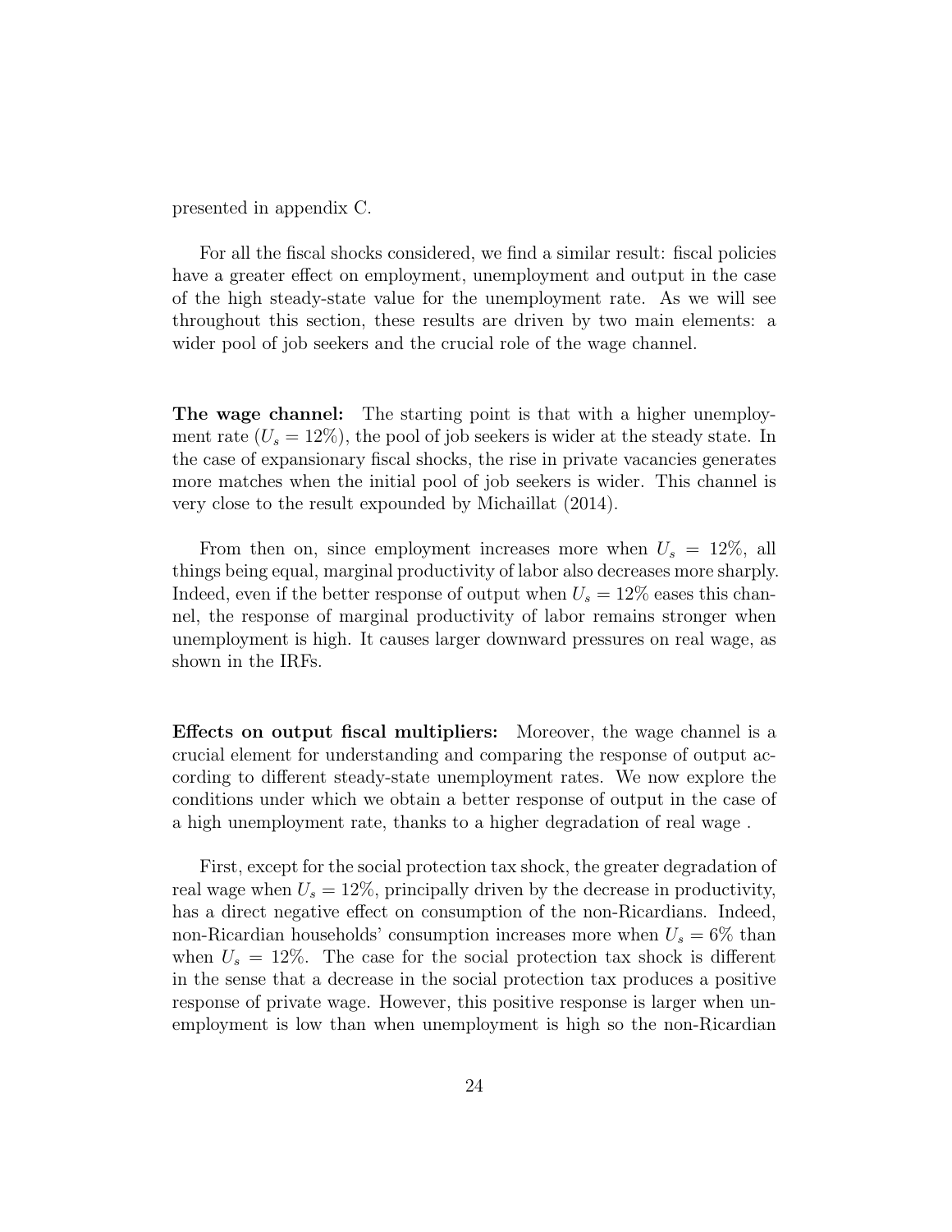presented in appendix C.

For all the fiscal shocks considered, we find a similar result: fiscal policies have a greater effect on employment, unemployment and output in the case of the high steady-state value for the unemployment rate. As we will see throughout this section, these results are driven by two main elements: a wider pool of job seekers and the crucial role of the wage channel.

**The wage channel:** The starting point is that with a higher unemployment rate ($U_s = 12\%$), the pool of job seekers is wider at the steady state. In the case of expansionary fiscal shocks, the rise in private vacancies generates more matches when the initial pool of job seekers is wider. This channel is very close to the result expounded by Michaillat (2014).

From then on, since employment increases more when $U_s = 12\%$, all things being equal, marginal productivity of labor also decreases more sharply. Indeed, even if the better response of output when $U_s = 12\%$ eases this channel, the response of marginal productivity of labor remains stronger when unemployment is high. It causes larger downward pressures on real wage, as shown in the IRFs.

**Effects on output fiscal multipliers:** Moreover, the wage channel is a crucial element for understanding and comparing the response of output according to different steady-state unemployment rates. We now explore the conditions under which we obtain a better response of output in the case of a high unemployment rate, thanks to a higher degradation of real wage .

First, except for the social protection tax shock, the greater degradation of real wage when $U_s = 12\%$, principally driven by the decrease in productivity, has a direct negative effect on consumption of the non-Ricardians. Indeed, non-Ricardian households' consumption increases more when $U_s = 6\%$ than when $U_s = 12\%$. The case for the social protection tax shock is different in the sense that a decrease in the social protection tax produces a positive response of private wage. However, this positive response is larger when unemployment is low than when unemployment is high so the non-Ricardian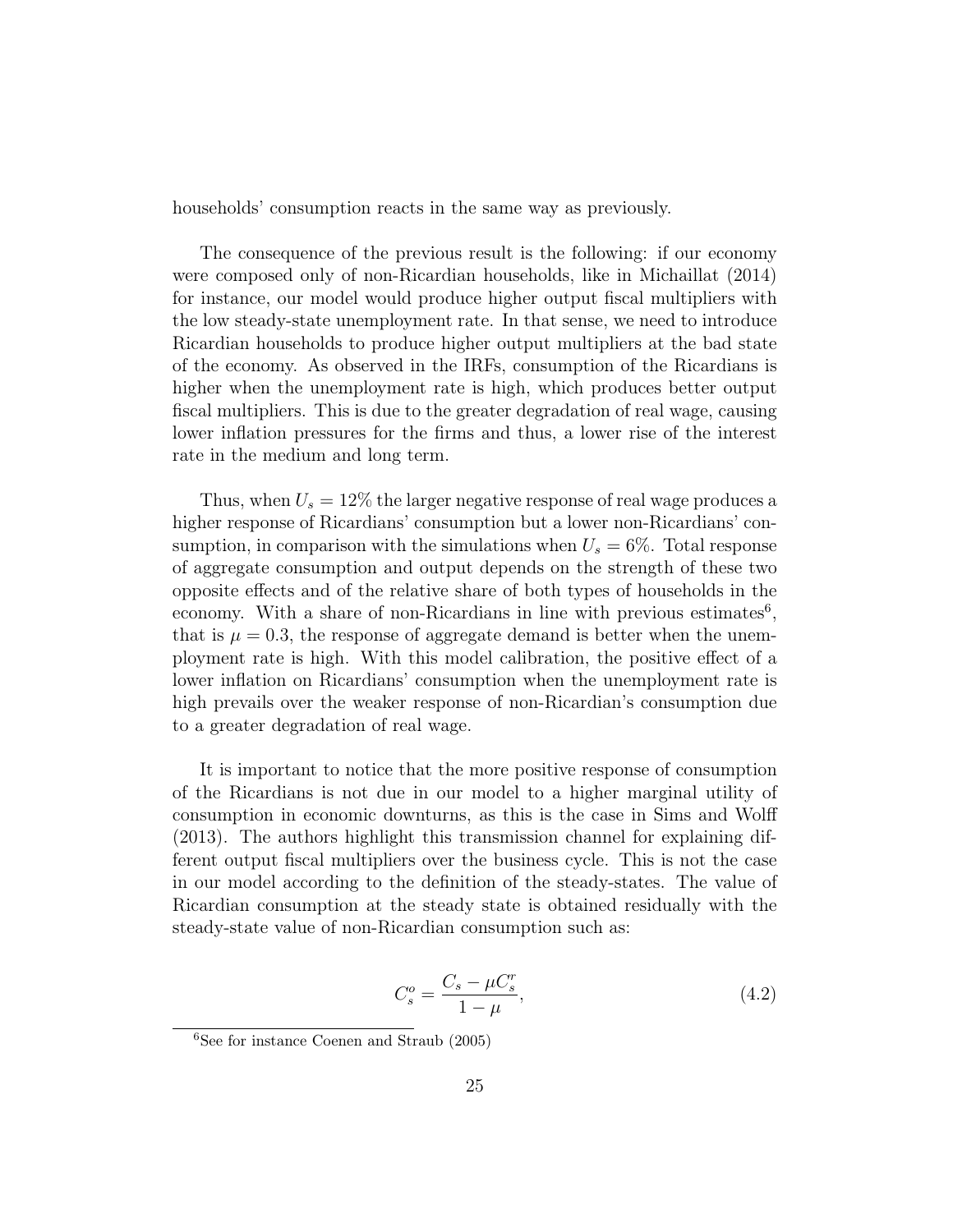households' consumption reacts in the same way as previously.

The consequence of the previous result is the following: if our economy were composed only of non-Ricardian households, like in Michaillat (2014) for instance, our model would produce higher output fiscal multipliers with the low steady-state unemployment rate. In that sense, we need to introduce Ricardian households to produce higher output multipliers at the bad state of the economy. As observed in the IRFs, consumption of the Ricardians is higher when the unemployment rate is high, which produces better output fiscal multipliers. This is due to the greater degradation of real wage, causing lower inflation pressures for the firms and thus, a lower rise of the interest rate in the medium and long term.

Thus, when $U_s = 12\%$ the larger negative response of real wage produces a higher response of Ricardians' consumption but a lower non-Ricardians' consumption, in comparison with the simulations when $U_s = 6\%$. Total response of aggregate consumption and output depends on the strength of these two opposite effects and of the relative share of both types of households in the economy. With a share of non-Ricardians in line with previous estimates[6], that is $\mu = 0.3$, the response of aggregate demand is better when the unemployment rate is high. With this model calibration, the positive effect of a lower inflation on Ricardians' consumption when the unemployment rate is high prevails over the weaker response of non-Ricardian's consumption due to a greater degradation of real wage.

It is important to notice that the more positive response of consumption of the Ricardians is not due in our model to a higher marginal utility of consumption in economic downturns, as this is the case in Sims and Wolff (2013). The authors highlight this transmission channel for explaining different output fiscal multipliers over the business cycle. This is not the case in our model according to the definition of the steady-states. The value of Ricardian consumption at the steady state is obtained residually with the steady-state value of non-Ricardian consumption such as:

$$C_s^o = \frac{C_s - \mu C_s^r}{1 - \mu}, \tag{4.2}$$

[6] See for instance Coenen and Straub (2005)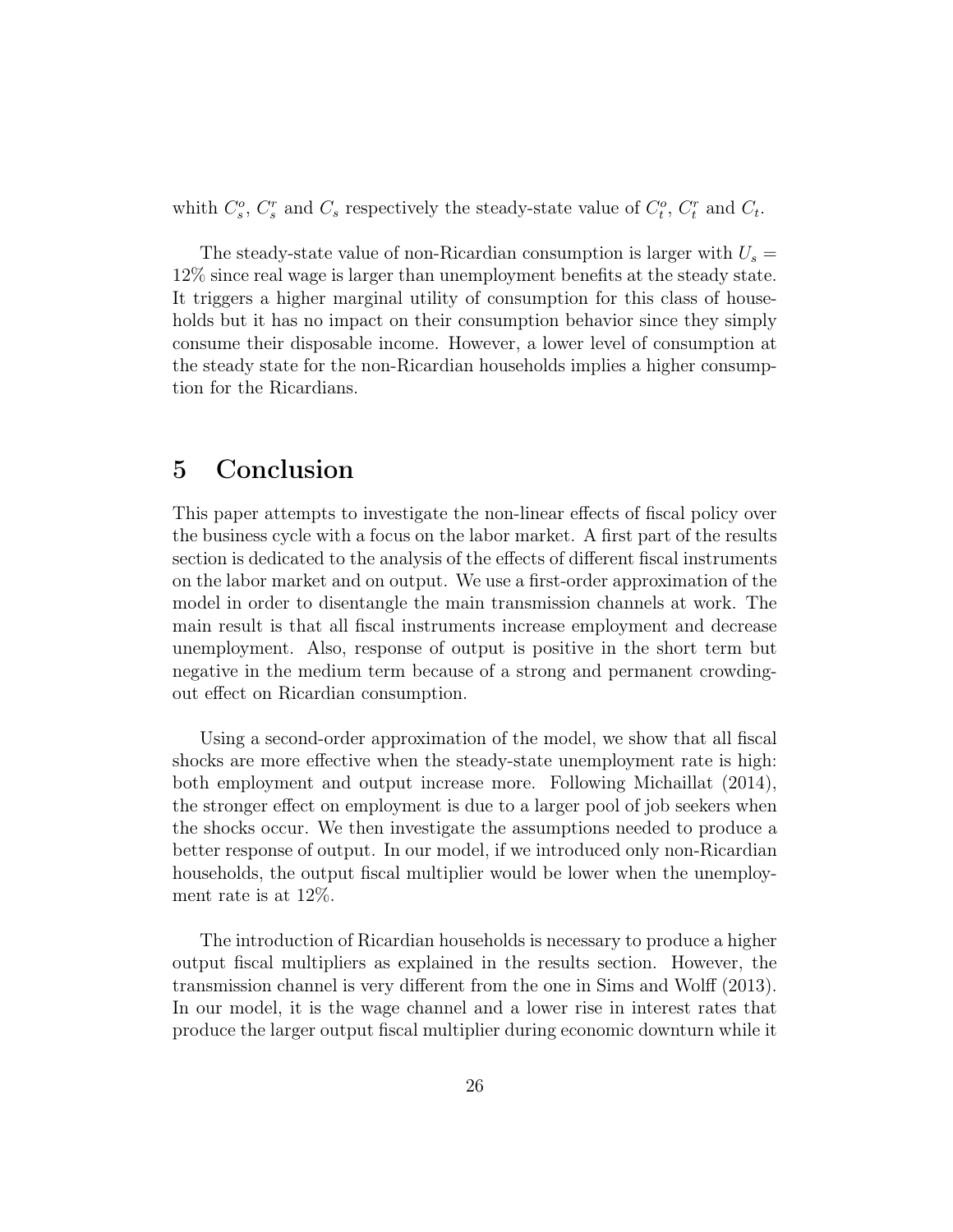whith $C^o_s$, $C^r_s$ and $C_s$ respectively the steady-state value of $C^o_t$, $C^r_t$ and $C_t$.

The steady-state value of non-Ricardian consumption is larger with $U_s = 12\%$ since real wage is larger than unemployment benefits at the steady state. It triggers a higher marginal utility of consumption for this class of households but it has no impact on their consumption behavior since they simply consume their disposable income. However, a lower level of consumption at the steady state for the non-Ricardian households implies a higher consumption for the Ricardians.

# 5 Conclusion

This paper attempts to investigate the non-linear effects of fiscal policy over the business cycle with a focus on the labor market. A first part of the results section is dedicated to the analysis of the effects of different fiscal instruments on the labor market and on output. We use a first-order approximation of the model in order to disentangle the main transmission channels at work. The main result is that all fiscal instruments increase employment and decrease unemployment. Also, response of output is positive in the short term but negative in the medium term because of a strong and permanent crowding-out effect on Ricardian consumption.

Using a second-order approximation of the model, we show that all fiscal shocks are more effective when the steady-state unemployment rate is high: both employment and output increase more. Following Michaillat (2014), the stronger effect on employment is due to a larger pool of job seekers when the shocks occur. We then investigate the assumptions needed to produce a better response of output. In our model, if we introduced only non-Ricardian households, the output fiscal multiplier would be lower when the unemployment rate is at 12%.

The introduction of Ricardian households is necessary to produce a higher output fiscal multipliers as explained in the results section. However, the transmission channel is very different from the one in Sims and Wolff (2013). In our model, it is the wage channel and a lower rise in interest rates that produce the larger output fiscal multiplier during economic downturn while it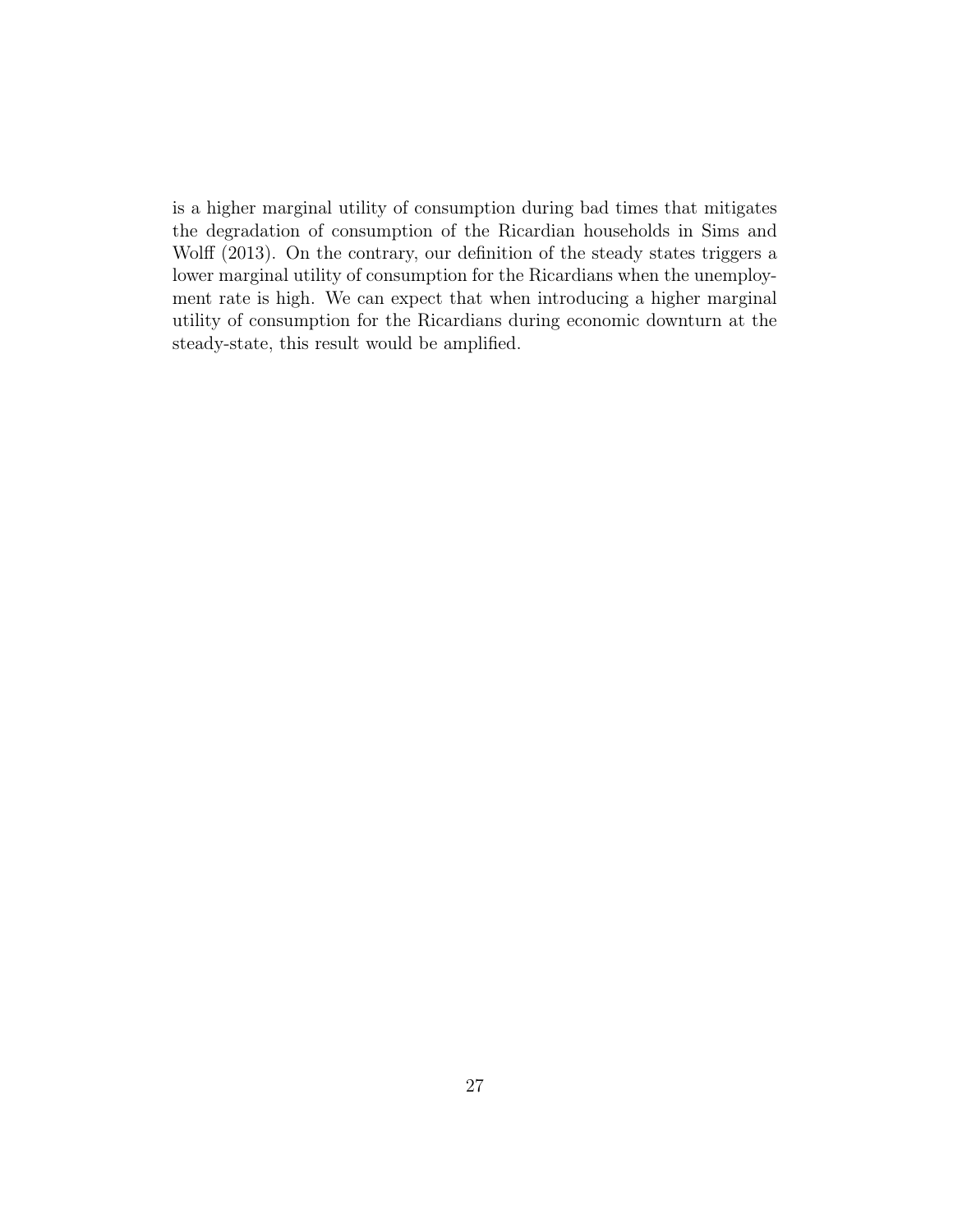is a higher marginal utility of consumption during bad times that mitigates the degradation of consumption of the Ricardian households in Sims and Wolff (2013). On the contrary, our definition of the steady states triggers a lower marginal utility of consumption for the Ricardians when the unemployment rate is high. We can expect that when introducing a higher marginal utility of consumption for the Ricardians during economic downturn at the steady-state, this result would be amplified.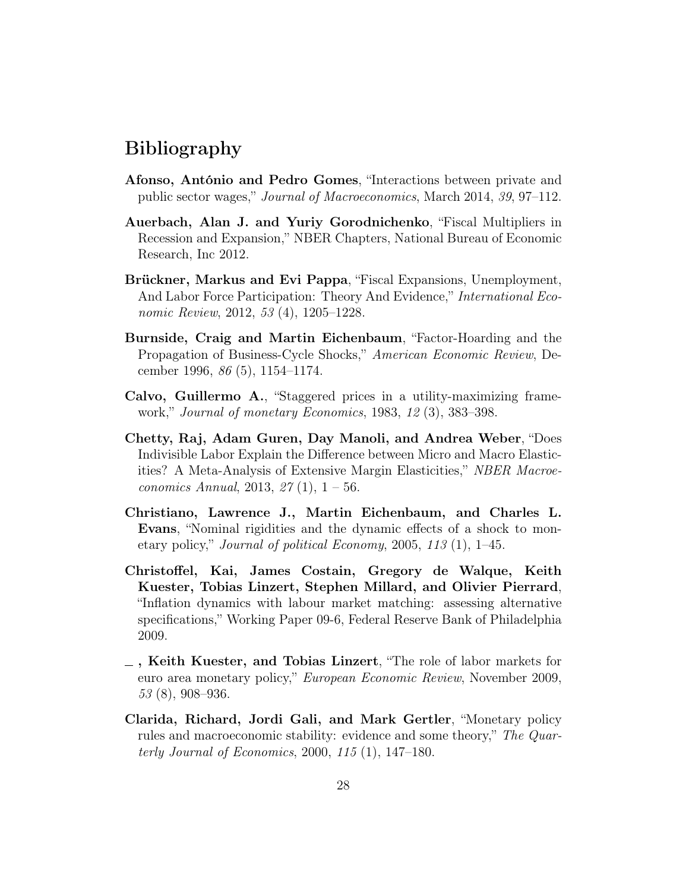# Bibliography

**Afonso, António and Pedro Gomes**, "Interactions between private and public sector wages," *Journal of Macroeconomics*, March 2014, *39*, 97–112.

**Auerbach, Alan J. and Yuriy Gorodnichenko**, "Fiscal Multipliers in Recession and Expansion," NBER Chapters, National Bureau of Economic Research, Inc 2012.

**Brückner, Markus and Evi Pappa**, "Fiscal Expansions, Unemployment, And Labor Force Participation: Theory And Evidence," *International Economic Review*, 2012, *53* (4), 1205–1228.

**Burnside, Craig and Martin Eichenbaum**, "Factor-Hoarding and the Propagation of Business-Cycle Shocks," *American Economic Review*, December 1996, *86* (5), 1154–1174.

**Calvo, Guillermo A.**, "Staggered prices in a utility-maximizing framework," *Journal of monetary Economics*, 1983, *12* (3), 383–398.

**Chetty, Raj, Adam Guren, Day Manoli, and Andrea Weber**, "Does Indivisible Labor Explain the Difference between Micro and Macro Elasticities? A Meta-Analysis of Extensive Margin Elasticities," *NBER Macroeconomics Annual*, 2013, *27* (1), 1 – 56.

**Christiano, Lawrence J., Martin Eichenbaum, and Charles L. Evans**, "Nominal rigidities and the dynamic effects of a shock to monetary policy," *Journal of political Economy*, 2005, *113* (1), 1–45.

**Christoffel, Kai, James Costain, Gregory de Walque, Keith Kuester, Tobias Linzert, Stephen Millard, and Olivier Pierrard**, "Inflation dynamics with labour market matching: assessing alternative specifications," Working Paper 09-6, Federal Reserve Bank of Philadelphia 2009.

**_ , Keith Kuester, and Tobias Linzert**, "The role of labor markets for euro area monetary policy," *European Economic Review*, November 2009, *53* (8), 908–936.

**Clarida, Richard, Jordi Gali, and Mark Gertler**, "Monetary policy rules and macroeconomic stability: evidence and some theory," *The Quarterly Journal of Economics*, 2000, *115* (1), 147–180.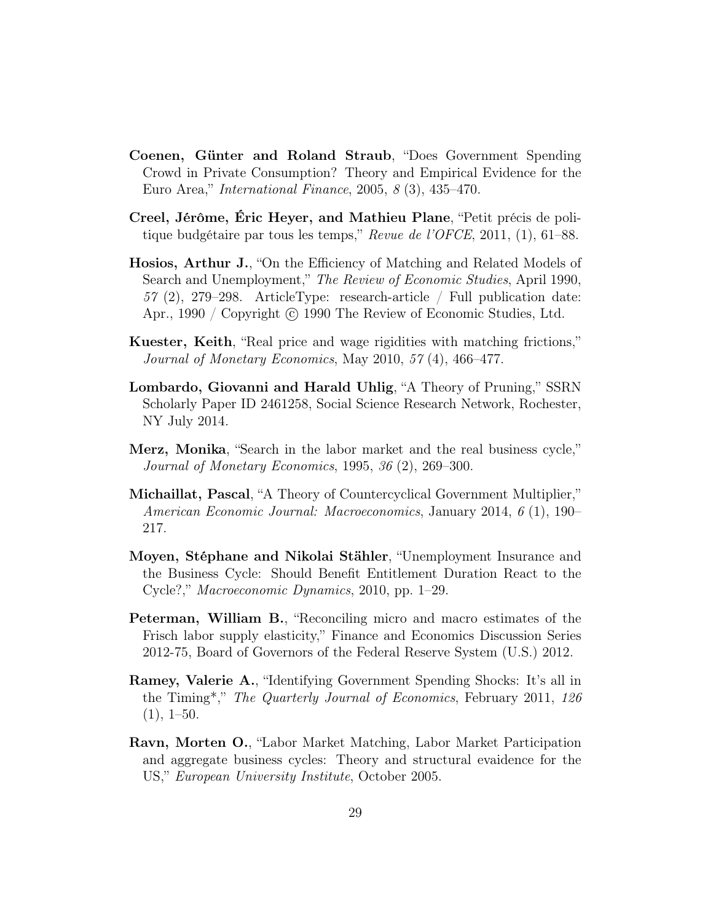**Coenen, Günter and Roland Straub**, "Does Government Spending Crowd in Private Consumption? Theory and Empirical Evidence for the Euro Area," *International Finance*, 2005, *8* (3), 435–470.

**Creel, Jérôme, Éric Heyer, and Mathieu Plane**, "Petit précis de politique budgétaire par tous les temps," *Revue de l'OFCE*, 2011, (1), 61–88.

**Hosios, Arthur J.**, "On the Efficiency of Matching and Related Models of Search and Unemployment," *The Review of Economic Studies*, April 1990, *57* (2), 279–298. ArticleType: research-article / Full publication date: Apr., 1990 / Copyright © 1990 The Review of Economic Studies, Ltd.

**Kuester, Keith**, "Real price and wage rigidities with matching frictions," *Journal of Monetary Economics*, May 2010, *57* (4), 466–477.

**Lombardo, Giovanni and Harald Uhlig**, "A Theory of Pruning," SSRN Scholarly Paper ID 2461258, Social Science Research Network, Rochester, NY July 2014.

**Merz, Monika**, "Search in the labor market and the real business cycle," *Journal of Monetary Economics*, 1995, *36* (2), 269–300.

**Michaillat, Pascal**, "A Theory of Countercyclical Government Multiplier," *American Economic Journal: Macroeconomics*, January 2014, *6* (1), 190–217.

**Moyen, Stéphane and Nikolai Stähler**, "Unemployment Insurance and the Business Cycle: Should Benefit Entitlement Duration React to the Cycle?," *Macroeconomic Dynamics*, 2010, pp. 1–29.

**Peterman, William B.**, "Reconciling micro and macro estimates of the Frisch labor supply elasticity," Finance and Economics Discussion Series 2012-75, Board of Governors of the Federal Reserve System (U.S.) 2012.

**Ramey, Valerie A.**, "Identifying Government Spending Shocks: It's all in the Timing*," *The Quarterly Journal of Economics*, February 2011, *126* (1), 1–50.

**Ravn, Morten O.**, "Labor Market Matching, Labor Market Participation and aggregate business cycles: Theory and structural evaidence for the US," *European University Institute*, October 2005.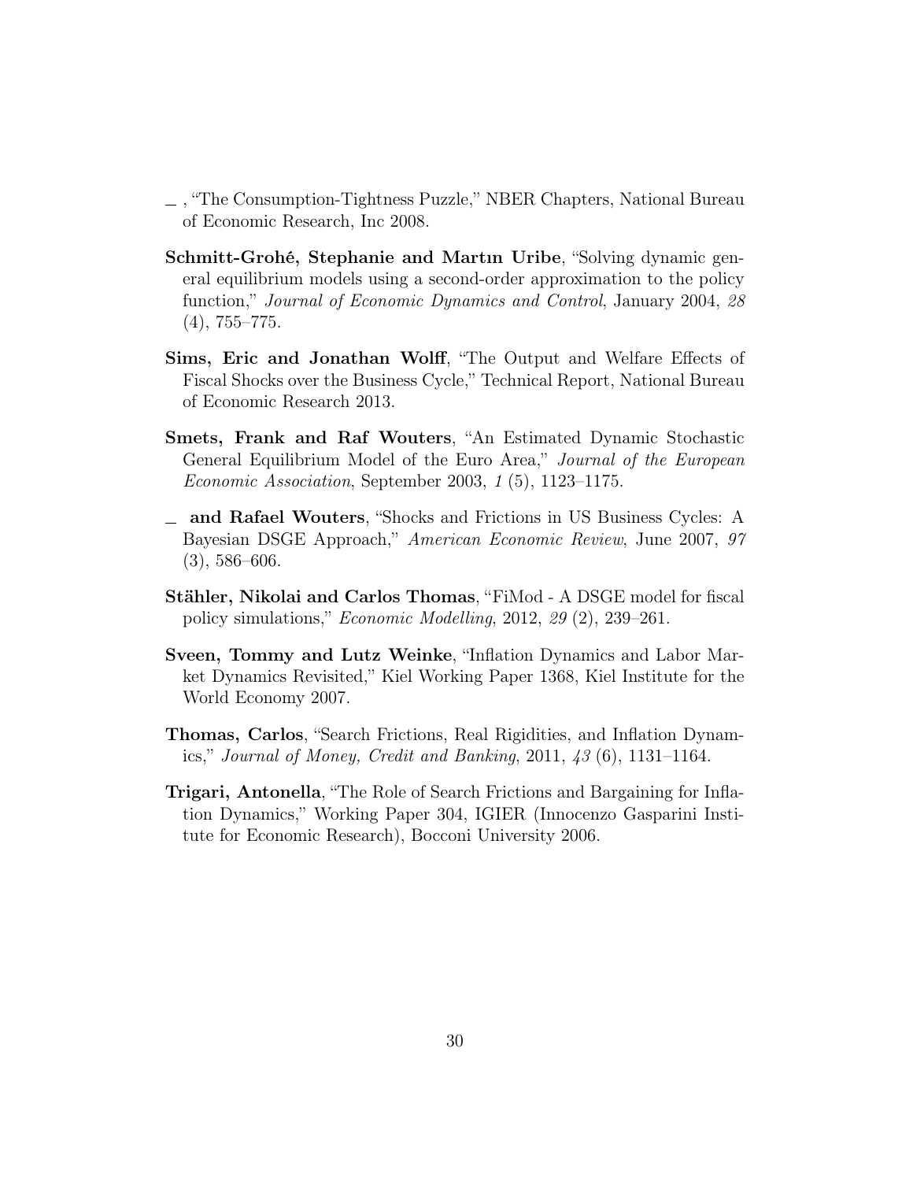_ , "The Consumption-Tightness Puzzle," NBER Chapters, National Bureau of Economic Research, Inc 2008.

**Schmitt-Grohé, Stephanie and Martın Uribe**, "Solving dynamic general equilibrium models using a second-order approximation to the policy function," *Journal of Economic Dynamics and Control*, January 2004, *28* (4), 755–775.

**Sims, Eric and Jonathan Wolff**, "The Output and Welfare Effects of Fiscal Shocks over the Business Cycle," Technical Report, National Bureau of Economic Research 2013.

**Smets, Frank and Raf Wouters**, "An Estimated Dynamic Stochastic General Equilibrium Model of the Euro Area," *Journal of the European Economic Association*, September 2003, *1* (5), 1123–1175.

_ **and Rafael Wouters**, "Shocks and Frictions in US Business Cycles: A Bayesian DSGE Approach," *American Economic Review*, June 2007, *97* (3), 586–606.

**Stähler, Nikolai and Carlos Thomas**, "FiMod - A DSGE model for fiscal policy simulations," *Economic Modelling*, 2012, *29* (2), 239–261.

**Sveen, Tommy and Lutz Weinke**, "Inflation Dynamics and Labor Market Dynamics Revisited," Kiel Working Paper 1368, Kiel Institute for the World Economy 2007.

**Thomas, Carlos**, "Search Frictions, Real Rigidities, and Inflation Dynamics," *Journal of Money, Credit and Banking*, 2011, *43* (6), 1131–1164.

**Trigari, Antonella**, "The Role of Search Frictions and Bargaining for Inflation Dynamics," Working Paper 304, IGIER (Innocenzo Gasparini Institute for Economic Research), Bocconi University 2006.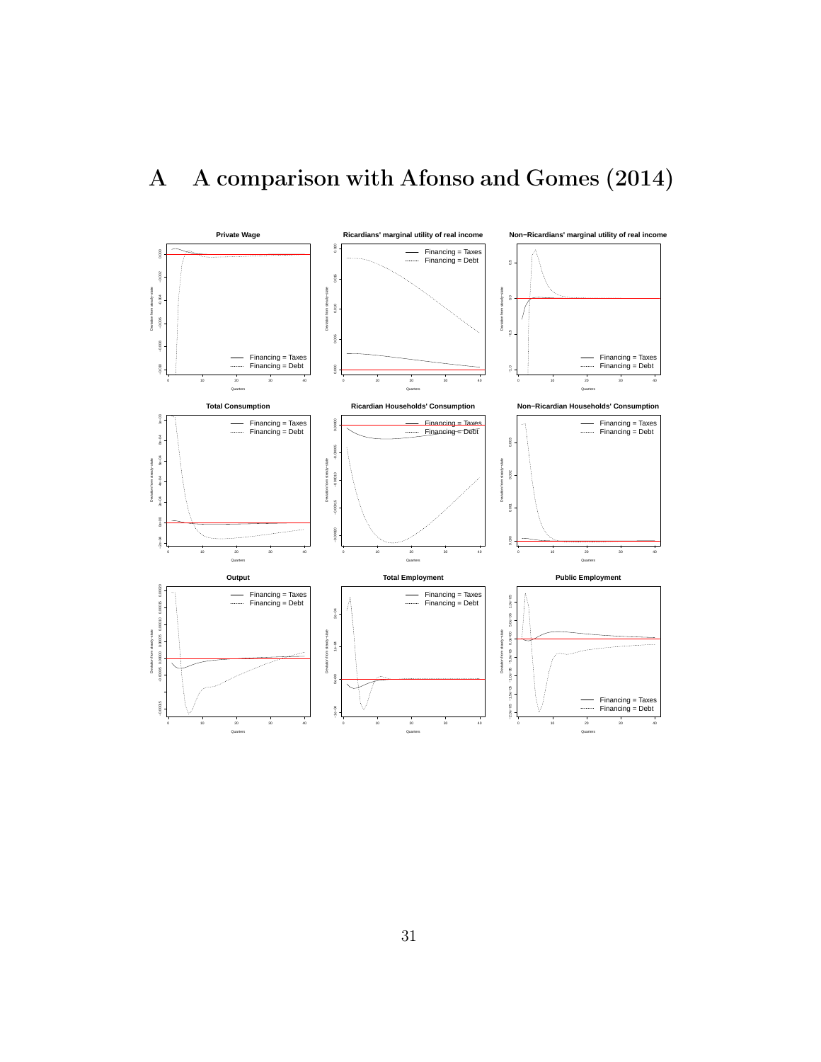# A A comparison with Afonso and Gomes (2014)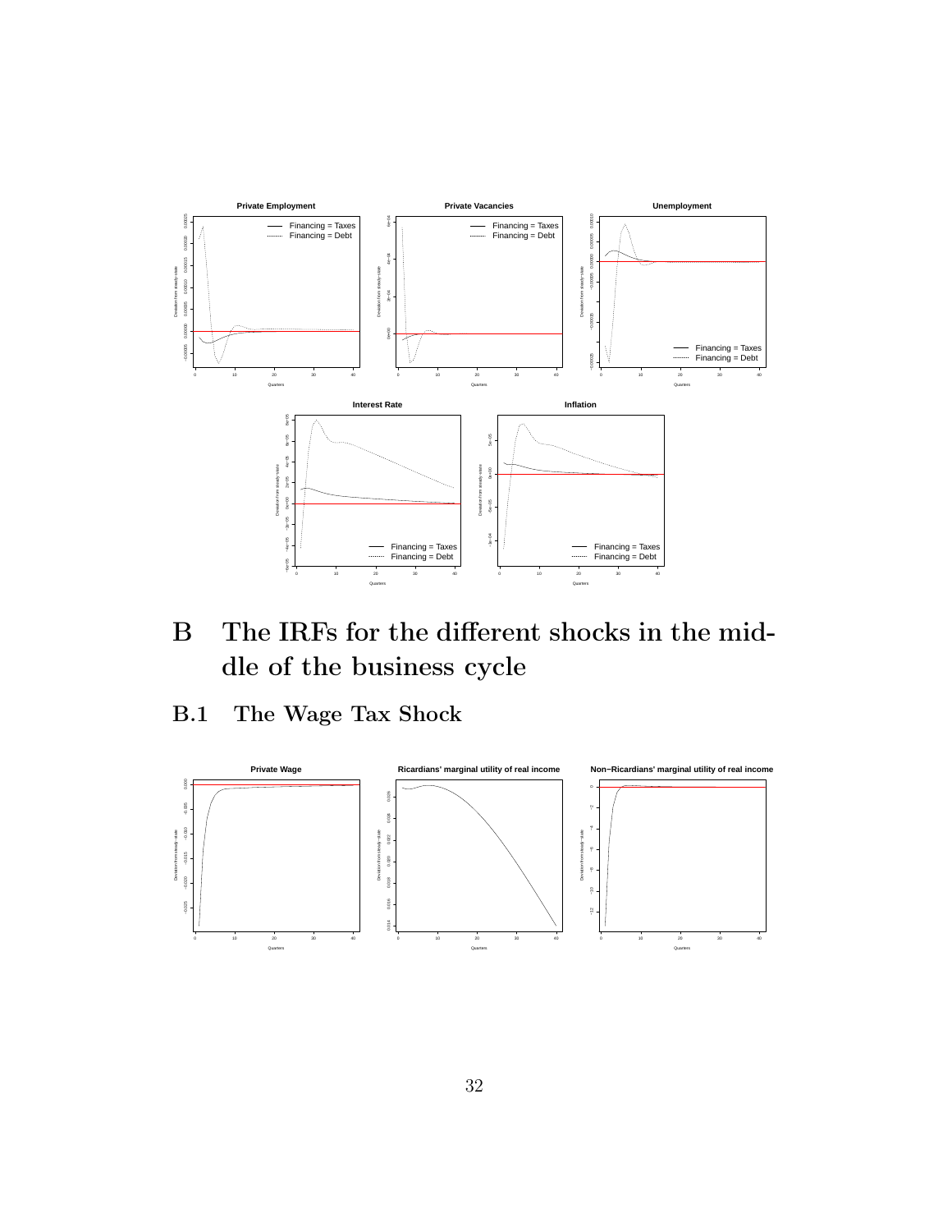# B The IRFs for the different shocks in the middle of the business cycle

## B.1 The Wage Tax Shock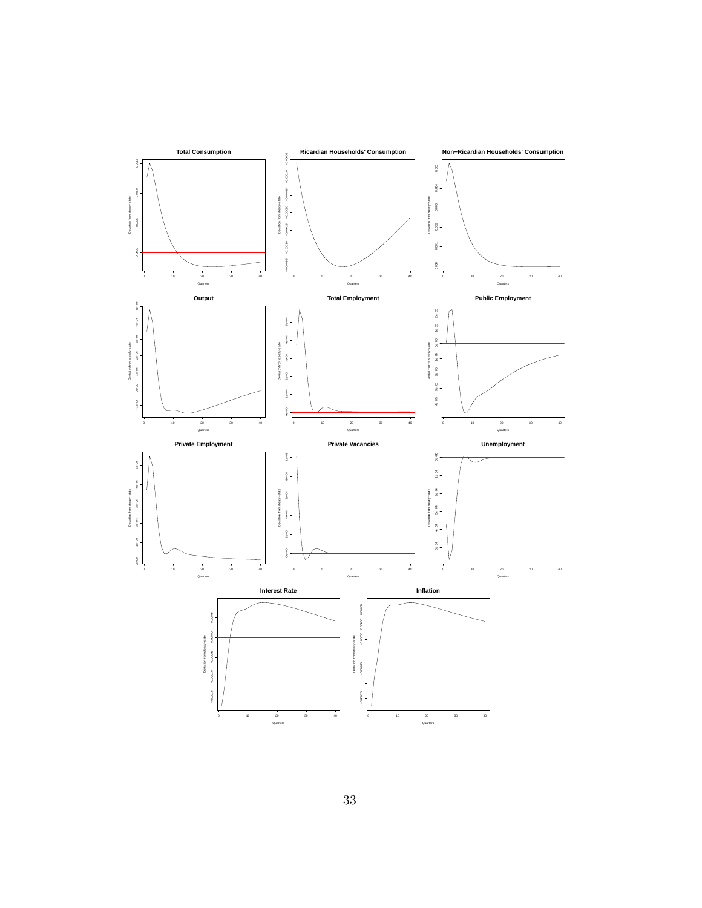### Total Consumption

### Ricardian Households' Consumption

### Non−Ricardian Households' Consumption

### Output

### Total Employment

### Public Employment

### Private Employment

### Private Vacancies

### Unemployment

### Interest Rate

### Inflation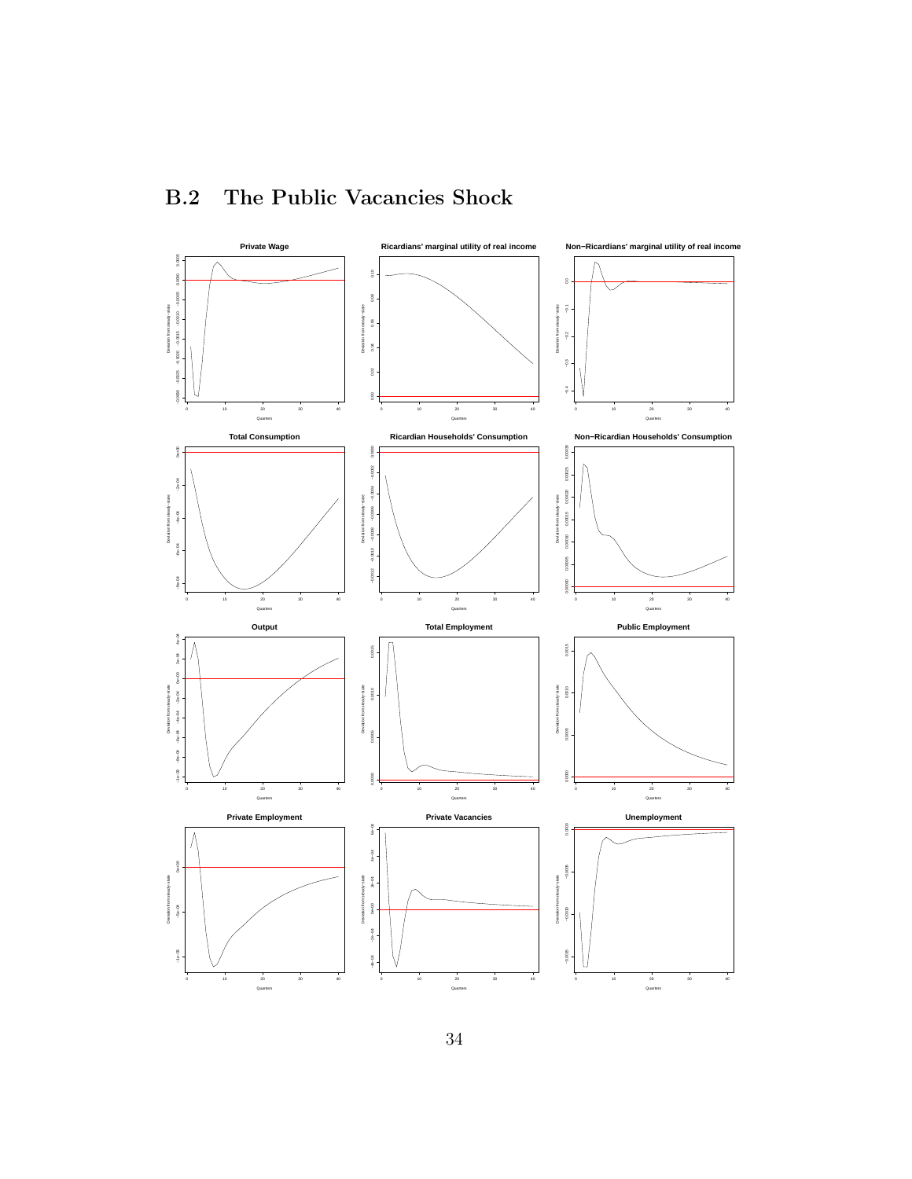## B.2 The Public Vacancies Shock

**Private Wage**

**Ricardians' marginal utility of real income**

**Non−Ricardians' marginal utility of real income**

**Total Consumption**

**Ricardian Households' Consumption**

**Non−Ricardian Households' Consumption**

**Output**

**Total Employment**

**Public Employment**

**Private Employment**

**Private Vacancies**

**Unemployment**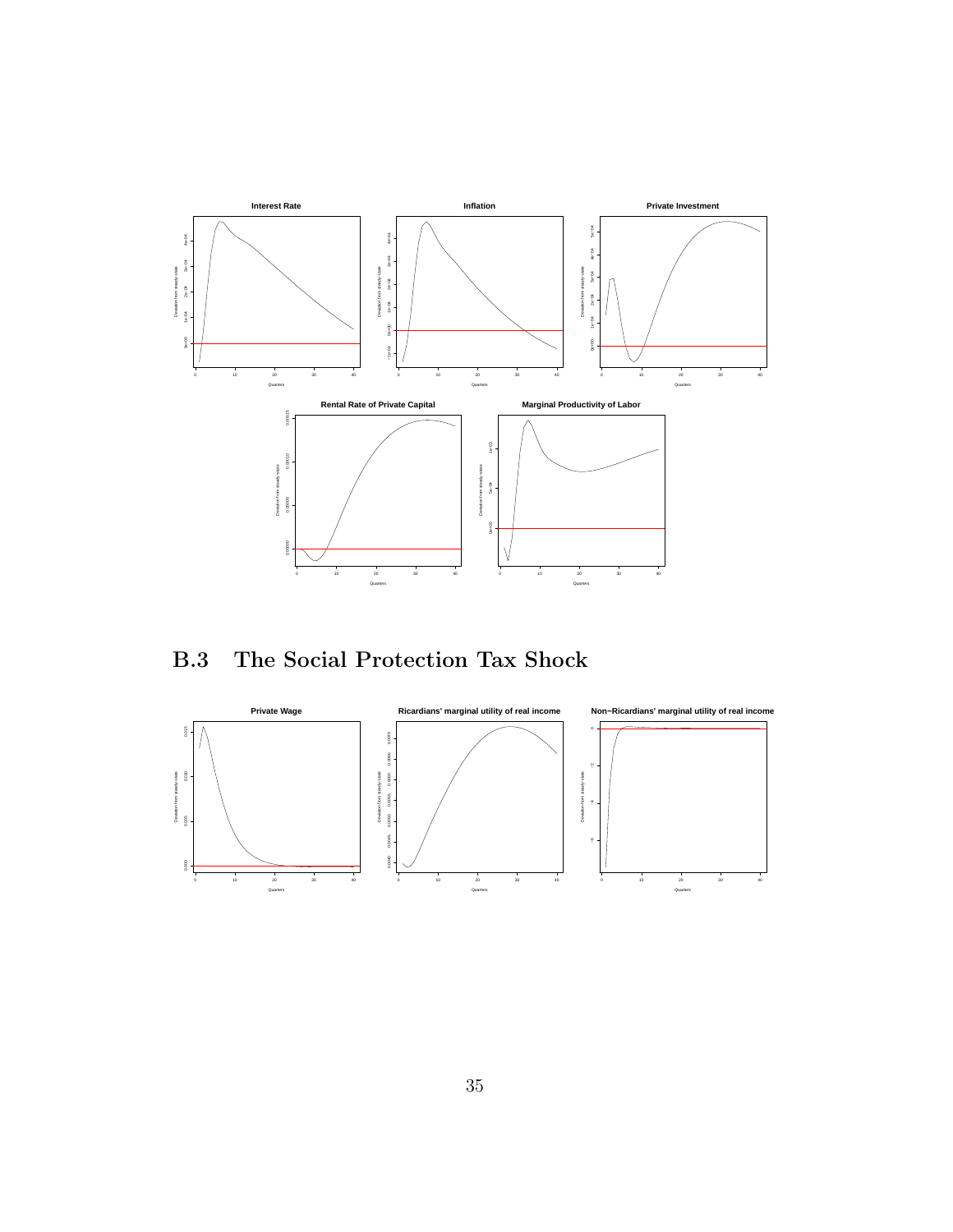## B.3 The Social Protection Tax Shock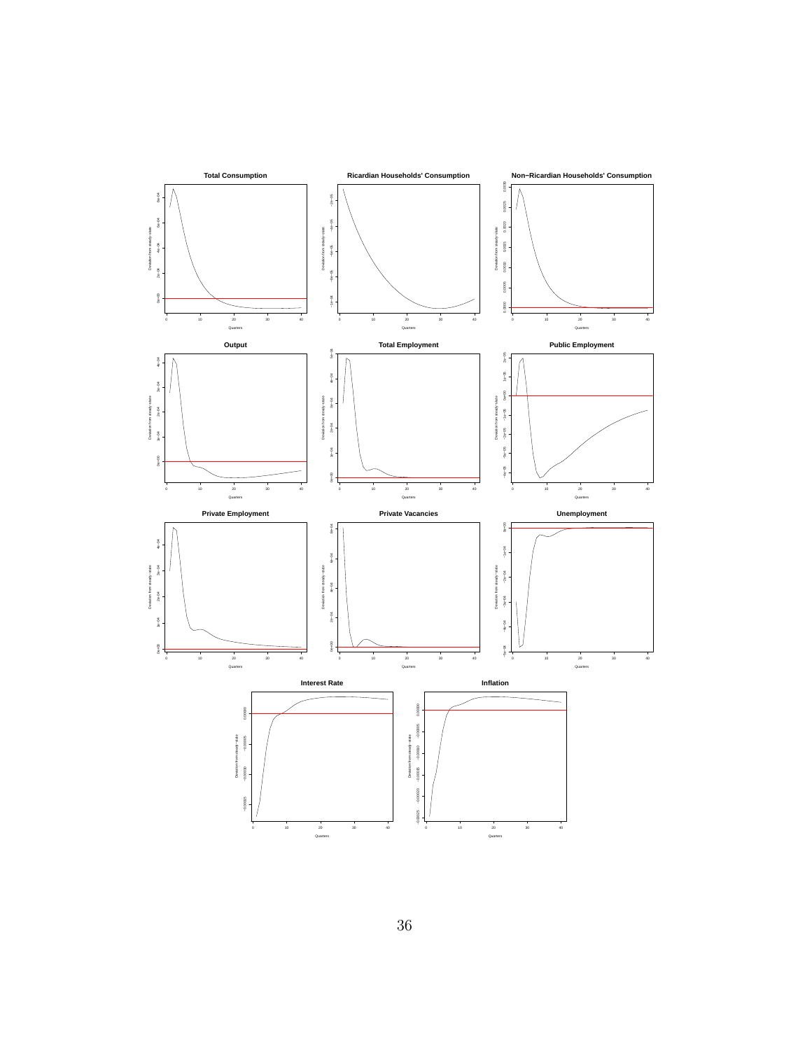**Total Consumption**

**Ricardian Households' Consumption**

**Non−Ricardian Households' Consumption**

**Output**

**Total Employment**

**Public Employment**

**Private Employment**

**Private Vacancies**

**Unemployment**

**Interest Rate**

**Inflation**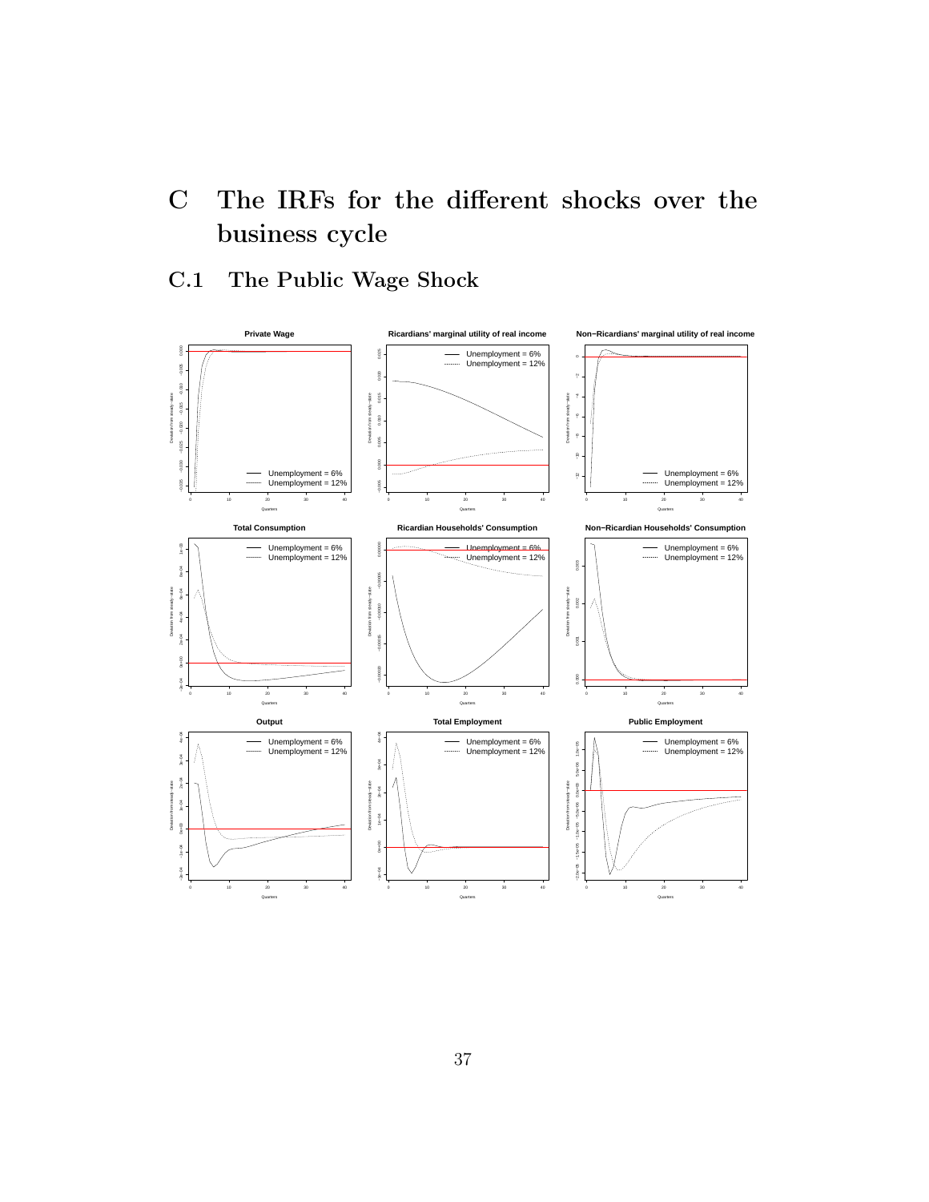# C The IRFs for the different shocks over the business cycle

## C.1 The Public Wage Shock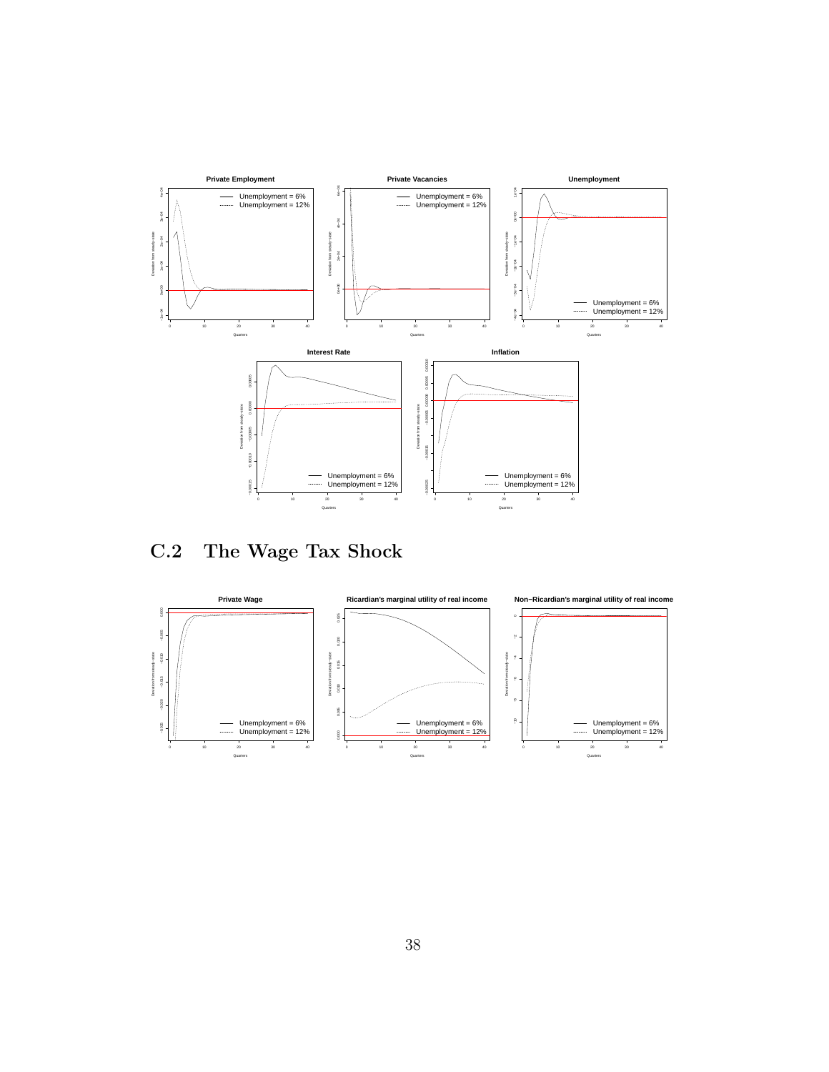## C.2 The Wage Tax Shock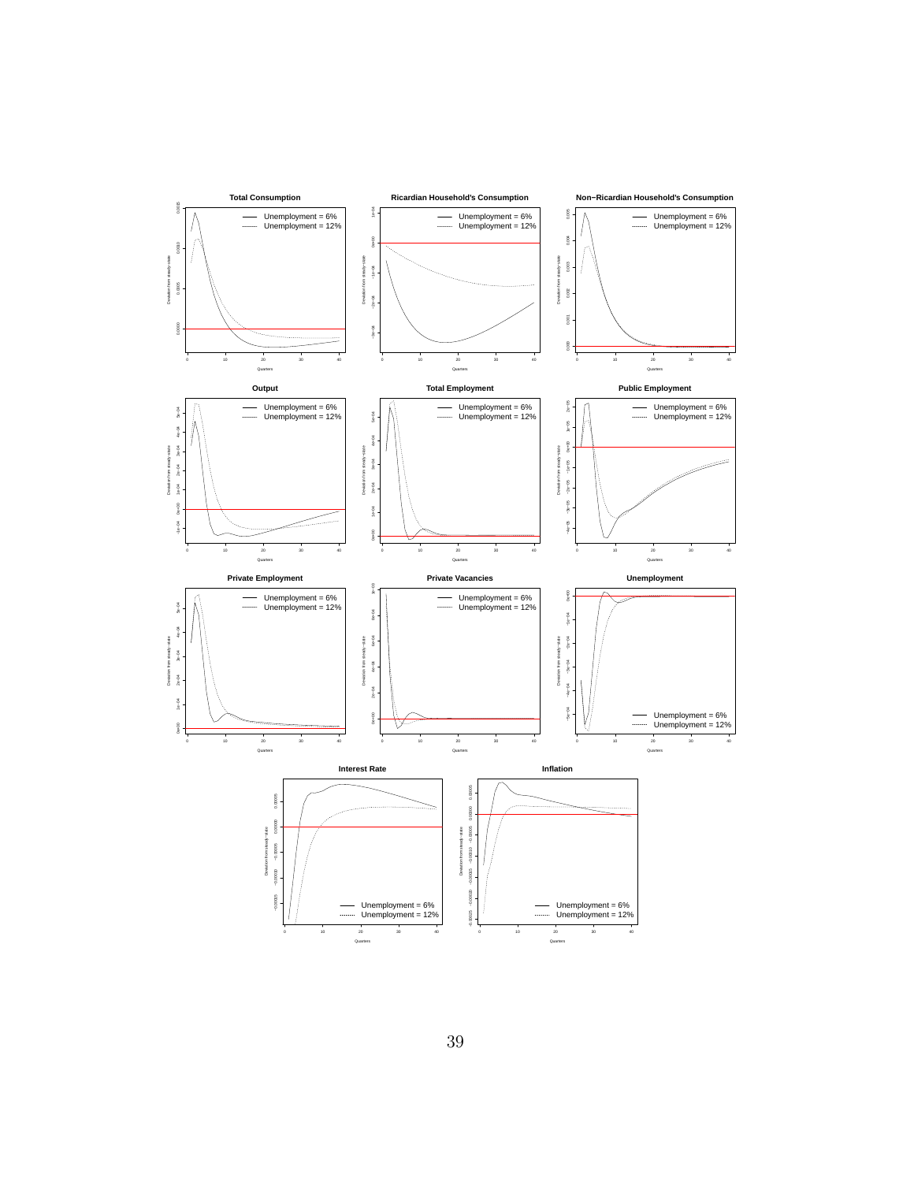**Total Consumption**

Unemployment = 6%
Unemployment = 12%

**Ricardian Household's Consumption**

Unemployment = 6%
Unemployment = 12%

**Non−Ricardian Household's Consumption**

Unemployment = 6%
Unemployment = 12%

**Output**

Unemployment = 6%
Unemployment = 12%

**Total Employment**

Unemployment = 6%
Unemployment = 12%

**Public Employment**

Unemployment = 6%
Unemployment = 12%

**Private Employment**

Unemployment = 6%
Unemployment = 12%

**Private Vacancies**

Unemployment = 6%
Unemployment = 12%

**Unemployment**

Unemployment = 6%
Unemployment = 12%

**Interest Rate**

Unemployment = 6%
Unemployment = 12%

**Inflation**

Unemployment = 6%
Unemployment = 12%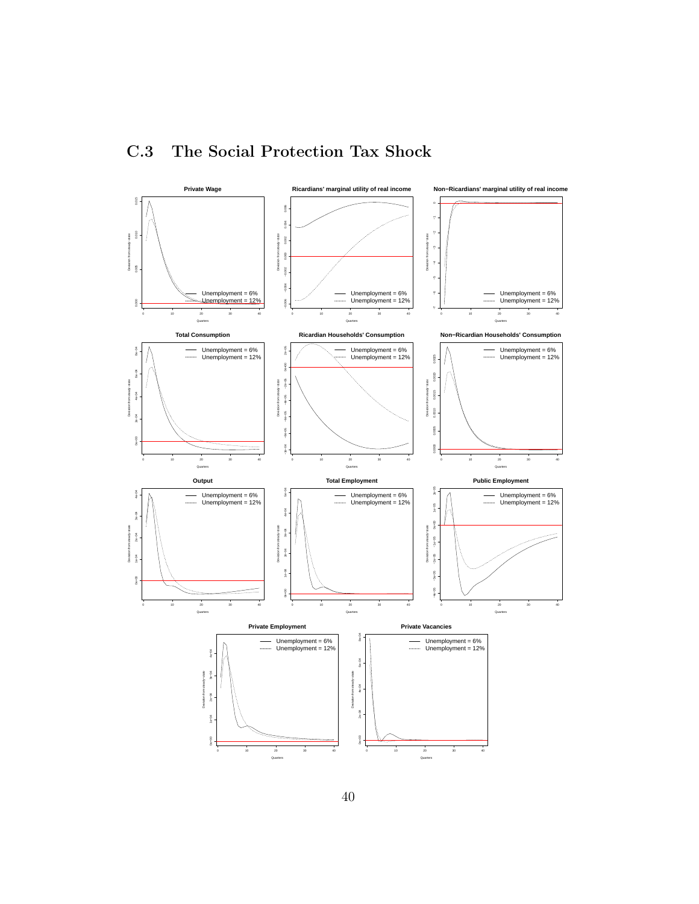## C.3 The Social Protection Tax Shock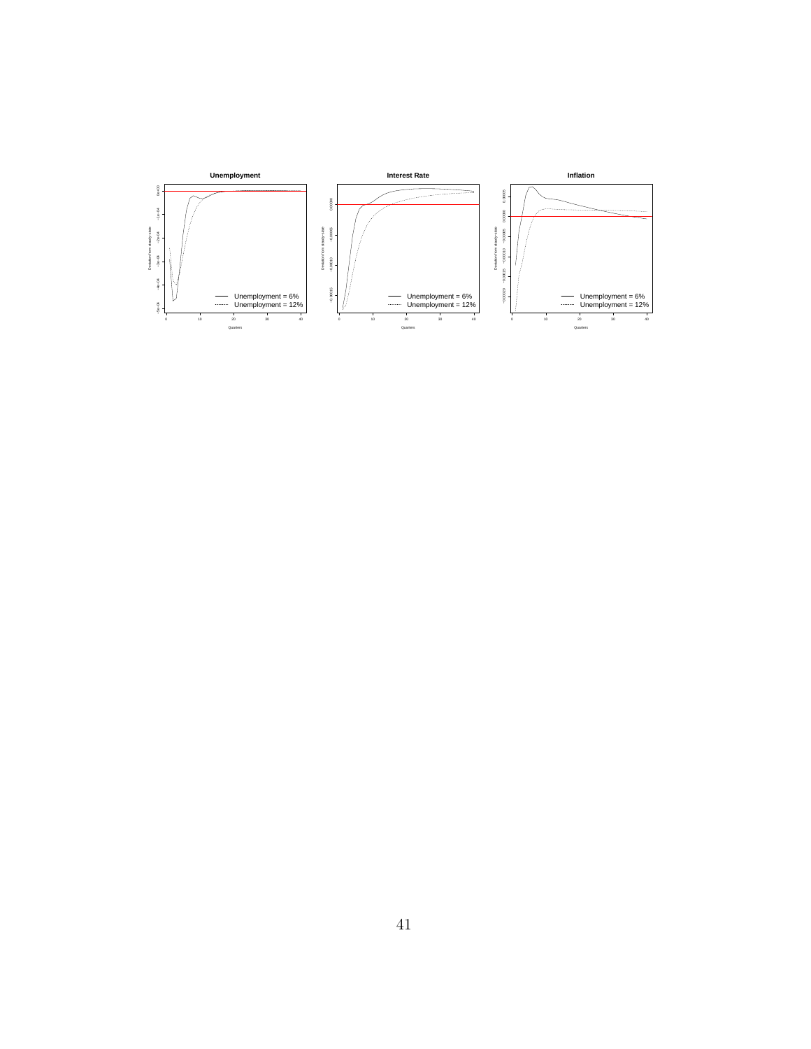**Unemployment**

**Interest Rate**

**Inflation**

Unemployment = 6%
Unemployment = 12%

Quarters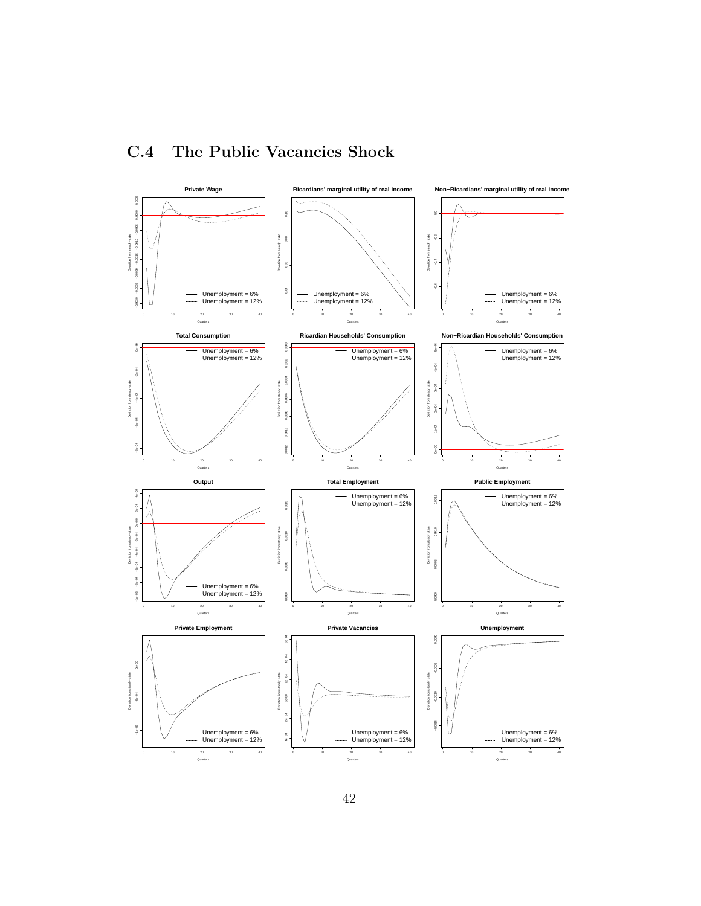## C.4 The Public Vacancies Shock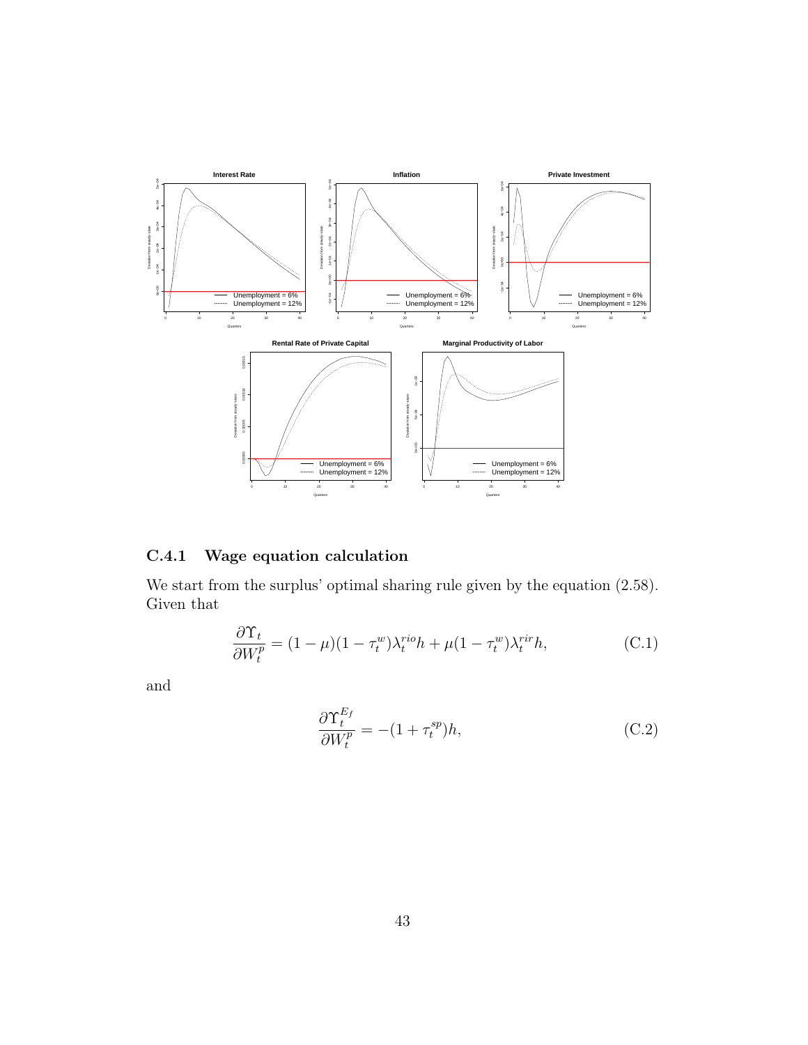### C.4.1 Wage equation calculation

We start from the surplus' optimal sharing rule given by the equation (2.58). Given that

$$\frac{\partial \Upsilon_t}{\partial W_t^p} = (1-\mu)(1-\tau_t^w)\lambda_t^{rio}h + \mu(1-\tau_t^w)\lambda_t^{rir}h, \tag{C.1}$$

and

$$\frac{\partial \Upsilon_t^{E_f}}{\partial W_t^p} = -(1+\tau_t^{sp})h, \tag{C.2}$$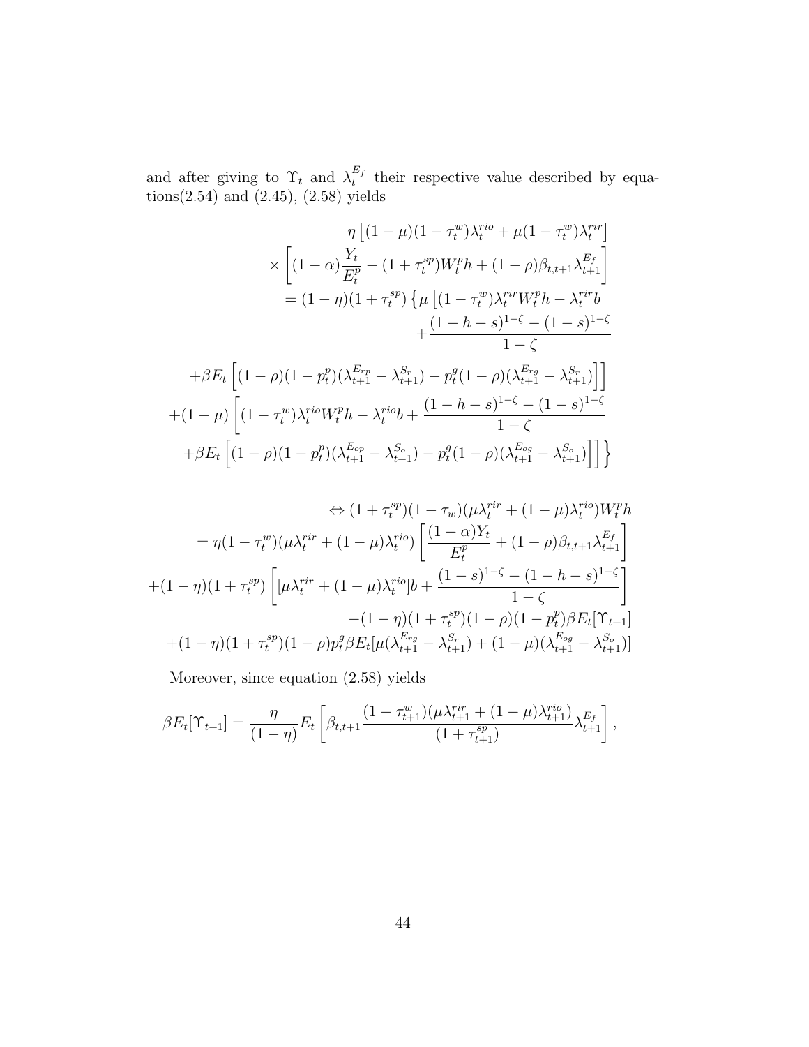and after giving to $\Upsilon_t$ and $\lambda_t^{E_f}$ their respective value described by equations(2.54) and (2.45), (2.58) yields

$$
\begin{aligned}
&\eta\left[(1-\mu)(1-\tau_t^w)\lambda_t^{rio}+\mu(1-\tau_t^w)\lambda_t^{rir}\right]\\
&\times\left[(1-\alpha)\frac{Y_t}{E_t^p}-(1+\tau_t^{sp})W_t^p h+(1-\rho)\beta_{t,t+1}\lambda_{t+1}^{E_f}\right]\\
&=(1-\eta)(1+\tau_t^{sp})\left\{\mu\left[(1-\tau_t^w)\lambda_t^{rir}W_t^p h-\lambda_t^{rir}b\right.\right.\\
&\qquad+\frac{(1-h-s)^{1-\zeta}-(1-s)^{1-\zeta}}{1-\zeta}\\
&+\beta E_t\left[(1-\rho)(1-p_t^p)(\lambda_{t+1}^{E_{rp}}-\lambda_{t+1}^{S_r})-p_t^g(1-\rho)(\lambda_{t+1}^{E_{rg}}-\lambda_{t+1}^{S_r})\right]\Big]\\
&+(1-\mu)\left[(1-\tau_t^w)\lambda_t^{rio}W_t^p h-\lambda_t^{rio}b+\frac{(1-h-s)^{1-\zeta}-(1-s)^{1-\zeta}}{1-\zeta}\right.\\
&\left.\left.+\beta E_t\left[(1-\rho)(1-p_t^p)(\lambda_{t+1}^{E_{op}}-\lambda_{t+1}^{S_o})-p_t^g(1-\rho)(\lambda_{t+1}^{E_{og}}-\lambda_{t+1}^{S_o})\right]\right]\right\}
\end{aligned}
$$

$$
\begin{aligned}
&\Leftrightarrow(1+\tau_t^{sp})(1-\tau_w)(\mu\lambda_t^{rir}+(1-\mu)\lambda_t^{rio})W_t^p h\\
&=\eta(1-\tau_t^w)(\mu\lambda_t^{rir}+(1-\mu)\lambda_t^{rio})\left[\frac{(1-\alpha)Y_t}{E_t^p}+(1-\rho)\beta_{t,t+1}\lambda_{t+1}^{E_f}\right]\\
&+(1-\eta)(1+\tau_t^{sp})\left[[\mu\lambda_t^{rir}+(1-\mu)\lambda_t^{rio}]b+\frac{(1-s)^{1-\zeta}-(1-h-s)^{1-\zeta}}{1-\zeta}\right]\\
&\qquad-(1-\eta)(1+\tau_t^{sp})(1-\rho)(1-p_t^p)\beta E_t[\Upsilon_{t+1}]\\
&+(1-\eta)(1+\tau_t^{sp})(1-\rho)p_t^g\beta E_t[\mu(\lambda_{t+1}^{E_{rg}}-\lambda_{t+1}^{S_r})+(1-\mu)(\lambda_{t+1}^{E_{og}}-\lambda_{t+1}^{S_o})]
\end{aligned}
$$

Moreover, since equation (2.58) yields

$$
\beta E_t[\Upsilon_{t+1}]=\frac{\eta}{(1-\eta)}E_t\left[\beta_{t,t+1}\frac{(1-\tau_{t+1}^w)(\mu\lambda_{t+1}^{rir}+(1-\mu)\lambda_{t+1}^{rio})}{(1+\tau_{t+1}^{sp})}\lambda_{t+1}^{E_f}\right],
$$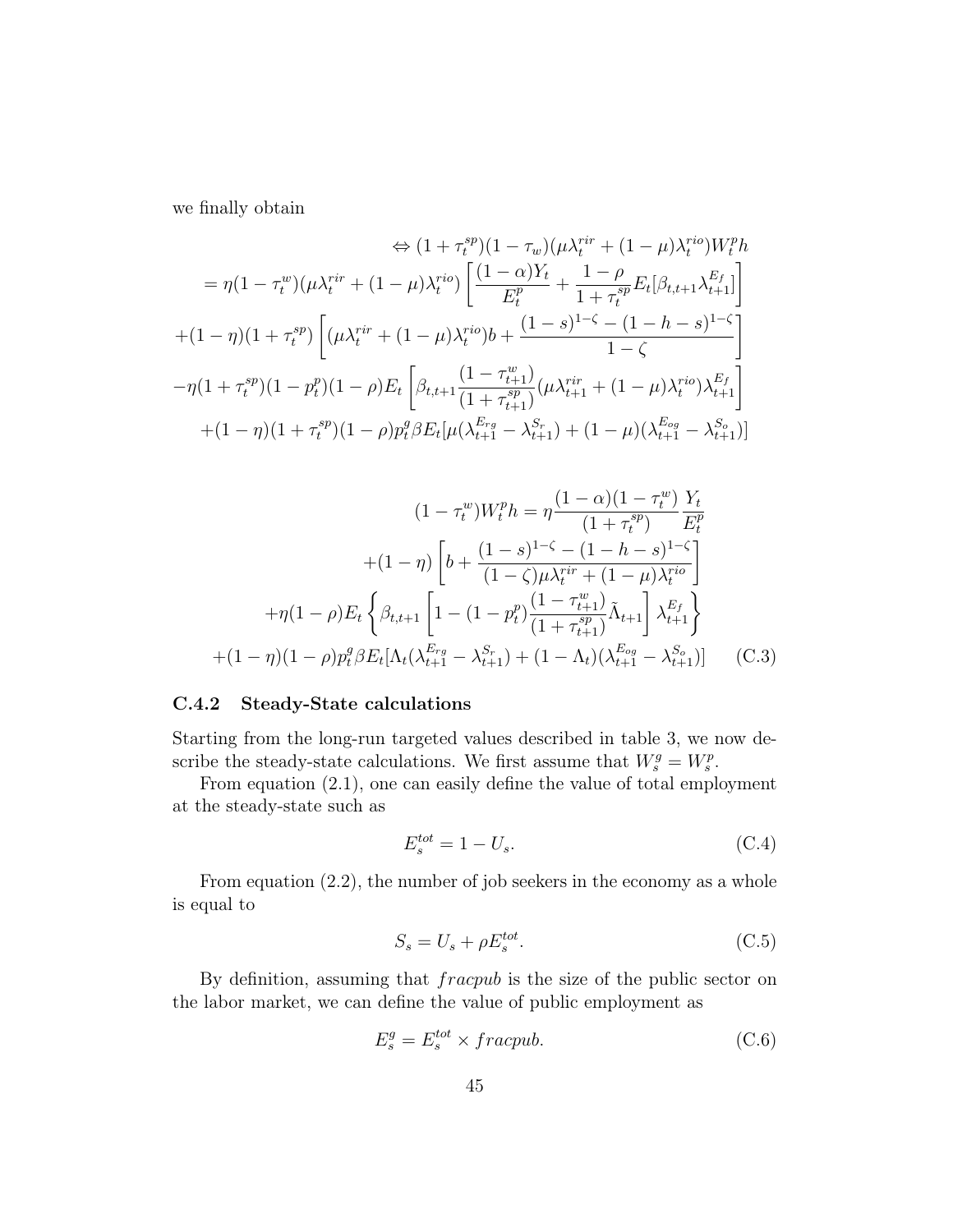we finally obtain

$$
\begin{aligned}
&\Leftrightarrow (1+\tau_t^{sp})(1-\tau_w)(\mu\lambda_t^{rir}+(1-\mu)\lambda_t^{rio})W_t^p h \\
&= \eta(1-\tau_t^w)(\mu\lambda_t^{rir}+(1-\mu)\lambda_t^{rio})\left[\frac{(1-\alpha)Y_t}{E_t^p}+\frac{1-\rho}{1+\tau_t^{sp}}E_t[\beta_{t,t+1}\lambda_{t+1}^{E_f}]\right] \\
&+(1-\eta)(1+\tau_t^{sp})\left[(\mu\lambda_t^{rir}+(1-\mu)\lambda_t^{rio})b+\frac{(1-s)^{1-\zeta}-(1-h-s)^{1-\zeta}}{1-\zeta}\right] \\
&-\eta(1+\tau_t^{sp})(1-p_t^p)(1-\rho)E_t\left[\beta_{t,t+1}\frac{(1-\tau_{t+1}^w)}{(1+\tau_{t+1}^{sp})}(\mu\lambda_{t+1}^{rir}+(1-\mu)\lambda_t^{rio})\lambda_{t+1}^{E_f}\right] \\
&+(1-\eta)(1+\tau_t^{sp})(1-\rho)p_t^g\beta E_t[\mu(\lambda_{t+1}^{E_{rg}}-\lambda_{t+1}^{S_r})+(1-\mu)(\lambda_{t+1}^{E_{og}}-\lambda_{t+1}^{S_o})]
\end{aligned}
$$

$$
\begin{aligned}
(1-\tau_t^w)W_t^p h &= \eta\frac{(1-\alpha)(1-\tau_t^w)}{(1+\tau_t^{sp})}\frac{Y_t}{E_t^p} \\
&+(1-\eta)\left[b+\frac{(1-s)^{1-\zeta}-(1-h-s)^{1-\zeta}}{(1-\zeta)\mu\lambda_t^{rir}+(1-\mu)\lambda_t^{rio}}\right] \\
&+\eta(1-\rho)E_t\left\{\beta_{t,t+1}\left[1-(1-p_t^p)\frac{(1-\tau_{t+1}^w)}{(1+\tau_{t+1}^{sp})}\tilde{\Lambda}_{t+1}\right]\lambda_{t+1}^{E_f}\right\} \\
&+(1-\eta)(1-\rho)p_t^g\beta E_t[\Lambda_t(\lambda_{t+1}^{E_{rg}}-\lambda_{t+1}^{S_r})+(1-\Lambda_t)(\lambda_{t+1}^{E_{og}}-\lambda_{t+1}^{S_o})] \qquad \text{(C.3)}
\end{aligned}
$$

### C.4.2 Steady-State calculations

Starting from the long-run targeted values described in table 3, we now describe the steady-state calculations. We first assume that $W_s^g = W_s^p$.

From equation (2.1), one can easily define the value of total employment at the steady-state such as

$$E_s^{tot} = 1 - U_s. \qquad \text{(C.4)}$$

From equation (2.2), the number of job seekers in the economy as a whole is equal to

$$S_s = U_s + \rho E_s^{tot}. \qquad \text{(C.5)}$$

By definition, assuming that $fracpub$ is the size of the public sector on the labor market, we can define the value of public employment as

$$E_s^g = E_s^{tot} \times fracpub. \qquad \text{(C.6)}$$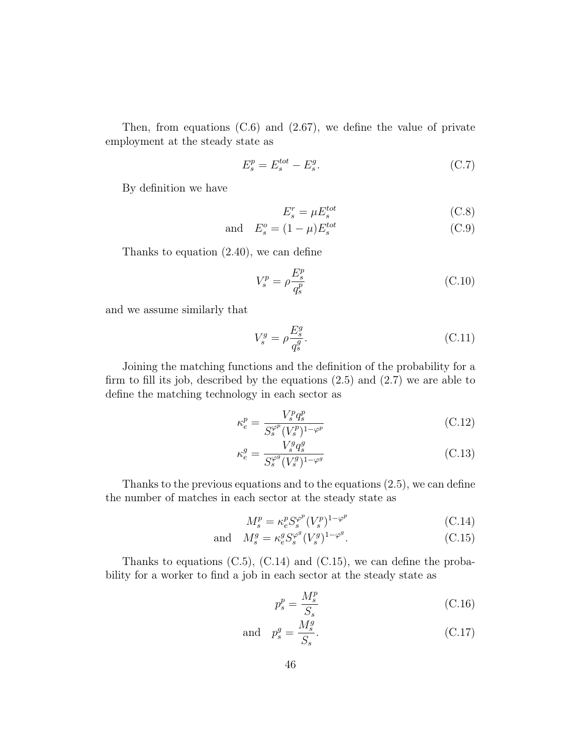Then, from equations (C.6) and (2.67), we define the value of private employment at the steady state as

$$E_s^p = E_s^{tot} - E_s^g. \tag{C.7}$$

By definition we have

$$E_s^r = \mu E_s^{tot} \tag{C.8}$$

$$\text{and} \quad E_s^o = (1-\mu) E_s^{tot} \tag{C.9}$$

Thanks to equation (2.40), we can define

$$V_s^p = \rho \frac{E_s^p}{q_s^p} \tag{C.10}$$

and we assume similarly that

$$V_s^g = \rho \frac{E_s^g}{q_s^g}. \tag{C.11}$$

Joining the matching functions and the definition of the probability for a firm to fill its job, described by the equations (2.5) and (2.7) we are able to define the matching technology in each sector as

$$\kappa_e^p = \frac{V_s^p q_s^p}{S_s^{\varphi^p} (V_s^p)^{1-\varphi^p}} \tag{C.12}$$

$$\kappa_e^g = \frac{V_s^g q_s^g}{S_s^{\varphi^g} (V_s^g)^{1-\varphi^g}} \tag{C.13}$$

Thanks to the previous equations and to the equations (2.5), we can define the number of matches in each sector at the steady state as

$$M_s^p = \kappa_e^p S_s^{\varphi^p} (V_s^p)^{1-\varphi^p} \tag{C.14}$$

$$\text{and} \quad M_s^g = \kappa_e^g S_s^{\varphi^g} (V_s^g)^{1-\varphi^g}. \tag{C.15}$$

Thanks to equations (C.5), (C.14) and (C.15), we can define the probability for a worker to find a job in each sector at the steady state as

$$p_s^p = \frac{M_s^p}{S_s} \tag{C.16}$$

$$\text{and} \quad p_s^g = \frac{M_s^g}{S_s}. \tag{C.17}$$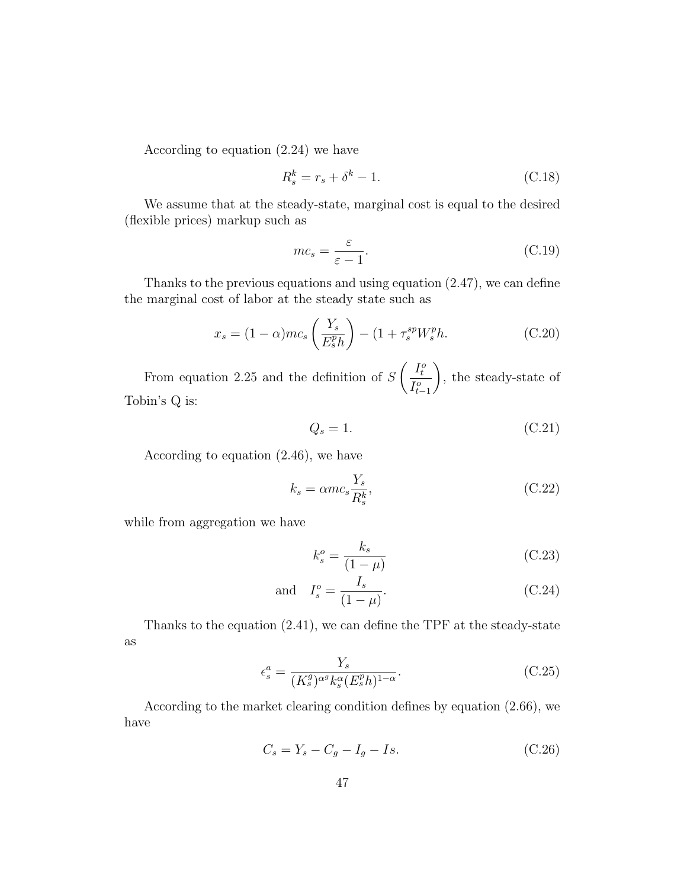According to equation (2.24) we have

$$R_s^k = r_s + \delta^k - 1. \tag{C.18}$$

We assume that at the steady-state, marginal cost is equal to the desired (flexible prices) markup such as

$$mc_s = \frac{\varepsilon}{\varepsilon - 1}. \tag{C.19}$$

Thanks to the previous equations and using equation (2.47), we can define the marginal cost of labor at the steady state such as

$$x_s = (1-\alpha) mc_s \left( \frac{Y_s}{E_s^p h} \right) - (1 + \tau_s^{sp} W_s^p h. \tag{C.20}$$

From equation 2.25 and the definition of $S\left(\frac{I_t^o}{I_{t-1}^o}\right)$, the steady-state of Tobin's Q is:

$$Q_s = 1. \tag{C.21}$$

According to equation (2.46), we have

$$k_s = \alpha mc_s \frac{Y_s}{R_s^k}, \tag{C.22}$$

while from aggregation we have

$$k_s^o = \frac{k_s}{(1-\mu)} \tag{C.23}$$

$$\text{and} \quad I_s^o = \frac{I_s}{(1-\mu)}. \tag{C.24}$$

Thanks to the equation (2.41), we can define the TPF at the steady-state as

$$\epsilon_s^a = \frac{Y_s}{(K_s^g)^{\alpha_g} k_s^\alpha (E_s^p h)^{1-\alpha}}. \tag{C.25}$$

According to the market clearing condition defines by equation (2.66), we have

$$C_s = Y_s - C_g - I_g - Is. \tag{C.26}$$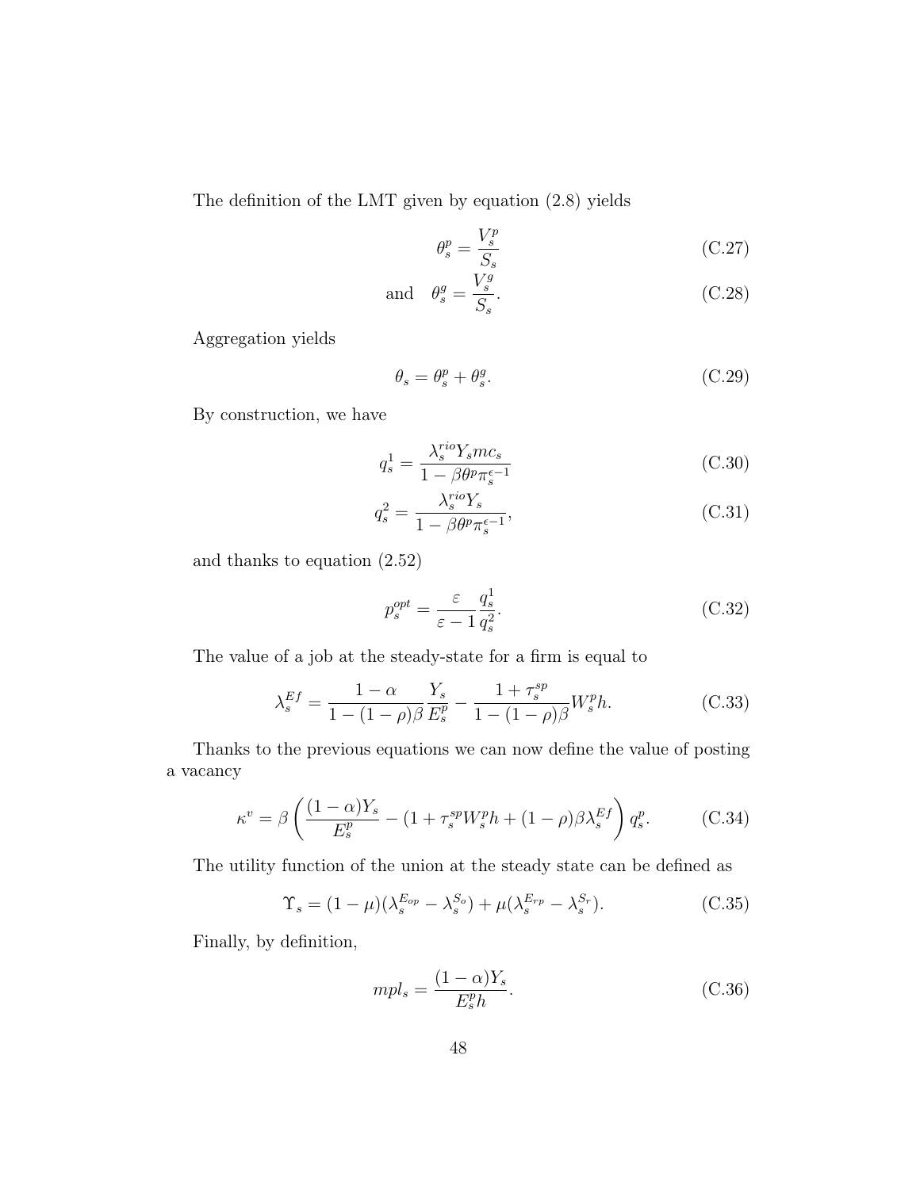The definition of the LMT given by equation (2.8) yields

$$\theta_s^p = \frac{V_s^p}{S_s} \tag{C.27}$$

$$\text{and} \quad \theta_s^g = \frac{V_s^g}{S_s}. \tag{C.28}$$

Aggregation yields

$$\theta_s = \theta_s^p + \theta_s^g. \tag{C.29}$$

By construction, we have

$$q_s^1 = \frac{\lambda_s^{rio} Y_s mc_s}{1 - \beta\theta^p \pi_s^{\epsilon-1}} \tag{C.30}$$

$$q_s^2 = \frac{\lambda_s^{rio} Y_s}{1 - \beta\theta^p \pi_s^{\epsilon-1}}, \tag{C.31}$$

and thanks to equation (2.52)

$$p_s^{opt} = \frac{\varepsilon}{\varepsilon - 1} \frac{q_s^1}{q_s^2}. \tag{C.32}$$

The value of a job at the steady-state for a firm is equal to

$$\lambda_s^{Ef} = \frac{1-\alpha}{1-(1-\rho)\beta} \frac{Y_s}{E_s^p} - \frac{1+\tau_s^{sp}}{1-(1-\rho)\beta} W_s^p h. \tag{C.33}$$

Thanks to the previous equations we can now define the value of posting a vacancy

$$\kappa^v = \beta \left( \frac{(1-\alpha)Y_s}{E_s^p} - (1+\tau_s^{sp} W_s^p h + (1-\rho)\beta\lambda_s^{Ef} \right) q_s^p. \tag{C.34}$$

The utility function of the union at the steady state can be defined as

$$\Upsilon_s = (1-\mu)(\lambda_s^{E_{op}} - \lambda_s^{S_o}) + \mu(\lambda_s^{E_{rp}} - \lambda_s^{S_r}). \tag{C.35}$$

Finally, by definition,

$$mpl_s = \frac{(1-\alpha)Y_s}{E_s^p h}. \tag{C.36}$$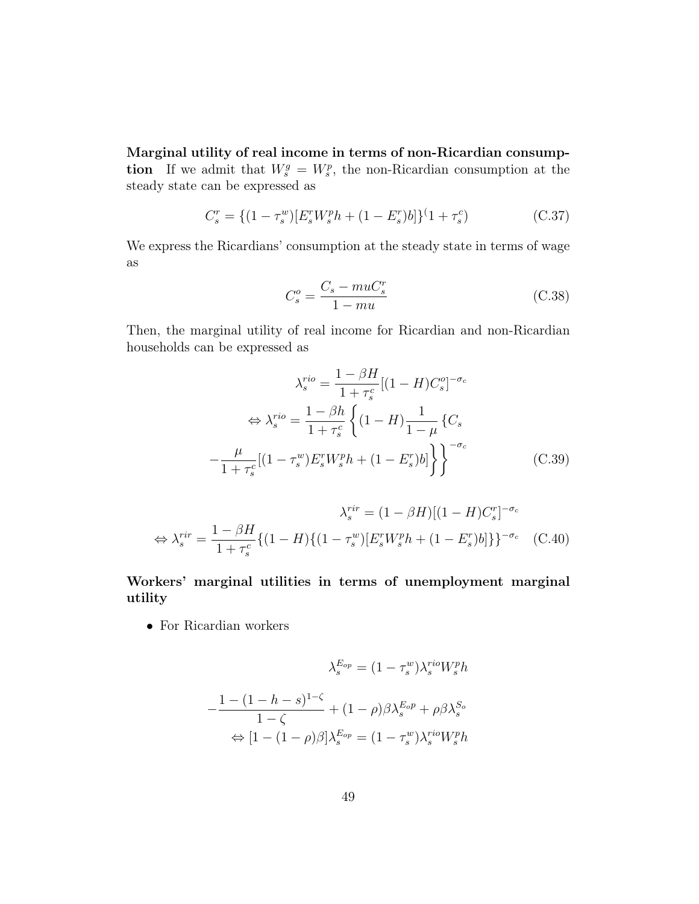**Marginal utility of real income in terms of non-Ricardian consumption** If we admit that $W_s^g = W_s^p$, the non-Ricardian consumption at the steady state can be expressed as

$$C_s^r = \{(1-\tau_s^w)[E_s^r W_s^p h + (1-E_s^r)b]\}^(1+\tau_s^c) \tag{C.37}$$

We express the Ricardians' consumption at the steady state in terms of wage as

$$C_s^o = \frac{C_s - muC_s^r}{1-mu} \tag{C.38}$$

Then, the marginal utility of real income for Ricardian and non-Ricardian households can be expressed as

$$\begin{aligned}
\lambda_s^{rio} &= \frac{1-\beta H}{1+\tau_s^c}[(1-H)C_s^o]^{-\sigma_c} \\
\Leftrightarrow \lambda_s^{rio} &= \frac{1-\beta h}{1+\tau_s^c}\left\{(1-H)\frac{1}{1-\mu}\left\{C_s \right.\right. \\
&\left.\left. -\frac{\mu}{1+\tau_s^c}[(1-\tau_s^w)E_s^r W_s^p h + (1-E_s^r)b]\right\}\right\}^{-\sigma_c}
\end{aligned} \tag{C.39}$$

$$\begin{aligned}
\lambda_s^{rir} &= (1-\beta H)[(1-H)C_s^r]^{-\sigma_c} \\
\Leftrightarrow \lambda_s^{rir} &= \frac{1-\beta H}{1+\tau_s^c}\{(1-H)\{(1-\tau_s^w)[E_s^r W_s^p h + (1-E_s^r)b]\}\}^{-\sigma_c}
\end{aligned} \tag{C.40}$$

**Workers' marginal utilities in terms of unemployment marginal utility**

- For Ricardian workers

$$\begin{aligned}
\lambda_s^{E_{op}} &= (1-\tau_s^w)\lambda_s^{rio} W_s^p h \\
&-\frac{1-(1-h-s)^{1-\zeta}}{1-\zeta} + (1-\rho)\beta\lambda_s^{E_{op}} + \rho\beta\lambda_s^{S_o} \\
\Leftrightarrow [1-(1-\rho)\beta]\lambda_s^{E_{op}} &= (1-\tau_s^w)\lambda_s^{rio} W_s^p h
\end{aligned}$$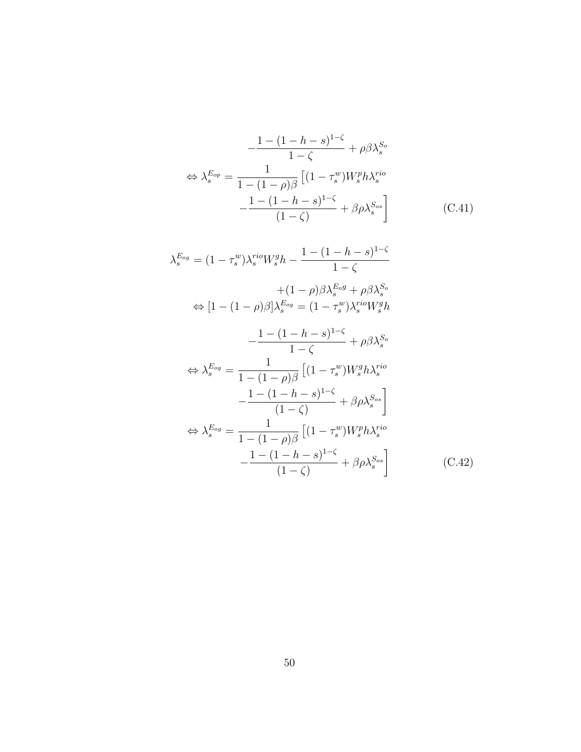$$
-\frac{1-(1-h-s)^{1-\zeta}}{1-\zeta}+\rho\beta\lambda_s^{S_o}
$$

$$
\Leftrightarrow \lambda_s^{E_{op}} = \frac{1}{1-(1-\rho)\beta}\left[(1-\tau_s^w)W_s^p h\lambda_s^{rio} - \frac{1-(1-h-s)^{1-\zeta}}{(1-\zeta)} + \beta\rho\lambda_s^{S_{os}}\right] \tag{C.41}
$$

$$
\lambda_s^{E_{og}} = (1-\tau_s^w)\lambda_s^{rio}W_s^g h - \frac{1-(1-h-s)^{1-\zeta}}{1-\zeta} + (1-\rho)\beta\lambda_s^{E_{og}} + \rho\beta\lambda_s^{S_o}
$$

$$
\Leftrightarrow [1-(1-\rho)\beta]\lambda_s^{E_{og}} = (1-\tau_s^w)\lambda_s^{rio}W_s^g h - \frac{1-(1-h-s)^{1-\zeta}}{1-\zeta} + \rho\beta\lambda_s^{S_o}
$$

$$
\Leftrightarrow \lambda_s^{E_{og}} = \frac{1}{1-(1-\rho)\beta}\left[(1-\tau_s^w)W_s^g h\lambda_s^{rio} - \frac{1-(1-h-s)^{1-\zeta}}{(1-\zeta)} + \beta\rho\lambda_s^{S_{os}}\right]
$$

$$
\Leftrightarrow \lambda_s^{E_{og}} = \frac{1}{1-(1-\rho)\beta}\left[(1-\tau_s^w)W_s^p h\lambda_s^{rio} - \frac{1-(1-h-s)^{1-\zeta}}{(1-\zeta)} + \beta\rho\lambda_s^{S_{os}}\right] \tag{C.42}
$$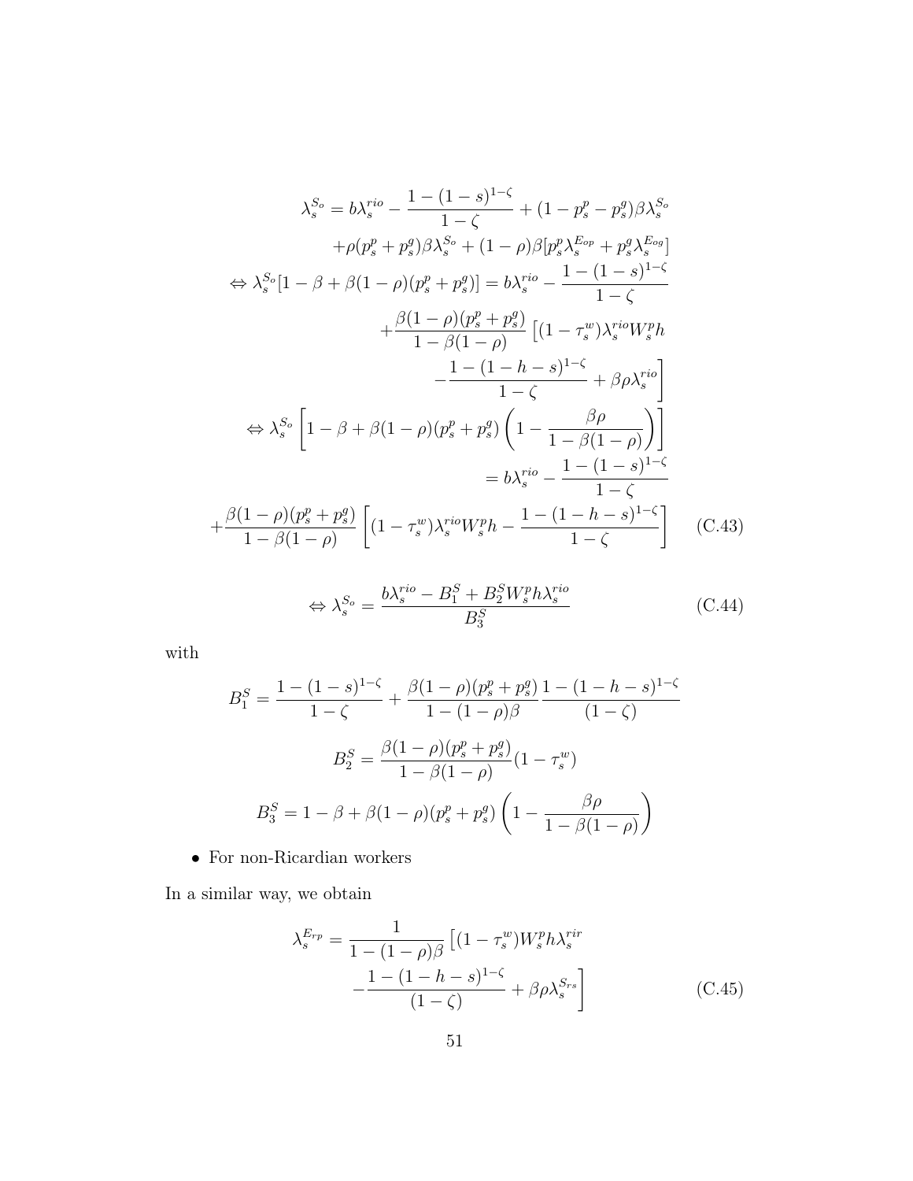$$
\begin{aligned}
\lambda_s^{S_o} &= b\lambda_s^{rio} - \frac{1-(1-s)^{1-\zeta}}{1-\zeta} + (1-p_s^p - p_s^g)\beta\lambda_s^{S_o} \\
&\quad + \rho(p_s^p + p_s^g)\beta\lambda_s^{S_o} + (1-\rho)\beta[p_s^p\lambda_s^{E_{op}} + p_s^g\lambda_s^{E_{og}}] \\
\Leftrightarrow \lambda_s^{S_o}[1-\beta+\beta(1-\rho)(p_s^p+p_s^g)] &= b\lambda_s^{rio} - \frac{1-(1-s)^{1-\zeta}}{1-\zeta} \\
&\quad + \frac{\beta(1-\rho)(p_s^p+p_s^g)}{1-\beta(1-\rho)}\Big[(1-\tau_s^w)\lambda_s^{rio}W_s^p h \\
&\quad - \frac{1-(1-h-s)^{1-\zeta}}{1-\zeta} + \beta\rho\lambda_s^{rio}\Big] \\
\Leftrightarrow \lambda_s^{S_o}\left[1-\beta+\beta(1-\rho)(p_s^p+p_s^g)\left(1-\frac{\beta\rho}{1-\beta(1-\rho)}\right)\right] & \\
&= b\lambda_s^{rio} - \frac{1-(1-s)^{1-\zeta}}{1-\zeta} \\
+\frac{\beta(1-\rho)(p_s^p+p_s^g)}{1-\beta(1-\rho)}\left[(1-\tau_s^w)\lambda_s^{rio}W_s^p h - \frac{1-(1-h-s)^{1-\zeta}}{1-\zeta}\right] & \qquad \text{(C.43)}
\end{aligned}
$$

$$
\Leftrightarrow \lambda_s^{S_o} = \frac{b\lambda_s^{rio} - B_1^S + B_2^S W_s^p h \lambda_s^{rio}}{B_3^S} \qquad \text{(C.44)}
$$

with

$$
B_1^S = \frac{1-(1-s)^{1-\zeta}}{1-\zeta} + \frac{\beta(1-\rho)(p_s^p+p_s^g)}{1-(1-\rho)\beta}\frac{1-(1-h-s)^{1-\zeta}}{(1-\zeta)}
$$

$$
B_2^S = \frac{\beta(1-\rho)(p_s^p+p_s^g)}{1-\beta(1-\rho)}(1-\tau_s^w)
$$

$$
B_3^S = 1-\beta+\beta(1-\rho)(p_s^p+p_s^g)\left(1-\frac{\beta\rho}{1-\beta(1-\rho)}\right)
$$

- For non-Ricardian workers

In a similar way, we obtain

$$
\begin{aligned}
\lambda_s^{E_{rp}} = \frac{1}{1-(1-\rho)\beta}\Big[&(1-\tau_s^w)W_s^p h\lambda_s^{rir} \\
&-\frac{1-(1-h-s)^{1-\zeta}}{(1-\zeta)} + \beta\rho\lambda_s^{S_{rs}}\Big] \qquad \text{(C.45)}
\end{aligned}
$$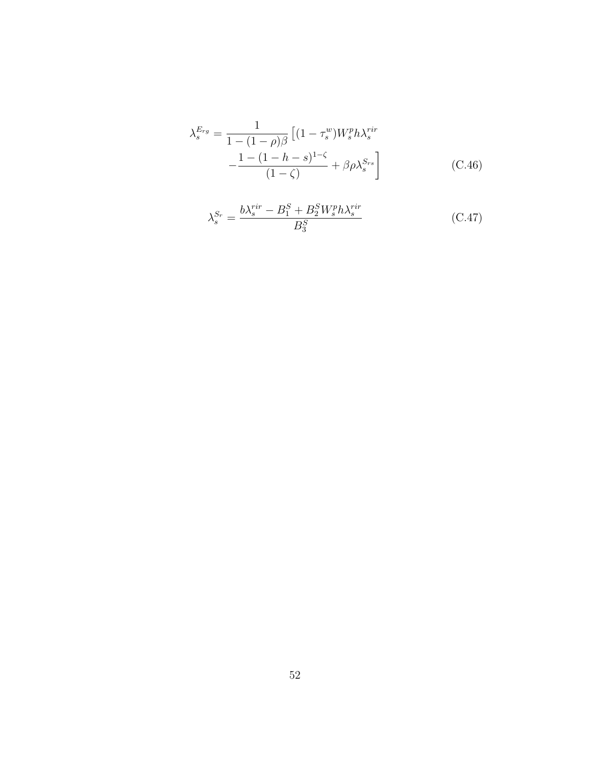$$\lambda_s^{E_{rg}} = \frac{1}{1-(1-\rho)\beta} \Big[ (1-\tau_s^w) W_s^p h \lambda_s^{rir} - \frac{1-(1-h-s)^{1-\zeta}}{(1-\zeta)} + \beta\rho\lambda_s^{S_{rs}} \Big] \tag{C.46}$$

$$\lambda_s^{S_r} = \frac{b\lambda_s^{rir} - B_1^S + B_2^S W_s^p h \lambda_s^{rir}}{B_3^S} \tag{C.47}$$